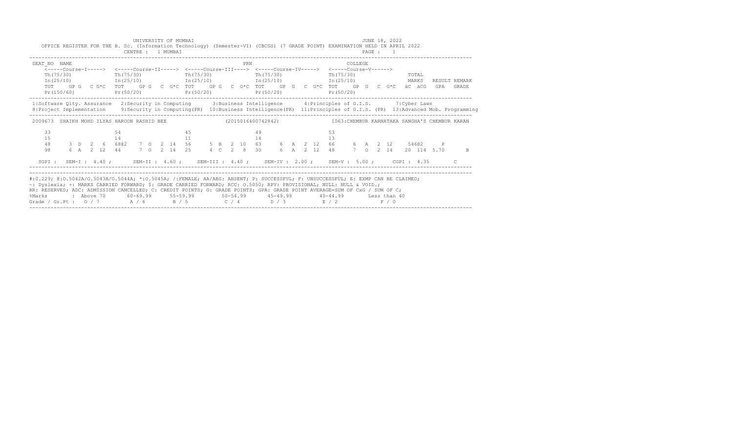UNIVERSITY OF MUMBAI

JUNE 18, 2022

OFFICE REGISTER FOR THE B. Sc. (Information Technology) (Semester-VI) (CBCGS) (7 GRADE POINT) EXAMINATION HELD IN APRIL 2022

CENTRE : 1 MUMBAI

```
SEAT_NO  NAME                                                    PRN                                COLLEGE
    <-----Course-I-----> <-----Course-II-----> <-----Course-III----> <-----Course-IV-----> <-----Course-V------>
    Th(75/30)            Th(75/30)            Th(75/30)            Th(75/30)            Th(75/30)              TOTAL
    In(25/10)            In(25/10)            In(25/10)            In(25/10)            In(25/10)              MARKS   RESULT REMARK
    TOT   GP G  C G*C  TOT   GP G  C G*C  TOT   GP G  C G*C  TOT   GP G  C G*C  TOT   GP G  C G*C  äC äCG  GPA  GRADE
    Pr(150/60)           Pr(50/20)            Pr(50/20)            Pr(50/20)            Pr(50/20)
```

1:Software Qlty. Assurance 2:Security in Computing 3:Business Intelligence 4:Principles of G.I.S. 7:Cyber Laws
8:Project Implementation 9:Security in Computing(PR) 10:Business Intelligence(PR) 11:Principles of G.I.S. (PR) 13:Advanced Mob. Programming

```
2009673  SHAIKH MOHD ILYAS HAROON RASHID BEE          (2015016400742842)         1063:CHEMBUR KARNATAKA SANGHA'S CHEMBUR KARAN

    33                  54                  45                  49                  53
    15                  14                  11                  14                  13
    48     3 D  2  6   68@2   7 O  2 14   56     5 B  2 10   63     6 A  2 12   66     6 A  2 12    546@2    P
    98     6 A  2 12   44     7 O  2 14   25     4 C  2  8   30     6 A  2 12   48     7 O  2 14    20 114 5.70    B

  SGPI :  SEM-I : 4.40 ;    SEM-II : 4.60 ;   SEM-III : 4.40 ;   SEM-IV : 2.00 ;   SEM-V : 5.00 ;    CGPI : 4.35     C
```

#:0.229; @:O.5042A/O.5043A/O.5044A; *:O.5045A; /:FEMALE; AA/ABS: ABSENT; P: SUCCESSFUL; F: UNSUCCESSFUL; E: EXMP CAN BE CLAIMED;
~: Dyslexia; +: MARKS CARRIED FORWARD; $: GRADE CARRIED FORWARD; RCC: O.5050; RPV: PROVISIONAL; NULL: NULL & VOID.;
RR: RESERVED; ADC: ADMISSION CANCELLED; C: CREDIT POINTS; G: GRADE POINTS; GPA: GRADE POINT AVERAGE=SUM OF CxG / SUM OF C;

| %Marks | Above 70 | 60-69.99 | 55-59.99 | 50-54.99 | 45-49.99 | 40-44.99 | Less than 40 |
|---|---|---|---|---|---|---|---|
| Grade / Gr.Pt : | O / 7 | A / 6 | B / 5 | C / 4 | D / 3 | E / 2 | F / 0 |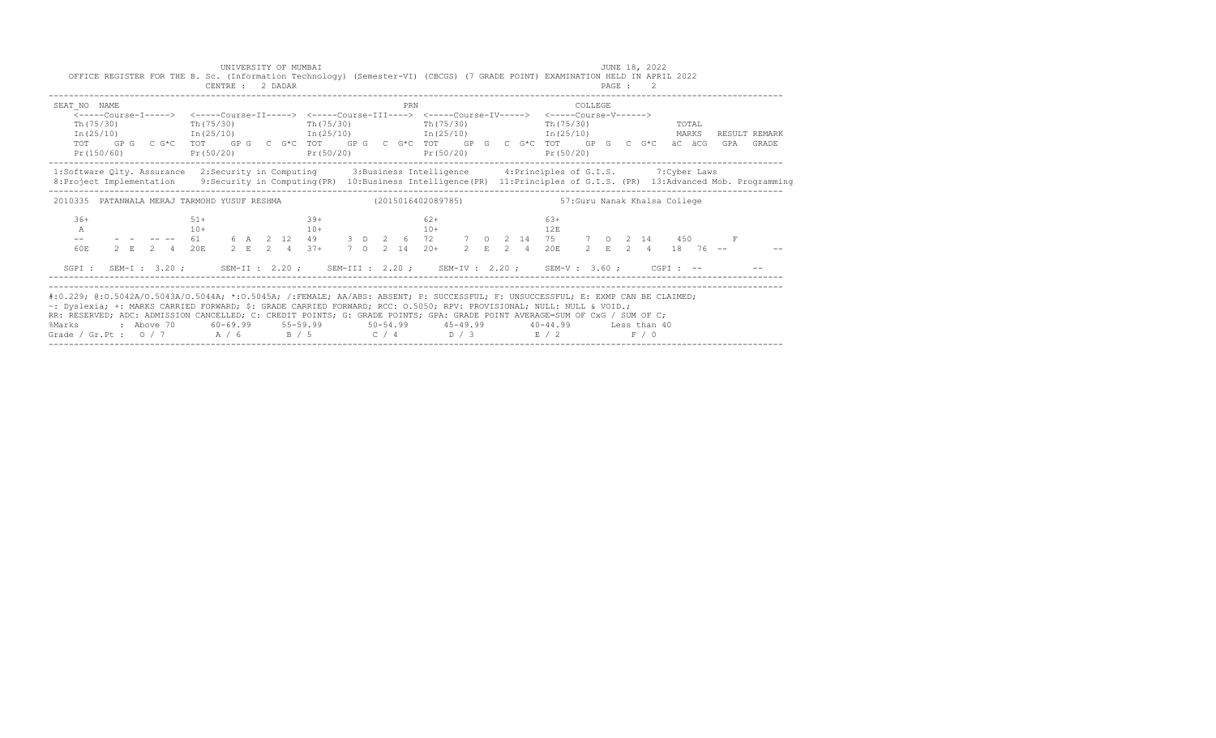UNIVERSITY OF MUMBAI

JUNE 18, 2022

OFFICE REGISTER FOR THE B. Sc. (Information Technology) (Semester-VI) (CBCGS) (7 GRADE POINT) EXAMINATION HELD IN APRIL 2022

CENTRE : 2 DADAR

PAGE : 2

```
SEAT_NO  NAME                                                PRN                                COLLEGE
    <-----Course-I----->  <-----Course-II----->  <-----Course-III---->  <-----Course-IV----->  <-----Course-V------>
    Th(75/30)             Th(75/30)              Th(75/30)              Th(75/30)              Th(75/30)               TOTAL
    In(25/10)             In(25/10)              In(25/10)              In(25/10)              In(25/10)               MARKS   RESULT REMARK
    TOT   GP G  C G*C  TOT   GP G  C G*C  TOT   GP G  C G*C  TOT   GP G  C G*C  TOT   GP G  C G*C  äC äCG  GPA  GRADE
    Pr(150/60)            Pr(50/20)              Pr(50/20)              Pr(50/20)              Pr(50/20)
```

1:Software Qlty. Assurance 2:Security in Computing 3:Business Intelligence 4:Principles of G.I.S. 7:Cyber Laws
8:Project Implementation 9:Security in Computing(PR) 10:Business Intelligence(PR) 11:Principles of G.I.S. (PR) 13:Advanced Mob. Programming

```
 2010335  PATANWALA MERAJ TARMOHD YUSUF RESHMA            (2015016402089785)              57:Guru Nanak Khalsa College

    36+                   51+                    39+                    62+                    63+
     A                    10+                    10+                    10+                    12E
    --     -  -  -- --   61     6  A  2  12    49     3  D  2  6     72     7  O  2  14    75     7  O  2  14     450       F
    60E    2  E  2  4    20E    2  E  2  4     37+    7  O  2  14    20+    2  E  2  4     20E    2  E  2  4      18  76  --        --

  SGPI :  SEM-I : 3.20 ;     SEM-II : 2.20 ;    SEM-III : 2.20 ;    SEM-IV : 2.20 ;    SEM-V : 3.60 ;     CGPI : --        --
```

#:0.229; @:O.5042A/O.5043A/O.5044A; *:O.5045A; /:FEMALE; AA/ABS: ABSENT; P: SUCCESSFUL; F: UNSUCCESSFUL; E: EXMP CAN BE CLAIMED;
~: Dyslexia; +: MARKS CARRIED FORWARD; $: GRADE CARRIED FORWARD; RCC: O.5050; RPV: PROVISIONAL; NULL: NULL & VOID.;
RR: RESERVED; ADC: ADMISSION CANCELLED; C: CREDIT POINTS; G: GRADE POINTS; GPA: GRADE POINT AVERAGE=SUM OF CxG / SUM OF C;

| %Marks | Above 70 | 60-69.99 | 55-59.99 | 50-54.99 | 45-49.99 | 40-44.99 | Less than 40 |
|---|---|---|---|---|---|---|---|
| Grade / Gr.Pt | O / 7 | A / 6 | B / 5 | C / 4 | D / 3 | E / 2 | F / 0 |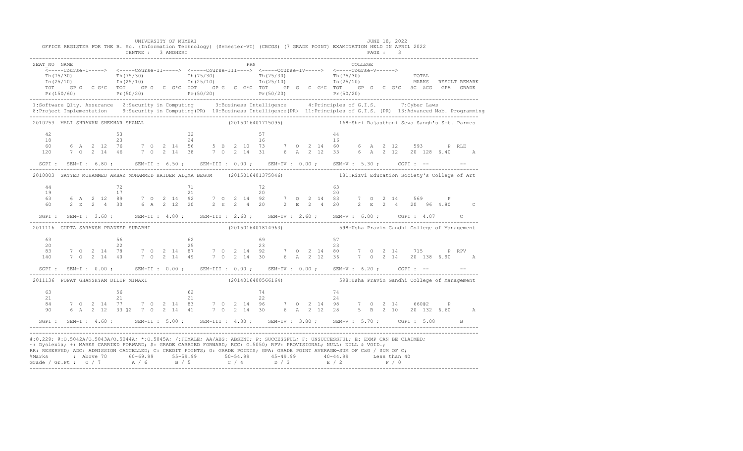UNIVERSITY OF MUMBAI — JUNE 18, 2022

OFFICE REGISTER FOR THE B. Sc. (Information Technology) (Semester-VI) (CBCGS) (7 GRADE POINT) EXAMINATION HELD IN APRIL 2022

CENTRE : 3 ANDHERI — PAGE : 3

```
SEAT_NO  NAME                                                   PRN                                  COLLEGE
    <-----Course-I-----> <-----Course-II-----> <-----Course-III----> <-----Course-IV-----> <-----Course-V------>
    Th(75/30)            Th(75/30)             Th(75/30)             Th(75/30)             Th(75/30)              TOTAL
    In(25/10)            In(25/10)             In(25/10)             In(25/10)             In(25/10)              MARKS   RESULT REMARK
    TOT  GP G  C G*C     TOT  GP G  C G*C      TOT  GP G  C G*C      TOT  GP G  C G*C      TOT  GP G  C G*C       äC äCG  GPA  GRADE
    Pr(150/60)           Pr(50/20)             Pr(50/20)             Pr(50/20)             Pr(50/20)
```

1:Software Qlty. Assurance 2:Security in Computing 3:Business Intelligence 4:Principles of G.I.S. 7:Cyber Laws
8:Project Implementation 9:Security in Computing(PR) 10:Business Intelligence(PR) 11:Principles of G.I.S. (PR) 13:Advanced Mob. Programming

```
2010753  MALI SHRAVAN SHEKHAR SHAMAL                   (2015016401715095)          168:Shri Rajasthani Seva Sangh's Smt. Parmes

    42                 53                  32                  57                  44
    18                 23                  24                  16                  16
    60   6 A  2 12     76   7 O  2 14      56   5 B  2 10      73   7 O  2 14      60   6 A  2 12     593      P RLE
   120   7 O  2 14     46   7 O  2 14      38   7 O  2 14      31   6 A  2 12      33   6 A  2 12     20 128 6.40      A

  SGPI :  SEM-I : 6.80 ;   SEM-II : 6.50 ;   SEM-III : 0.00 ;   SEM-IV : 0.00 ;   SEM-V : 5.30 ;   CGPI : --      --

2010803  SAYYED MOHAMMED ARBAZ MOHAMMED HAIDER ALQMA BEGUM   (2015016401375846)    181:Rizvi Education Society's College of Art

    44                 72                  71                  72                  63
    19                 17                  21                  20                  20
    63   6 A  2 12     89   7 O  2 14      92   7 O  2 14      92   7 O  2 14      83   7 O  2 14     569      P
    60   2 E  2  4     30   6 A  2 12      20   2 E  2  4      20   2 E  2  4      20   2 E  2  4     20  96 4.80      C

  SGPI :  SEM-I : 3.60 ;   SEM-II : 4.80 ;   SEM-III : 2.60 ;   SEM-IV : 2.60 ;   SEM-V : 6.00 ;   CGPI : 4.07    C

2011116  GUPTA SARANSH PRADEEP SURABHI                 (2015016401814963)          598:Usha Pravin Gandhi College of Management

    63                 56                  62                  69                  57
    20                 22                  25                  23                  23
    83   7 O  2 14     78   7 O  2 14      87   7 O  2 14      92   7 O  2 14      80   7 O  2 14     715      P RPV
   140   7 O  2 14     40   7 O  2 14      49   7 O  2 14      30   6 A  2 12      36   7 O  2 14     20 138 6.90      A

  SGPI :  SEM-I : 0.00 ;   SEM-II : 0.00 ;   SEM-III : 0.00 ;   SEM-IV : 0.00 ;   SEM-V : 6.20 ;   CGPI : --      --

2011136  POPAT GHANSHYAM DILIP MINAXI                  (2014016400566164)          598:Usha Pravin Gandhi College of Management

    63                 56                  62                  74                  74
    21                 21                  21                  22                  24
    84   7 O  2 14     77   7 O  2 14      83   7 O  2 14      96   7 O  2 14      98   7 O  2 14     660@2    P
    90   6 A  2 12     33 @2 7 O  2 14     41   7 O  2 14      30   6 A  2 12      28   5 B  2 10     20 132 6.60      A

  SGPI :  SEM-I : 4.60 ;   SEM-II : 5.00 ;   SEM-III : 4.80 ;   SEM-IV : 3.80 ;   SEM-V : 5.70 ;   CGPI : 5.08    B
```

#:O.229; @:O.5042A/O.5043A/O.5044A; *:O.5045A; /:FEMALE; AA/ABS: ABSENT; P: SUCCESSFUL; F: UNSUCCESSFUL; E: EXMP CAN BE CLAIMED;
~: Dyslexia; +: MARKS CARRIED FORWARD; $: GRADE CARRIED FORWARD; RCC: O.5050; RPV: PROVISIONAL; NULL: NULL & VOID.;
RR: RESERVED; ADC: ADMISSION CANCELLED; C: CREDIT POINTS; G: GRADE POINTS; GPA: GRADE POINT AVERAGE=SUM OF CxG / SUM OF C;

| %Marks | Above 70 | 60-69.99 | 55-59.99 | 50-54.99 | 45-49.99 | 40-44.99 | Less than 40 |
|---|---|---|---|---|---|---|---|
| Grade / Gr.Pt : | O / 7 | A / 6 | B / 5 | C / 4 | D / 3 | E / 2 | F / 0 |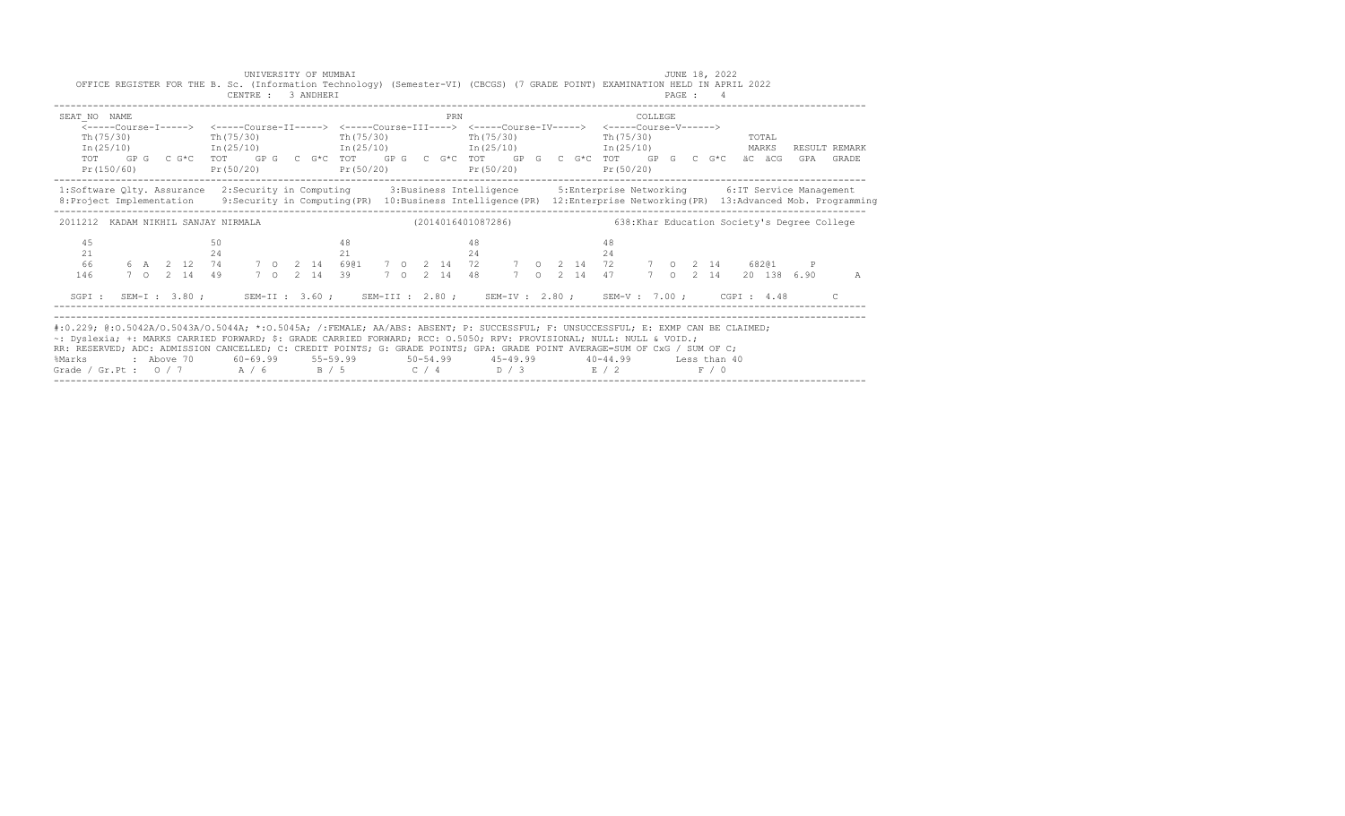UNIVERSITY OF MUMBAI

JUNE 18, 2022

OFFICE REGISTER FOR THE B. Sc. (Information Technology) (Semester-VI) (CBCGS) (7 GRADE POINT) EXAMINATION HELD IN APRIL 2022

CENTRE : 3 ANDHERI

```
SEAT_NO  NAME                                                PRN                         COLLEGE
     <-----Course-I-----> <-----Course-II-----> <-----Course-III----> <-----Course-IV-----> <-----Course-V------>
     Th(75/30)            Th(75/30)             Th(75/30)             Th(75/30)             Th(75/30)               TOTAL
     In(25/10)            In(25/10)             In(25/10)             In(25/10)             In(25/10)               MARKS   RESULT REMARK
     TOT   GP G  C G*C   TOT   GP G  C G*C   TOT   GP G  C G*C   TOT   GP G  C G*C   TOT   GP G  C G*C   äC äCG  GPA  GRADE
     Pr(150/60)           Pr(50/20)             Pr(50/20)             Pr(50/20)             Pr(50/20)
```

1:Software Qlty. Assurance 2:Security in Computing 3:Business Intelligence 5:Enterprise Networking 6:IT Service Management
8:Project Implementation 9:Security in Computing(PR) 10:Business Intelligence(PR) 12:Enterprise Networking(PR) 13:Advanced Mob. Programming

```
2011212  KADAM NIKHIL SANJAY NIRMALA                 (2014016401087286)          638:Khar Education Society's Degree College

     45                   50                    48                    48                    48
     21                   24                    21                    24                    24
     66     6 A  2 12    74     7 O  2 14    69@1   7 O  2 14    72     7 O  2 14    72     7 O  2 14    682@1     P
     146    7 O  2 14    49     7 O  2 14    39     7 O  2 14    48     7 O  2 14    47     7 O  2 14    20 138 6.90      A

  SGPI :  SEM-I : 3.80 ;     SEM-II : 3.60 ;    SEM-III : 2.80 ;    SEM-IV : 2.80 ;    SEM-V : 7.00 ;     CGPI : 4.48       C
```

#:O.229; @:O.5042A/O.5043A/O.5044A; *:O.5045A; /:FEMALE; AA/ABS: ABSENT; P: SUCCESSFUL; F: UNSUCCESSFUL; E: EXMP CAN BE CLAIMED;
~: Dyslexia; +: MARKS CARRIED FORWARD; $: GRADE CARRIED FORWARD; RCC: O.5050; RPV: PROVISIONAL; NULL: NULL & VOID.;
RR: RESERVED; ADC: ADMISSION CANCELLED; C: CREDIT POINTS; G: GRADE POINTS; GPA: GRADE POINT AVERAGE=SUM OF CxG / SUM OF C;

| %Marks | : Above 70 | 60-69.99 | 55-59.99 | 50-54.99 | 45-49.99 | 40-44.99 | Less than 40 |
|---|---|---|---|---|---|---|---|
| Grade / Gr.Pt : | O / 7 | A / 6 | B / 5 | C / 4 | D / 3 | E / 2 | F / 0 |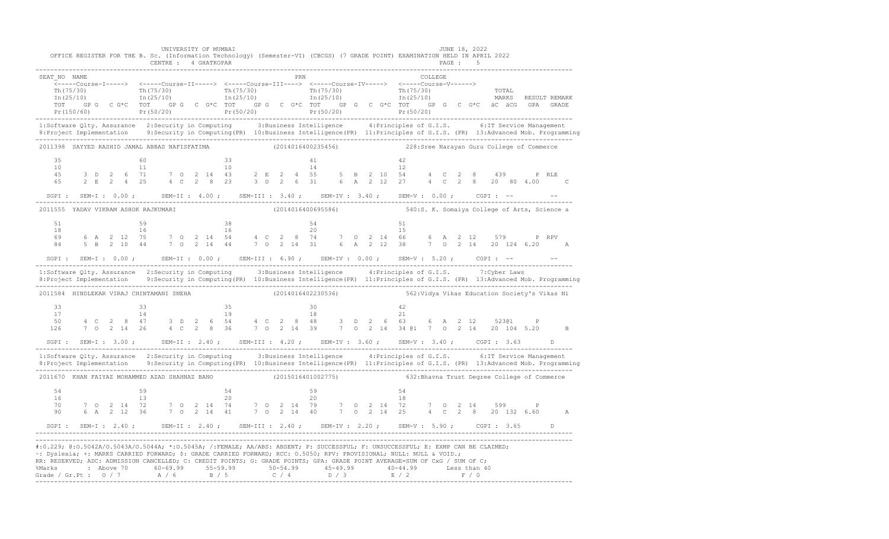UNIVERSITY OF MUMBAI
JUNE 18, 2022

OFFICE REGISTER FOR THE B. Sc. (Information Technology) (Semester-VI) (CBCGS) (7 GRADE POINT) EXAMINATION HELD IN APRIL 2022

CENTRE : 4 GHATKOPAR

```
SEAT_NO  NAME                                                     PRN                                   COLLEGE
    <-----Course-I----->  <-----Course-II-----> <-----Course-III----> <-----Course-IV----->  <-----Course-V------>
    Th(75/30)             Th(75/30)             Th(75/30)             Th(75/30)              Th(75/30)                 TOTAL
    In(25/10)             In(25/10)             In(25/10)             In(25/10)              In(25/10)                 MARKS   RESULT REMARK
    TOT    GP G   C G*C   TOT    GP G   C G*C   TOT   GP G   C G*C   TOT    GP G   C G*C   TOT    GP G   C G*C   äC äCG   GPA  GRADE
    Pr(150/60)            Pr(50/20)             Pr(50/20)             Pr(50/20)              Pr(50/20)
```

1:Software Qlty. Assurance 2:Security in Computing 3:Business Intelligence 4:Principles of G.I.S. 6:IT Service Management
8:Project Implementation 9:Security in Computing(PR) 10:Business Intelligence(PR) 11:Principles of G.I.S. (PR) 13:Advanced Mob. Programming

```
2011398  SAYYED RASHID JAMAL ABBAS NAFISFATIMA              (2014016400235456)            228:Sree Narayan Guru College of Commerce

    35                  60                  33                  41                  42
    10                  11                  10                  14                  12
    45    3  D  2  6   71    7  O  2  14   43    2  E  2  4   55    5  B  2  10   54    4  C  2  8    439       P RLE
    65    2  E  2  4   25    4  C  2  8    23    3  D  2  6   31    6  A  2  12   27    4  C  2  8    20  80  4.00      C

  SGPI :  SEM-I : 0.00 ;    SEM-II : 4.00 ;   SEM-III : 3.40 ;   SEM-IV : 3.40 ;   SEM-V : 0.00 ;     CGPI : --        --
```

```
2011555  YADAV VIKRAM ASHOK RAJKUMARI                        (2014016400695586)            540:S. K. Somaiya College of Arts, Science a

    51                  59                  38                  54                  51
    18                  16                  16                  20                  15
    69    6  A  2  12   75    7  O  2  14   54    4  C  2  8    74    7  O  2  14   66    6  A  2  12    579       P RPV
    84    5  B  2  10   44    7  O  2  14   44    7  O  2  14   31    6  A  2  12   38    7  O  2  14    20  124  6.20     A

  SGPI :  SEM-I : 0.00 ;    SEM-II : 0.00 ;   SEM-III : 6.90 ;   SEM-IV : 0.00 ;   SEM-V : 5.20 ;     CGPI : --        --
```

1:Software Qlty. Assurance 2:Security in Computing 3:Business Intelligence 4:Principles of G.I.S. 7:Cyber Laws
8:Project Implementation 9:Security in Computing(PR) 10:Business Intelligence(PR) 11:Principles of G.I.S. (PR) 13:Advanced Mob. Programming

```
2011584  HINDLEKAR VIRAJ CHINTAMANI SNEHA                    (2014016402230536)            562:Vidya Vikas Education Society's Vikas Ni

    33                  33                  35                  30                  42
    17                  14                  19                  18                  21
    50    4  C  2  8    47    3  D  2  6    54    4  C  2  8    48    3  D  2  6    63    6  A  2  12    523@1     P
   126    7  O  2  14   26    4  C  2  8    36    7  O  2  14   39    7  O  2  14   34 @1  7  O  2  14   20  104  5.20     B

  SGPI :  SEM-I : 3.00 ;    SEM-II : 2.40 ;   SEM-III : 4.20 ;   SEM-IV : 3.60 ;   SEM-V : 3.40 ;     CGPI : 3.63      D
```

1:Software Qlty. Assurance 2:Security in Computing 3:Business Intelligence 4:Principles of G.I.S. 6:IT Service Management
8:Project Implementation 9:Security in Computing(PR) 10:Business Intelligence(PR) 11:Principles of G.I.S. (PR) 13:Advanced Mob. Programming

```
2011670  KHAN FAIYAZ MOHAMMED AZAD SHAHNAZ BANO              (2015016401002775)            632:Bhavna Trust Degree College of Commerce

    54                  59                  54                  59                  54
    16                  13                  20                  20                  18
    70    7  O  2  14   72    7  O  2  14   74    7  O  2  14   79    7  O  2  14   72    7  O  2  14    599       P
    90    6  A  2  12   36    7  O  2  14   41    7  O  2  14   40    7  O  2  14   25    4  C  2  8     20  132  6.60     A

  SGPI :  SEM-I : 2.40 ;    SEM-II : 2.40 ;   SEM-III : 2.40 ;   SEM-IV : 2.20 ;   SEM-V : 5.90 ;     CGPI : 3.65      D
```

#:O.229; @:O.5042A/O.5043A/O.5044A; *:O.5045A; /:FEMALE; AA/ABS: ABSENT; P: SUCCESSFUL; F: UNSUCCESSFUL; E: EXMP CAN BE CLAIMED;
~: Dyslexia; +: MARKS CARRIED FORWARD; $: GRADE CARRIED FORWARD; RCC: O.5050; RPV: PROVISIONAL; NULL: NULL & VOID.;
RR: RESERVED; ADC: ADMISSION CANCELLED; C: CREDIT POINTS; G: GRADE POINTS; GPA: GRADE POINT AVERAGE=SUM OF CxG / SUM OF C;

| %Marks | : Above 70 | 60-69.99 | 55-59.99 | 50-54.99 | 45-49.99 | 40-44.99 | Less than 40 |
|---|---|---|---|---|---|---|---|
| Grade / Gr.Pt : | O / 7 | A / 6 | B / 5 | C / 4 | D / 3 | E / 2 | F / 0 |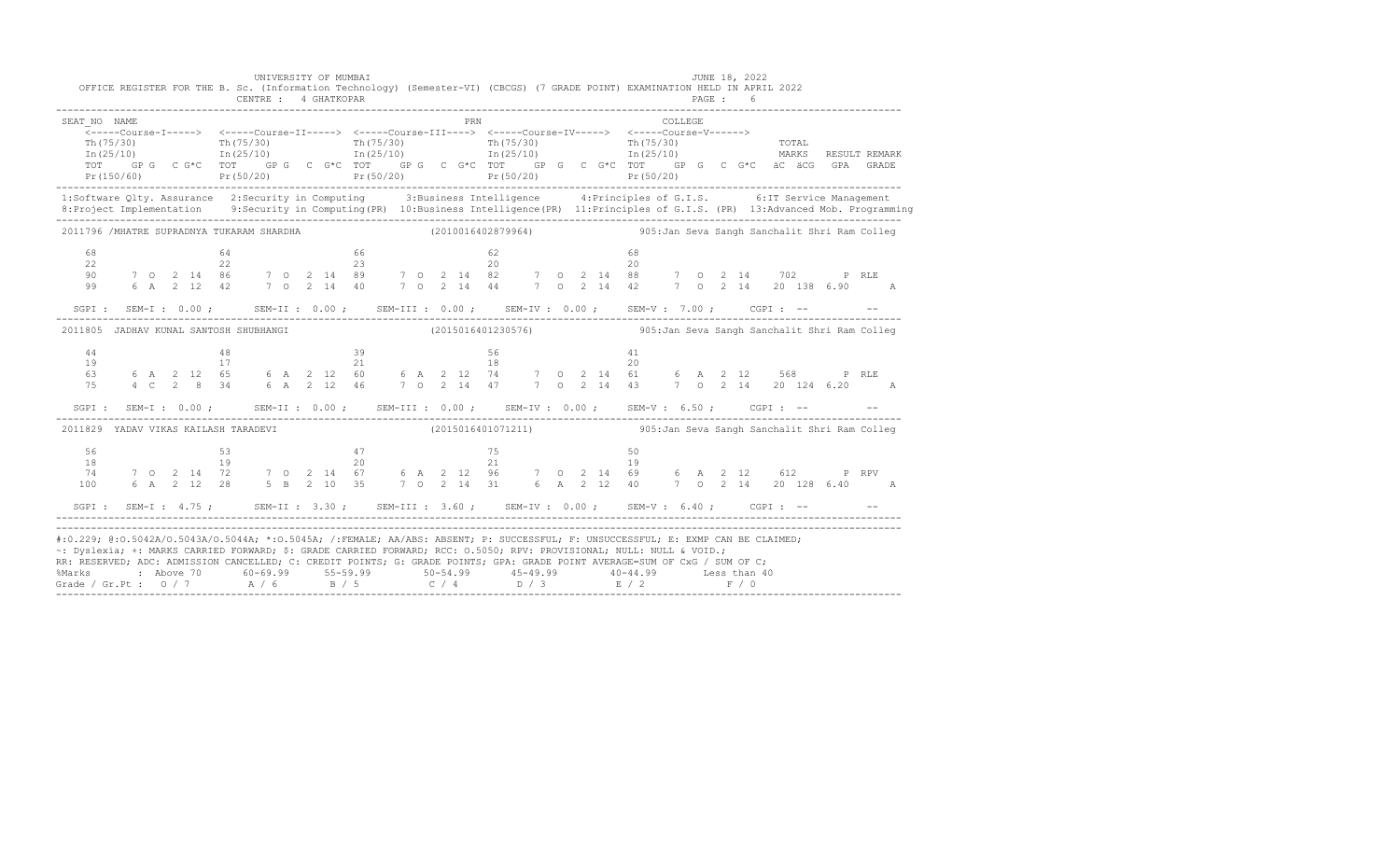UNIVERSITY OF MUMBAI JUNE 18, 2022

OFFICE REGISTER FOR THE B. Sc. (Information Technology) (Semester-VI) (CBCGS) (7 GRADE POINT) EXAMINATION HELD IN APRIL 2022

CENTRE : 4 GHATKOPAR

```
SEAT_NO  NAME                                              PRN                                COLLEGE
    <-----Course-I-----> <-----Course-II-----> <-----Course-III----> <-----Course-IV-----> <-----Course-V------>
    Th(75/30)             Th(75/30)             Th(75/30)             Th(75/30)             Th(75/30)              TOTAL
    In(25/10)             In(25/10)             In(25/10)             In(25/10)             In(25/10)              MARKS   RESULT REMARK
    TOT   GP G   C G*C  TOT   GP G  C G*C  TOT   GP G  C G*C  TOT   GP G  C G*C  TOT   GP G  C G*C  äC äCG  GPA  GRADE
    Pr(150/60)            Pr(50/20)             Pr(50/20)             Pr(50/20)             Pr(50/20)
```

1:Software Qlty. Assurance 2:Security in Computing 3:Business Intelligence 4:Principles of G.I.S. 6:IT Service Management
8:Project Implementation 9:Security in Computing(PR) 10:Business Intelligence(PR) 11:Principles of G.I.S. (PR) 13:Advanced Mob. Programming

```
2011796 /MHATRE SUPRADNYA TUKARAM SHARDHA              (2010016402879964)          905:Jan Seva Sangh Sanchalit Shri Ram Colleg

    68                  64                  66                  62                  68
    22                  22                  23                  20                  20
    90    7 O  2 14  86    7 O  2 14  89    7 O  2 14  82    7 O  2 14  88    7 O  2 14   702      P RLE
    99    6 A  2 12  42    7 O  2 14  40    7 O  2 14  44    7 O  2 14  42    7 O  2 14   20 138 6.90      A

  SGPI :  SEM-I : 0.00 ;   SEM-II : 0.00 ;   SEM-III : 0.00 ;   SEM-IV : 0.00 ;   SEM-V : 7.00 ;   CGPI : --        --

2011805  JADHAV KUNAL SANTOSH SHUBHANGI                (2015016401230576)          905:Jan Seva Sangh Sanchalit Shri Ram Colleg

    44                  48                  39                  56                  41
    19                  17                  21                  18                  20
    63    6 A  2 12  65    6 A  2 12  60    6 A  2 12  74    7 O  2 14  61    6 A  2 12   568      P RLE
    75    4 C  2  8  34    6 A  2 12  46    7 O  2 14  47    7 O  2 14  43    7 O  2 14   20 124 6.20      A

  SGPI :  SEM-I : 0.00 ;   SEM-II : 0.00 ;   SEM-III : 0.00 ;   SEM-IV : 0.00 ;   SEM-V : 6.50 ;   CGPI : --        --

2011829  YADAV VIKAS KAILASH TARADEVI                  (2015016401071211)          905:Jan Seva Sangh Sanchalit Shri Ram Colleg

    56                  53                  47                  75                  50
    18                  19                  20                  21                  19
    74    7 O  2 14  72    7 O  2 14  67    6 A  2 12  96    7 O  2 14  69    6 A  2 12   612      P RPV
   100    6 A  2 12  28    5 B  2 10  35    7 O  2 14  31    6 A  2 12  40    7 O  2 14   20 128 6.40      A

  SGPI :  SEM-I : 4.75 ;   SEM-II : 3.30 ;   SEM-III : 3.60 ;   SEM-IV : 0.00 ;   SEM-V : 6.40 ;   CGPI : --        --
```

#:O.229; @:O.5042A/O.5043A/O.5044A; *:O.5045A; /:FEMALE; AA/ABS: ABSENT; P: SUCCESSFUL; F: UNSUCCESSFUL; E: EXMP CAN BE CLAIMED;
~: Dyslexia; +: MARKS CARRIED FORWARD; $: GRADE CARRIED FORWARD; RCC: O.5050; RPV: PROVISIONAL; NULL: NULL & VOID.;
RR: RESERVED; ADC: ADMISSION CANCELLED; C: CREDIT POINTS; G: GRADE POINTS; GPA: GRADE POINT AVERAGE=SUM OF CxG / SUM OF C;

| %Marks | : Above 70 | 60-69.99 | 55-59.99 | 50-54.99 | 45-49.99 | 40-44.99 | Less than 40 |
|---|---|---|---|---|---|---|---|
| Grade / Gr.Pt : | O / 7 | A / 6 | B / 5 | C / 4 | D / 3 | E / 2 | F / 0 |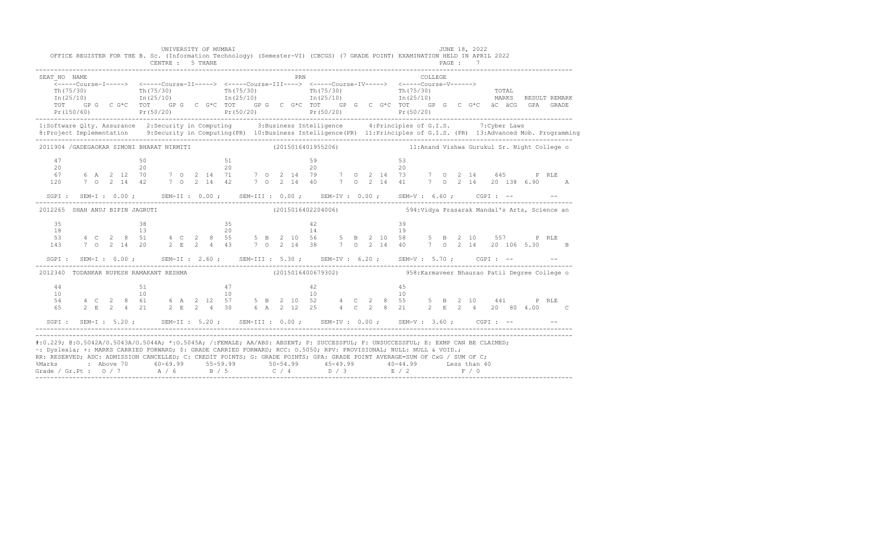UNIVERSITY OF MUMBAI — JUNE 18, 2022

OFFICE REGISTER FOR THE B. Sc. (Information Technology) (Semester-VI) (CBCGS) (7 GRADE POINT) EXAMINATION HELD IN APRIL 2022

CENTRE : 5 THANE

```
SEAT_NO  NAME                                                        PRN                                    COLLEGE
     <-----Course-I-----> <-----Course-II-----> <-----Course-III----> <-----Course-IV-----> <-----Course-V------>
     Th(75/30)            Th(75/30)             Th(75/30)             Th(75/30)             Th(75/30)             TOTAL
     In(25/10)            In(25/10)             In(25/10)             In(25/10)             In(25/10)             MARKS   RESULT REMARK
     TOT   GP G  C G*C  TOT   GP G  C G*C  TOT   GP G  C G*C  TOT   GP G  C G*C  TOT   GP G  C G*C  ãC ãCG  GPA  GRADE
     Pr(150/60)           Pr(50/20)             Pr(50/20)             Pr(50/20)             Pr(50/20)
```

1:Software Qlty. Assurance 2:Security in Computing 3:Business Intelligence 4:Principles of G.I.S. 7:Cyber Laws
8:Project Implementation 9:Security in Computing(PR) 10:Business Intelligence(PR) 11:Principles of G.I.S. (PR) 13:Advanced Mob. Programming

```
2011904 /GADEGAOKAR SIMONI BHARAT NIRMITI              (2015016401955206)          11:Anand Vishwa Gurukul Sr. Night College o

    47                  50                  51                  59                  53
    20                  20                  20                  20                  20
    67    6 A  2 12   70    7 O  2 14   71    7 O  2 14   79    7 O  2 14   73    7 O  2 14    645      P RLE
   120    7 O  2 14   42    7 O  2 14   42    7 O  2 14   40    7 O  2 14   41    7 O  2 14   20 138 6.90     A

  SGPI :  SEM-I : 0.00 ;   SEM-II : 0.00 ;   SEM-III : 0.00 ;   SEM-IV : 0.00 ;   SEM-V : 6.60 ;   CGPI : --        --

2012265  SHAH ANUJ BIPIN JAGRUTI                        (2015016402204006)          594:Vidya Prasarak Mandal's Arts, Science an

    35                  38                  35                  42                  39
    18                  13                  20                  14                  19
    53    4 C  2  8   51    4 C  2  8   55    5 B  2 10   56    5 B  2 10   58    5 B  2 10    557      P RLE
   143    7 O  2 14   20    2 E  2  4   43    7 O  2 14   38    7 O  2 14   40    7 O  2 14   20 106 5.30     B

  SGPI :  SEM-I : 0.00 ;   SEM-II : 2.60 ;   SEM-III : 5.30 ;   SEM-IV : 6.20 ;   SEM-V : 5.70 ;   CGPI : --        --

2012340  TODANKAR RUPESH RAMAKANT RESHMA                (2015016400679302)          958:Karmaveer Bhaurao Patil Degree College o

    44                  51                  47                  42                  45
    10                  10                  10                  10                  10
    54    4 C  2  8   61    6 A  2 12   57    5 B  2 10   52    4 C  2  8   55    5 B  2 10    441      P RLE
    65    2 E  2  4   21    2 E  2  4   30    6 A  2 12   25    4 C  2  8   21    2 E  2  4   20  80 4.00     C

  SGPI :  SEM-I : 5.20 ;   SEM-II : 5.20 ;   SEM-III : 0.00 ;   SEM-IV : 0.00 ;   SEM-V : 3.60 ;   CGPI : --        --
```

#:O.229; @:O.5042A/O.5043A/O.5044A; *:O.5045A; /:FEMALE; AA/ABS: ABSENT; P: SUCCESSFUL; F: UNSUCCESSFUL; E: EXMP CAN BE CLAIMED;
~: Dyslexia; +: MARKS CARRIED FORWARD; $: GRADE CARRIED FORWARD; RCC: O.5050; RPV: PROVISIONAL; NULL: NULL & VOID.;
RR: RESERVED; ADC: ADMISSION CANCELLED; C: CREDIT POINTS; G: GRADE POINTS; GPA: GRADE POINT AVERAGE=SUM OF CxG / SUM OF C;

| %Marks | Above 70 | 60-69.99 | 55-59.99 | 50-54.99 | 45-49.99 | 40-44.99 | Less than 40 |
|---|---|---|---|---|---|---|---|
| Grade / Gr.Pt : | O / 7 | A / 6 | B / 5 | C / 4 | D / 3 | E / 2 | F / 0 |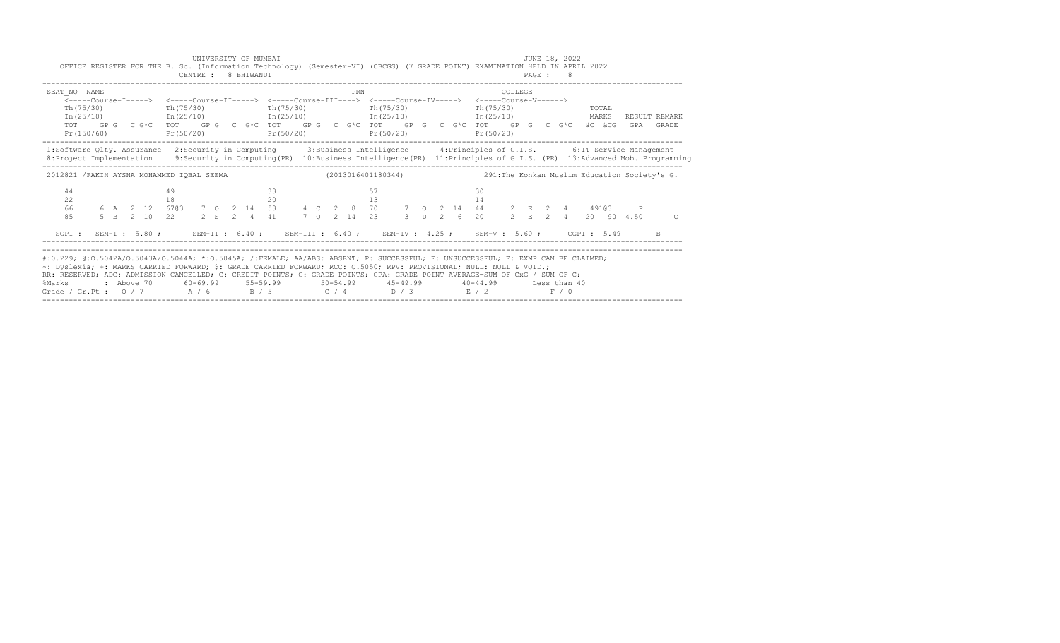UNIVERSITY OF MUMBAI

JUNE 18, 2022

OFFICE REGISTER FOR THE B. Sc. (Information Technology) (Semester-VI) (CBCGS) (7 GRADE POINT) EXAMINATION HELD IN APRIL 2022

CENTRE : 8 BHIWANDI

PAGE : 8

```
SEAT_NO  NAME                                                            PRN                               COLLEGE
     <-----Course-I-----> <-----Course-II-----> <-----Course-III----> <-----Course-IV-----> <-----Course-V------>
     Th(75/30)            Th(75/30)             Th(75/30)             Th(75/30)             Th(75/30)                 TOTAL
     In(25/10)            In(25/10)             In(25/10)             In(25/10)             In(25/10)                 MARKS   RESULT REMARK
     TOT   GP G  C G*C    TOT   GP G  C G*C     TOT   GP G  C G*C     TOT   GP G  C G*C     TOT   GP G  C G*C  äC  äCG   GPA   GRADE
     Pr(150/60)           Pr(50/20)             Pr(50/20)             Pr(50/20)             Pr(50/20)
```

1:Software Qlty. Assurance 2:Security in Computing 3:Business Intelligence 4:Principles of G.I.S. 6:IT Service Management
8:Project Implementation 9:Security in Computing(PR) 10:Business Intelligence(PR) 11:Principles of G.I.S. (PR) 13:Advanced Mob. Programming

```
2012821 /FAKIH AYSHA MOHAMMED IQBAL SEEMA                      (2013016401180344)              291:The Konkan Muslim Education Society's G.

     44                   49                    33                    57                    30
     22                   18                    20                    13                    14
     66     6  A  2  12   67@3   7  O  2  14    53    4  C  2  8      70    7  O  2  14     44    2  E  2  4     491@3      P
     85     5  B  2  10   22     2  E  2  4     41    7  O  2  14     23    3  D  2  6      20    2  E  2  4     20   90  4.50       C

  SGPI :  SEM-I : 5.80 ;    SEM-II : 6.40 ;   SEM-III : 6.40 ;   SEM-IV : 4.25 ;   SEM-V : 5.60 ;    CGPI : 5.49      B
```

#:O.229; @:O.5042A/O.5043A/O.5044A; *:O.5045A; /:FEMALE; AA/ABS: ABSENT; P: SUCCESSFUL; F: UNSUCCESSFUL; E: EXMP CAN BE CLAIMED;
~: Dyslexia; +: MARKS CARRIED FORWARD; $: GRADE CARRIED FORWARD; RCC: O.5050; RPV: PROVISIONAL; NULL: NULL & VOID.;
RR: RESERVED; ADC: ADMISSION CANCELLED; C: CREDIT POINTS; G: GRADE POINTS; GPA: GRADE POINT AVERAGE=SUM OF CxG / SUM OF C;

| %Marks | : Above 70 | 60-69.99 | 55-59.99 | 50-54.99 | 45-49.99 | 40-44.99 | Less than 40 |
|---|---|---|---|---|---|---|---|
| Grade / Gr.Pt : | O / 7 | A / 6 | B / 5 | C / 4 | D / 3 | E / 2 | F / 0 |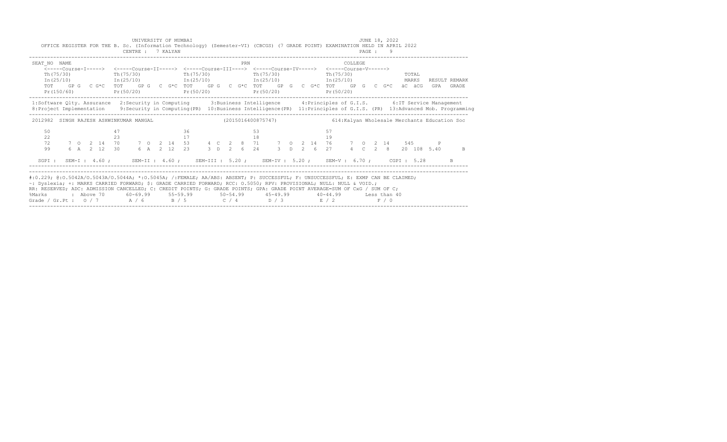UNIVERSITY OF MUMBAI

JUNE 18, 2022

OFFICE REGISTER FOR THE B. Sc. (Information Technology) (Semester-VI) (CBCGS) (7 GRADE POINT) EXAMINATION HELD IN APRIL 2022

CENTRE : 7 KALYAN

PAGE : 9

```
SEAT_NO  NAME                                                    PRN                            COLLEGE
     <-----Course-I-----> <-----Course-II-----> <-----Course-III----> <-----Course-IV-----> <-----Course-V------>
     Th(75/30)            Th(75/30)             Th(75/30)             Th(75/30)             Th(75/30)              TOTAL
     In(25/10)            In(25/10)             In(25/10)             In(25/10)             In(25/10)              MARKS   RESULT REMARK
     TOT   GP G  C G*C  TOT   GP G  C G*C  TOT   GP G  C G*C  TOT   GP G  C G*C  TOT   GP G  C G*C  äC äCG  GPA  GRADE
     Pr(150/60)           Pr(50/20)             Pr(50/20)             Pr(50/20)             Pr(50/20)
```

1:Software Qlty. Assurance 2:Security in Computing 3:Business Intelligence 4:Principles of G.I.S. 6:IT Service Management
8:Project Implementation 9:Security in Computing(PR) 10:Business Intelligence(PR) 11:Principles of G.I.S. (PR) 13:Advanced Mob. Programming

```
2012982  SINGH RAJESH ASHWINKUMAR MANGAL            (2015016400875747)          614:Kalyan Wholesale Merchants Education Soc

     50                   47                    36                    53                    57
     22                   23                    17                    18                    19
     72     7 O  2 14     70    7 O  2 14     53    4 C  2  8     71    7 O  2 14     76    7 O  2 14     545       P
     99     6 A  2 12     30    6 A  2 12     23    3 D  2  6     24    3 D  2  6     27    4 C  2  8     20 108 5.40      B

  SGPI :  SEM-I : 4.60 ;    SEM-II : 4.60 ;   SEM-III : 5.20 ;   SEM-IV : 5.20 ;   SEM-V : 6.70 ;    CGPI : 5.28      B
```

#:O.229; @:O.5042A/O.5043A/O.5044A; *:O.5045A; /:FEMALE; AA/ABS: ABSENT; P: SUCCESSFUL; F: UNSUCCESSFUL; E: EXMP CAN BE CLAIMED;
~: Dyslexia; +: MARKS CARRIED FORWARD; $: GRADE CARRIED FORWARD; RCC: O.5050; RPV: PROVISIONAL; NULL: NULL & VOID.;
RR: RESERVED; ADC: ADMISSION CANCELLED; C: CREDIT POINTS; G: GRADE POINTS; GPA: GRADE POINT AVERAGE=SUM OF CxG / SUM OF C;

| %Marks | : Above 70 | 60-69.99 | 55-59.99 | 50-54.99 | 45-49.99 | 40-44.99 | Less than 40 |
|---|---|---|---|---|---|---|---|
| Grade / Gr.Pt : | O / 7 | A / 6 | B / 5 | C / 4 | D / 3 | E / 2 | F / 0 |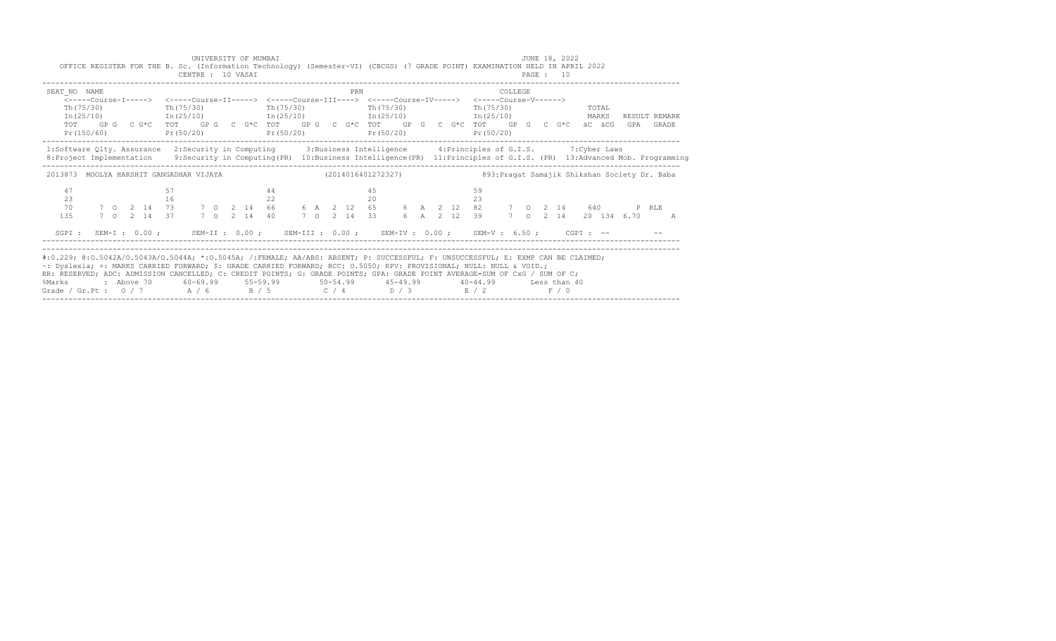UNIVERSITY OF MUMBAI

JUNE 18, 2022

OFFICE REGISTER FOR THE B. Sc. (Information Technology) (Semester-VI) (CBCGS) (7 GRADE POINT) EXAMINATION HELD IN APRIL 2022

CENTRE : 10 VASAI

```
SEAT_NO  NAME                                              PRN                          COLLEGE
    <-----Course-I-----> <-----Course-II-----> <-----Course-III----> <-----Course-IV-----> <-----Course-V------>
    Th(75/30)            Th(75/30)             Th(75/30)             Th(75/30)             Th(75/30)              TOTAL
    In(25/10)            In(25/10)             In(25/10)             In(25/10)             In(25/10)              MARKS   RESULT REMARK
    TOT   GP G  C G*C  TOT   GP G  C G*C  TOT   GP G  C G*C  TOT   GP G  C G*C  TOT   GP G  C G*C  äC äCG  GPA  GRADE
    Pr(150/60)           Pr(50/20)             Pr(50/20)             Pr(50/20)             Pr(50/20)
```

1:Software Qlty. Assurance 2:Security in Computing 3:Business Intelligence 4:Principles of G.I.S. 7:Cyber Laws
8:Project Implementation 9:Security in Computing(PR) 10:Business Intelligence(PR) 11:Principles of G.I.S. (PR) 13:Advanced Mob. Programming

```
2013873  MOOLYA HARSHIT GANGADHAR VIJAYA              (2014016401272327)          893:Pragat Samajik Shikshan Society Dr. Baba

    47                  57                    44                    45                    59
    23                  16                    22                    20                    23
    70    7  O  2 14   73    7  O  2 14   66    6  A  2 12   65    6  A  2 12   82    7  O  2 14    640      P RLE
   135    7  O  2 14   37    7  O  2 14   40    7  O  2 14   33    6  A  2 12   39    7  O  2 14   20 134 6.70      A

  SGPI :  SEM-I : 0.00 ;    SEM-II : 0.00 ;    SEM-III : 0.00 ;    SEM-IV : 0.00 ;    SEM-V : 6.50 ;    CGPI : --        --
```

#:0.229; @:O.5042A/O.5043A/O.5044A; *:O.5045A; /:FEMALE; AA/ABS: ABSENT; P: SUCCESSFUL; F: UNSUCCESSFUL; E: EXMP CAN BE CLAIMED;
~: Dyslexia; +: MARKS CARRIED FORWARD; $: GRADE CARRIED FORWARD; RCC: O.5050; RPV: PROVISIONAL; NULL: NULL & VOID.;
RR: RESERVED; ADC: ADMISSION CANCELLED; C: CREDIT POINTS; G: GRADE POINTS; GPA: GRADE POINT AVERAGE=SUM OF CxG / SUM OF C;

| %Marks | Above 70 | 60-69.99 | 55-59.99 | 50-54.99 | 45-49.99 | 40-44.99 | Less than 40 |
|---|---|---|---|---|---|---|---|
| Grade / Gr.Pt | O / 7 | A / 6 | B / 5 | C / 4 | D / 3 | E / 2 | F / 0 |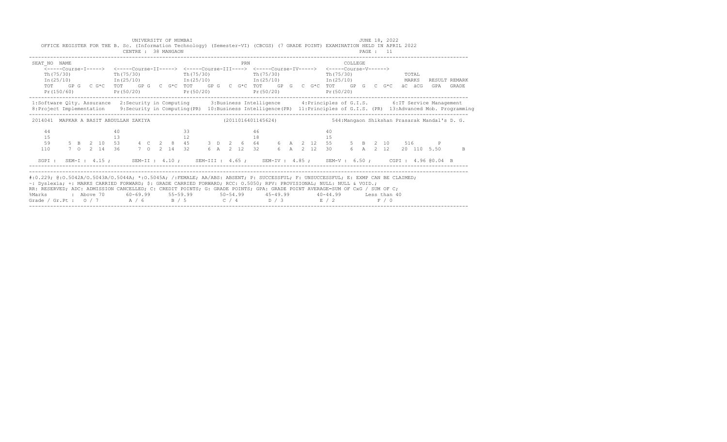UNIVERSITY OF MUMBAI

OFFICE REGISTER FOR THE B. Sc. (Information Technology) (Semester-VI) (CBCGS) (7 GRADE POINT) EXAMINATION HELD IN APRIL 2022

CENTRE : 38 MANGAON

JUNE 18, 2022

PAGE : 11

```
SEAT_NO  NAME                                                      PRN                          COLLEGE
    <-----Course-I-----> <-----Course-II-----> <-----Course-III----> <-----Course-IV-----> <-----Course-V------>
    Th(75/30)            Th(75/30)             Th(75/30)             Th(75/30)             Th(75/30)               TOTAL
    In(25/10)            In(25/10)             In(25/10)             In(25/10)             In(25/10)               MARKS   RESULT REMARK
    TOT   GP G  C G*C   TOT   GP G  C G*C    TOT   GP G  C G*C    TOT   GP G  C G*C    TOT   GP G  C G*C   äC äCG  GPA  GRADE
    Pr(150/60)           Pr(50/20)             Pr(50/20)             Pr(50/20)             Pr(50/20)
```

1:Software Qlty. Assurance 2:Security in Computing 3:Business Intelligence 4:Principles of G.I.S. 6:IT Service Management
8:Project Implementation 9:Security in Computing(PR) 10:Business Intelligence(PR) 11:Principles of G.I.S. (PR) 13:Advanced Mob. Programming

```
2014041  MAPKAR A BASIT ABDULLAH ZAKIYA              (2011016401145624)           544:Mangaon Shikshan Prasarak Mandal's D. G.

    44                 40                   33                   46                   40
    15                 13                   12                   18                   15
    59    5 B  2 10   53    4 C  2  8   45    3 D  2  6   64    6 A  2 12   55    5 B  2 10    516      P
   110    7 O  2 14   36    7 O  2 14   32    6 A  2 12   32    6 A  2 12   30    6 A  2 12   20 110  5.50      B

  SGPI :  SEM-I : 4.15 ;    SEM-II : 4.10 ;   SEM-III : 4.65 ;   SEM-IV : 4.85 ;   SEM-V : 6.50 ;    CGPI : 4.96 @0.04 B
```

#:0.229; @:O.5042A/O.5043A/O.5044A; *:O.5045A; /:FEMALE; AA/ABS: ABSENT; P: SUCCESSFUL; F: UNSUCCESSFUL; E: EXMP CAN BE CLAIMED;
~: Dyslexia; +: MARKS CARRIED FORWARD; $: GRADE CARRIED FORWARD; RCC: O.5050; RPV: PROVISIONAL; NULL: NULL & VOID.;
RR: RESERVED; ADC: ADMISSION CANCELLED; C: CREDIT POINTS; G: GRADE POINTS; GPA: GRADE POINT AVERAGE=SUM OF CxG / SUM OF C;

| %Marks | : Above 70 | 60-69.99 | 55-59.99 | 50-54.99 | 45-49.99 | 40-44.99 | Less than 40 |
|---|---|---|---|---|---|---|---|
| Grade / Gr.Pt : | O / 7 | A / 6 | B / 5 | C / 4 | D / 3 | E / 2 | F / 0 |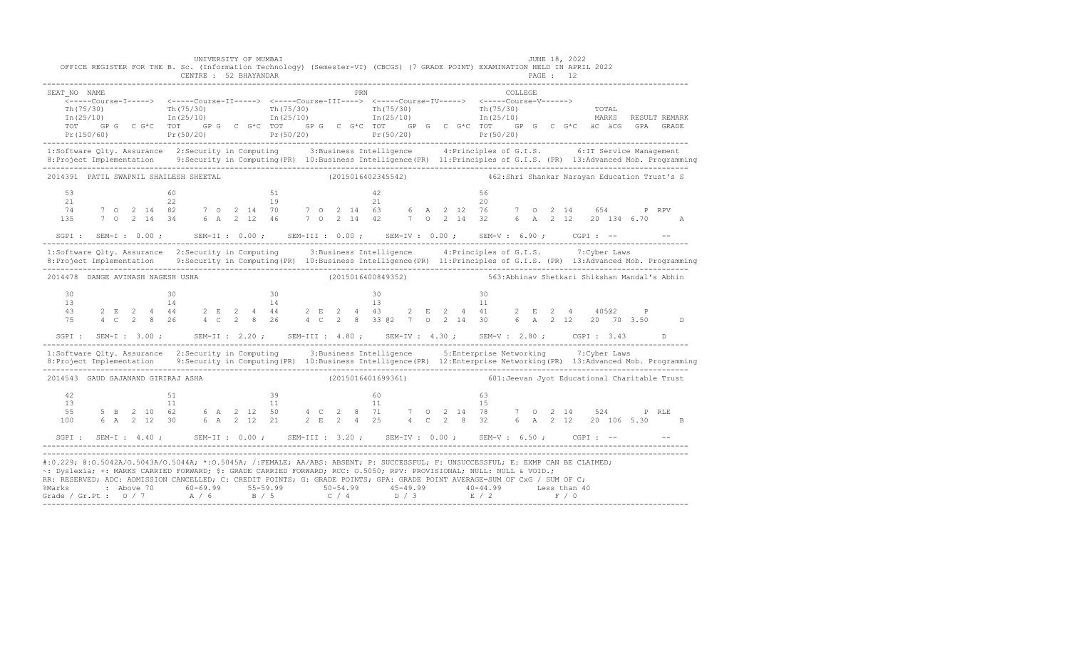UNIVERSITY OF MUMBAI JUNE 18, 2022

OFFICE REGISTER FOR THE B. Sc. (Information Technology) (Semester-VI) (CBCGS) (7 GRADE POINT) EXAMINATION HELD IN APRIL 2022

CENTRE : 52 BHAYANDAR

```
SEAT_NO NAME                                                   PRN                                COLLEGE
    <-----Course-I-----> <-----Course-II-----> <-----Course-III----> <-----Course-IV-----> <-----Course-V------>
    Th(75/30)            Th(75/30)            Th(75/30)             Th(75/30)             Th(75/30)              TOTAL
    In(25/10)            In(25/10)            In(25/10)             In(25/10)             In(25/10)              MARKS   RESULT REMARK
    TOT   GP G  C G*C  TOT   GP G  C G*C TOT   GP G  C G*C TOT   GP G  C G*C TOT   GP G  C G*C  äC äCG  GPA  GRADE
    Pr(150/60)         Pr(50/20)          Pr(50/20)          Pr(50/20)          Pr(50/20)
```

1:Software Qlty. Assurance 2:Security in Computing 3:Business Intelligence 4:Principles of G.I.S. 6:IT Service Management
8:Project Implementation 9:Security in Computing(PR) 10:Business Intelligence(PR) 11:Principles of G.I.S. (PR) 13:Advanced Mob. Programming

```
2014391  PATIL SWAPNIL SHAILESH SHEETAL                    (2015016402345542)          462:Shri Shankar Narayan Education Trust's S

    53                  60                  51                  42                  56
    21                  22                  19                  21                  20
    74    7  O  2  14   82    7  O  2  14   70    7  O  2  14   63    6  A  2  12   76    7  O  2  14    654       P RPV
   135    7  O  2  14   34    6  A  2  12   46    7  O  2  14   42    7  O  2  14   32    6  A  2  12   20  134  6.70     A

  SGPI :  SEM-I : 0.00 ;   SEM-II : 0.00 ;   SEM-III : 0.00 ;   SEM-IV : 0.00 ;   SEM-V : 6.90 ;   CGPI : --      --
```

1:Software Qlty. Assurance 2:Security in Computing 3:Business Intelligence 4:Principles of G.I.S. 7:Cyber Laws
8:Project Implementation 9:Security in Computing(PR) 10:Business Intelligence(PR) 11:Principles of G.I.S. (PR) 13:Advanced Mob. Programming

```
2014478  DANGE AVINASH NAGESH USHA                         (2015016400849352)          563:Abhinav Shetkari Shikshan Mandal's Abhin

    30                  30                  30                  30                  30
    13                  14                  14                  13                  11
    43    2  E  2  4    44    2  E  2  4    44    2  E  2  4    43    2  E  2  4    41    2  E  2  4     405@2     P
    75    4  C  2  8    26    4  C  2  8    26    4  C  2  8    33 @2  7  O  2  14  30    6  A  2  12   20  70  3.50     D

  SGPI :  SEM-I : 3.00 ;   SEM-II : 2.20 ;   SEM-III : 4.80 ;   SEM-IV : 4.30 ;   SEM-V : 2.80 ;   CGPI : 3.43     D
```

1:Software Qlty. Assurance 2:Security in Computing 3:Business Intelligence 5:Enterprise Networking 7:Cyber Laws
8:Project Implementation 9:Security in Computing(PR) 10:Business Intelligence(PR) 12:Enterprise Networking(PR) 13:Advanced Mob. Programming

```
2014543  GAUD GAJANAND GIRIRAJ ASHA                        (2015016401699361)          601:Jeevan Jyot Educational Charitable Trust

    42                  51                  39                  60                  63
    13                  11                  11                  11                  15
    55    5  B  2  10   62    6  A  2  12   50    4  C  2  8    71    7  O  2  14   78    7  O  2  14    524       P RLE
   100    6  A  2  12   30    6  A  2  12   21    2  E  2  4    25    4  C  2  8    32    6  A  2  12   20  106  5.30     B

  SGPI :  SEM-I : 4.40 ;   SEM-II : 0.00 ;   SEM-III : 3.20 ;   SEM-IV : 0.00 ;   SEM-V : 6.50 ;   CGPI : --      --
```

#:0.229; @:O.5042A/O.5043A/O.5044A; *:O.5045A; /:FEMALE; AA/ABS: ABSENT; P: SUCCESSFUL; F: UNSUCCESSFUL; E: EXMP CAN BE CLAIMED;
~: Dyslexia; +: MARKS CARRIED FORWARD; $: GRADE CARRIED FORWARD; RCC: O.5050; RPV: PROVISIONAL; NULL: NULL & VOID.;
RR: RESERVED; ADC: ADMISSION CANCELLED; C: CREDIT POINTS; G: GRADE POINTS; GPA: GRADE POINT AVERAGE=SUM OF CxG / SUM OF C;

| %Marks | : Above 70 | 60-69.99 | 55-59.99 | 50-54.99 | 45-49.99 | 40-44.99 | Less than 40 |
|---|---|---|---|---|---|---|---|
| Grade / Gr.Pt : | O / 7 | A / 6 | B / 5 | C / 4 | D / 3 | E / 2 | F / 0 |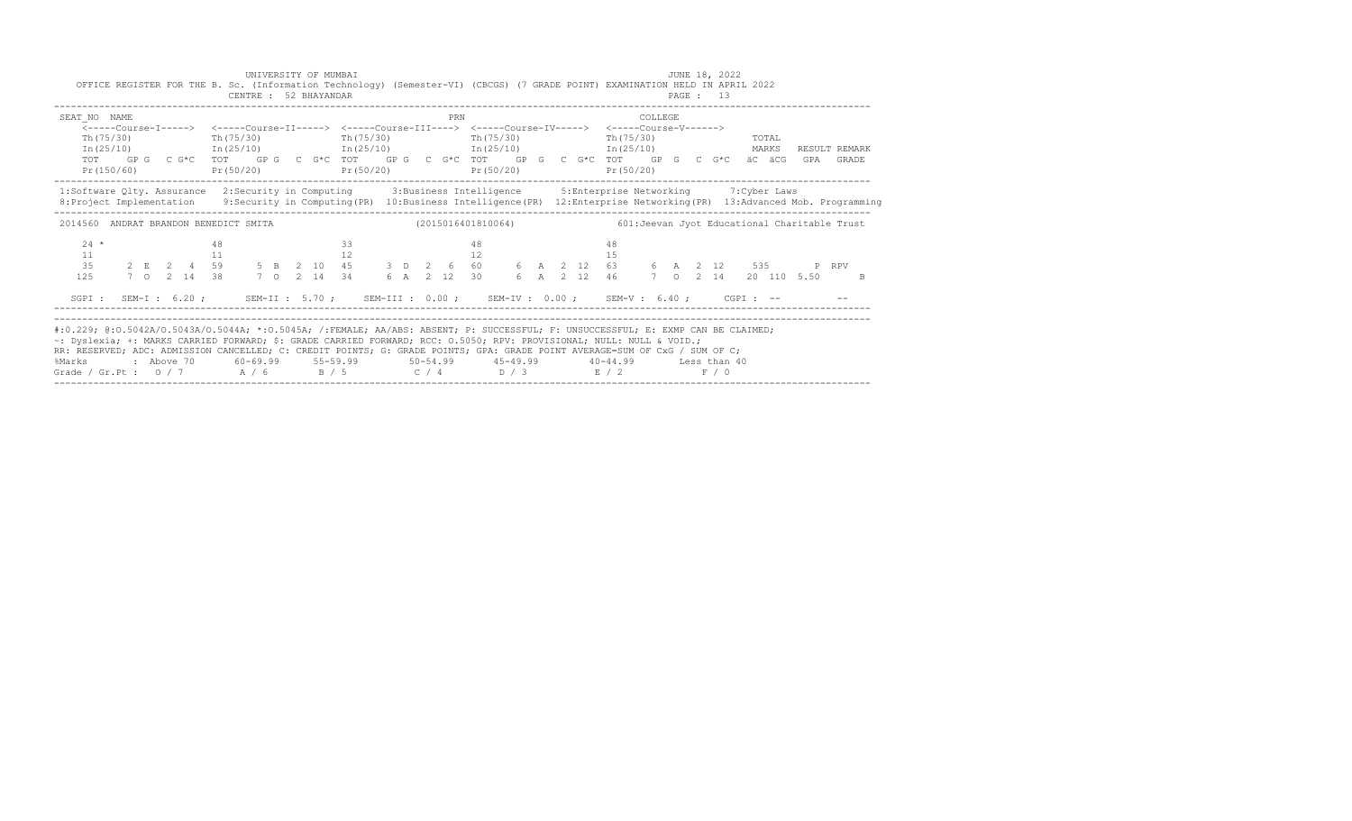UNIVERSITY OF MUMBAI

JUNE 18, 2022

OFFICE REGISTER FOR THE B. Sc. (Information Technology) (Semester-VI) (CBCGS) (7 GRADE POINT) EXAMINATION HELD IN APRIL 2022

CENTRE : 52 BHAYANDAR

PAGE : 13

```
SEAT_NO  NAME                                                      PRN                          COLLEGE
     <-----Course-I----->  <-----Course-II----->  <-----Course-III---->  <-----Course-IV----->  <-----Course-V------>
     Th(75/30)             Th(75/30)              Th(75/30)              Th(75/30)              Th(75/30)              TOTAL
     In(25/10)             In(25/10)              In(25/10)              In(25/10)              In(25/10)              MARKS   RESULT REMARK
     TOT   GP G  C G*C  TOT   GP G  C G*C  TOT   GP G  C G*C  TOT   GP G  C G*C  TOT   GP G  C G*C  äC äCG  GPA  GRADE
     Pr(150/60)            Pr(50/20)              Pr(50/20)              Pr(50/20)              Pr(50/20)
```

1:Software Qlty. Assurance 2:Security in Computing 3:Business Intelligence 5:Enterprise Networking 7:Cyber Laws
8:Project Implementation 9:Security in Computing(PR) 10:Business Intelligence(PR) 12:Enterprise Networking(PR) 13:Advanced Mob. Programming

```
2014560  ANDRAT BRANDON BENEDICT SMITA                 (2015016401810064)         601:Jeevan Jyot Educational Charitable Trust

    24 *                48                    33                    48                    48
    11                  11                    12                    12                    15
    35     2 E  2  4    59     5 B  2 10      45     3 D  2  6      60     6 A  2 12      63     6 A  2 12     535        P RPV
   125     7 O  2 14    38     7 O  2 14      34     6 A  2 12      30     6 A  2 12      46     7 O  2 14     20  110  5.50      B

  SGPI :  SEM-I : 6.20 ;   SEM-II : 5.70 ;   SEM-III : 0.00 ;   SEM-IV : 0.00 ;   SEM-V : 6.40 ;   CGPI : --        --
```

#:0.229; @:O.5042A/O.5043A/O.5044A; *:O.5045A; /:FEMALE; AA/ABS: ABSENT; P: SUCCESSFUL; F: UNSUCCESSFUL; E: EXMP CAN BE CLAIMED;
~: Dyslexia; +: MARKS CARRIED FORWARD; $: GRADE CARRIED FORWARD; RCC: O.5050; RPV: PROVISIONAL; NULL: NULL & VOID.;
RR: RESERVED; ADC: ADMISSION CANCELLED; C: CREDIT POINTS; G: GRADE POINTS; GPA: GRADE POINT AVERAGE=SUM OF CxG / SUM OF C;

| %Marks | Above 70 | 60-69.99 | 55-59.99 | 50-54.99 | 45-49.99 | 40-44.99 | Less than 40 |
|---|---|---|---|---|---|---|---|
| Grade / Gr.Pt | O / 7 | A / 6 | B / 5 | C / 4 | D / 3 | E / 2 | F / 0 |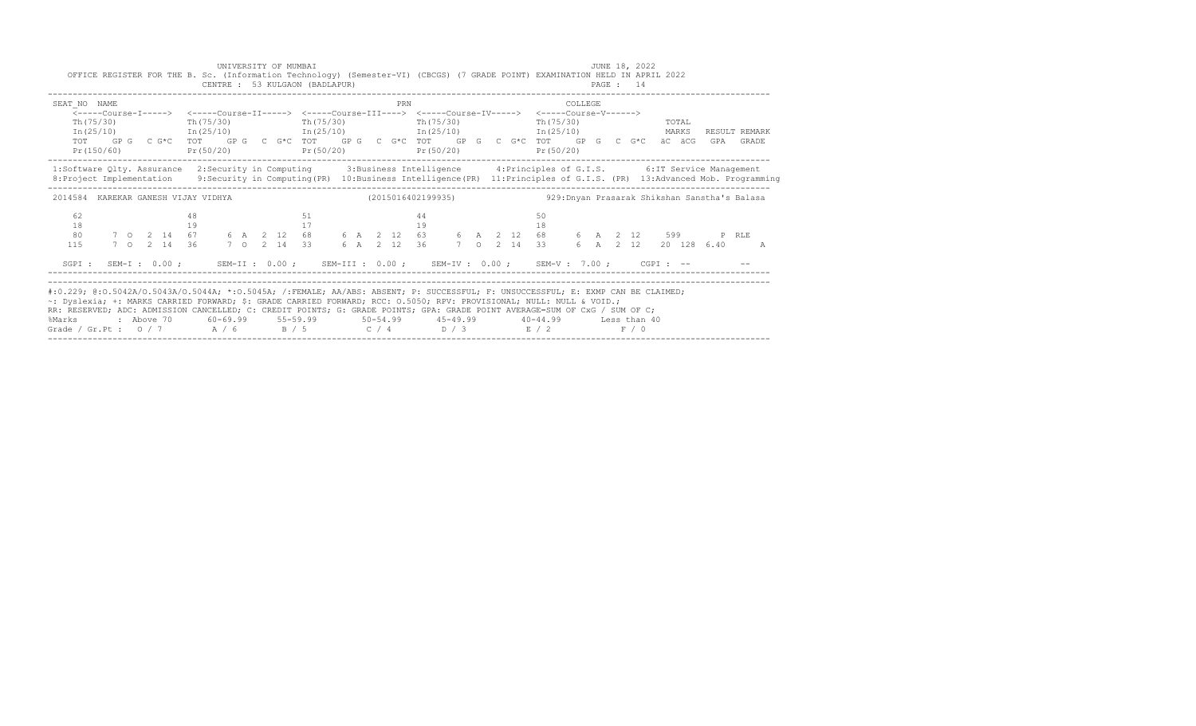UNIVERSITY OF MUMBAI

JUNE 18, 2022

OFFICE REGISTER FOR THE B. Sc. (Information Technology) (Semester-VI) (CBCGS) (7 GRADE POINT) EXAMINATION HELD IN APRIL 2022

CENTRE : 53 KULGAON (BADLAPUR)

PAGE : 14

```
SEAT_NO  NAME                                                      PRN                          COLLEGE
     <-----Course-I-----> <-----Course-II-----> <-----Course-III----> <-----Course-IV-----> <-----Course-V------>
     Th(75/30)           Th(75/30)            Th(75/30)            Th(75/30)            Th(75/30)              TOTAL
     In(25/10)           In(25/10)            In(25/10)            In(25/10)            In(25/10)              MARKS   RESULT REMARK
     TOT   GP G  C G*C   TOT   GP G  C G*C    TOT   GP G  C G*C    TOT   GP G  C G*C    TOT   GP G  C G*C    äC  äCG   GPA   GRADE
     Pr(150/60)          Pr(50/20)            Pr(50/20)            Pr(50/20)            Pr(50/20)
```

1:Software Qlty. Assurance   2:Security in Computing   3:Business Intelligence   4:Principles of G.I.S.   6:IT Service Management
8:Project Implementation   9:Security in Computing(PR)   10:Business Intelligence(PR)   11:Principles of G.I.S. (PR)   13:Advanced Mob. Programming

```
2014584  KAREKAR GANESH VIJAY VIDHYA                    (2015016402199935)            929:Dnyan Prasarak Shikshan Sanstha's Balasa

    62                    48                   51                   44                   50
    18                    19                   17                   19                   18
    80     7  O  2  14   67     6  A  2  12   68     6  A  2  12   63     6  A  2  12   68     6  A  2  12     599        P  RLE
   115     7  O  2  14   36     7  O  2  14   33     6  A  2  12   36     7  O  2  14   33     6  A  2  12    20  128  6.40       A

  SGPI :  SEM-I : 0.00 ;   SEM-II : 0.00 ;   SEM-III : 0.00 ;   SEM-IV : 0.00 ;   SEM-V : 7.00 ;   CGPI : --        --
```

#:0.229; @:O.5042A/O.5043A/O.5044A; *:O.5045A; /:FEMALE; AA/ABS: ABSENT; P: SUCCESSFUL; F: UNSUCCESSFUL; E: EXMP CAN BE CLAIMED;
~: Dyslexia; +: MARKS CARRIED FORWARD; $: GRADE CARRIED FORWARD; RCC: O.5050; RPV: PROVISIONAL; NULL: NULL & VOID.;
RR: RESERVED; ADC: ADMISSION CANCELLED; C: CREDIT POINTS; G: GRADE POINTS; GPA: GRADE POINT AVERAGE=SUM OF CxG / SUM OF C;

| %Marks | : Above 70 | 60-69.99 | 55-59.99 | 50-54.99 | 45-49.99 | 40-44.99 | Less than 40 |
|---|---|---|---|---|---|---|---|
| Grade / Gr.Pt : | O / 7 | A / 6 | B / 5 | C / 4 | D / 3 | E / 2 | F / 0 |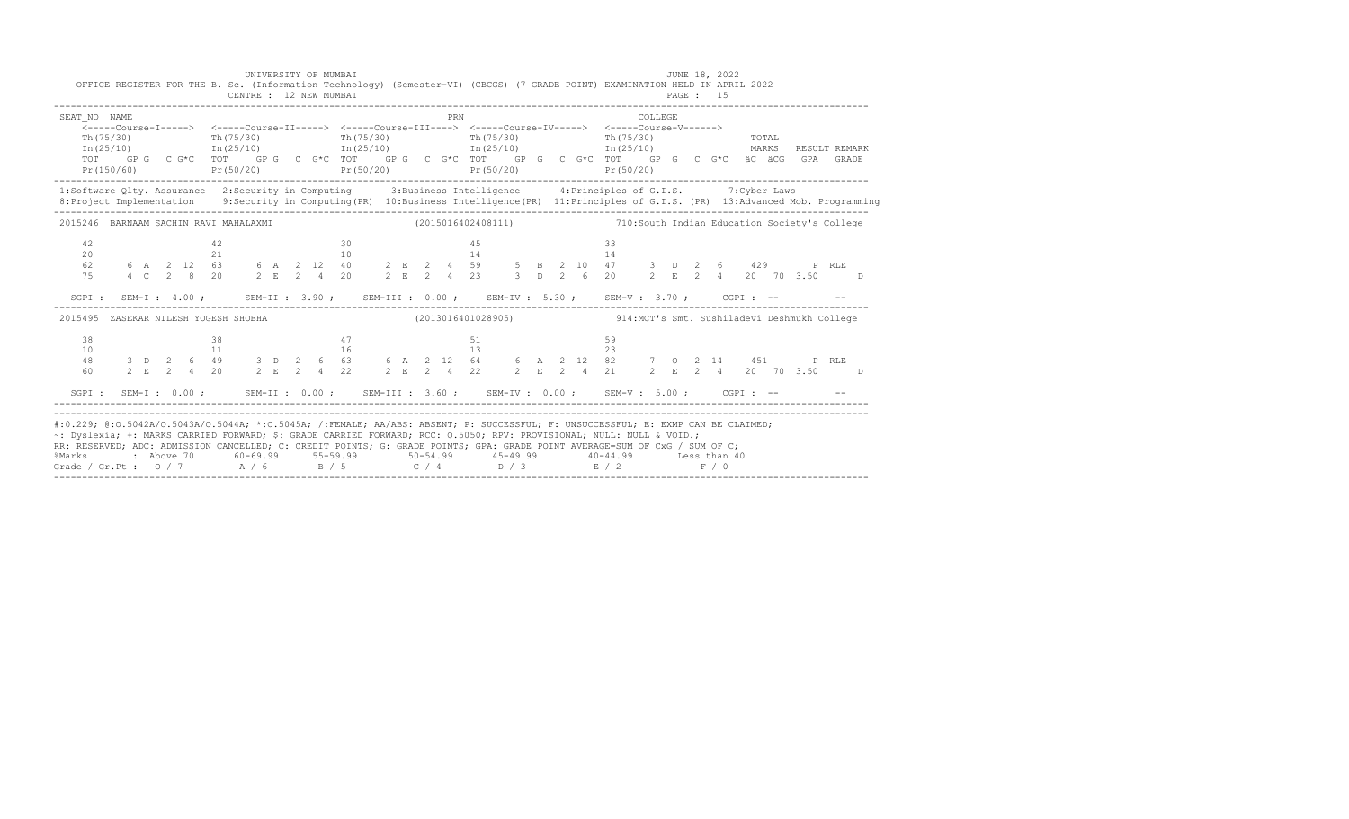UNIVERSITY OF MUMBAI

JUNE 18, 2022

OFFICE REGISTER FOR THE B. Sc. (Information Technology) (Semester-VI) (CBCGS) (7 GRADE POINT) EXAMINATION HELD IN APRIL 2022

CENTRE : 12 NEW MUMBAI

```
SEAT_NO  NAME                                                     PRN                              COLLEGE
    <-----Course-I-----> <-----Course-II-----> <-----Course-III----> <-----Course-IV-----> <-----Course-V------>
    Th(75/30)            Th(75/30)             Th(75/30)             Th(75/30)             Th(75/30)              TOTAL
    In(25/10)            In(25/10)             In(25/10)             In(25/10)             In(25/10)              MARKS   RESULT REMARK
    TOT   GP G  C G*C  TOT   GP G  C G*C  TOT   GP G  C G*C  TOT   GP G  C G*C  TOT   GP G  C G*C  äC äCG  GPA  GRADE
    Pr(150/60)           Pr(50/20)             Pr(50/20)             Pr(50/20)             Pr(50/20)
```

1:Software Qlty. Assurance 2:Security in Computing 3:Business Intelligence 4:Principles of G.I.S. 7:Cyber Laws
8:Project Implementation 9:Security in Computing(PR) 10:Business Intelligence(PR) 11:Principles of G.I.S. (PR) 13:Advanced Mob. Programming

```
2015246  BARNAAM SACHIN RAVI MAHALAXMI              (2015016402408111)          710:South Indian Education Society's College

    42                   42                    30                    45                    33
    20                   21                    10                    14                    14
    62     6  A  2  12   63     6  A  2  12    40     2  E  2  4     59     5  B  2  10    47     3  D  2  6     429      P RLE
    75     4  C  2  8    20     2  E  2  4     20     2  E  2  4     23     3  D  2  6     20     2  E  2  4     20  70  3.50     D

  SGPI :  SEM-I : 4.00 ;    SEM-II : 3.90 ;    SEM-III : 0.00 ;    SEM-IV : 5.30 ;    SEM-V : 3.70 ;    CGPI : --        --

2015495  ZASEKAR NILESH YOGESH SHOBHA               (2013016401028905)          914:MCT's Smt. Sushiladevi Deshmukh College

    38                   38                    47                    51                    59
    10                   11                    16                    13                    23
    48     3  D  2  6    49     3  D  2  6     63     6  A  2  12    64     6  A  2  12    82     7  O  2  14    451      P RLE
    60     2  E  2  4    20     2  E  2  4     22     2  E  2  4     22     2  E  2  4     21     2  E  2  4     20  70  3.50     D

  SGPI :  SEM-I : 0.00 ;    SEM-II : 0.00 ;    SEM-III : 3.60 ;    SEM-IV : 0.00 ;    SEM-V : 5.00 ;    CGPI : --        --
```

#:0.229; @:O.5042A/O.5043A/O.5044A; *:O.5045A; /:FEMALE; AA/ABS: ABSENT; P: SUCCESSFUL; F: UNSUCCESSFUL; E: EXMP CAN BE CLAIMED;
~: Dyslexia; +: MARKS CARRIED FORWARD; $: GRADE CARRIED FORWARD; RCC: O.5050; RPV: PROVISIONAL; NULL: NULL & VOID.;
RR: RESERVED; ADC: ADMISSION CANCELLED; C: CREDIT POINTS; G: GRADE POINTS; GPA: GRADE POINT AVERAGE=SUM OF CxG / SUM OF C;

| %Marks | : Above 70 | 60-69.99 | 55-59.99 | 50-54.99 | 45-49.99 | 40-44.99 | Less than 40 |
|---|---|---|---|---|---|---|---|
| Grade / Gr.Pt : | O / 7 | A / 6 | B / 5 | C / 4 | D / 3 | E / 2 | F / 0 |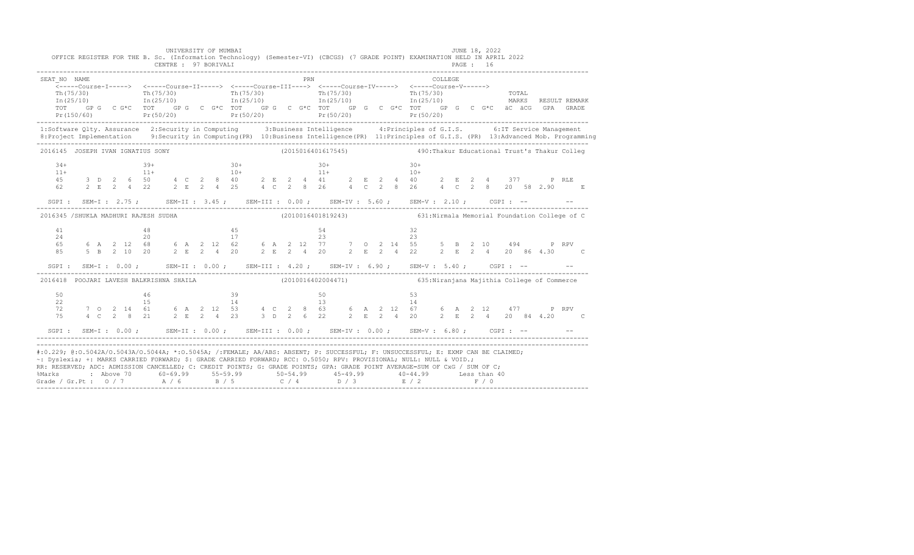UNIVERSITY OF MUMBAI — JUNE 18, 2022

OFFICE REGISTER FOR THE B. Sc. (Information Technology) (Semester-VI) (CBCGS) (7 GRADE POINT) EXAMINATION HELD IN APRIL 2022

CENTRE : 97 BORIVALI — PAGE : 16

```
SEAT_NO  NAME                                                       PRN                                 COLLEGE
    <-----Course-I-----> <-----Course-II-----> <-----Course-III----> <-----Course-IV-----> <-----Course-V------>
    Th(75/30)            Th(75/30)             Th(75/30)             Th(75/30)             Th(75/30)             TOTAL
    In(25/10)            In(25/10)             In(25/10)             In(25/10)             In(25/10)             MARKS  RESULT REMARK
    TOT  GP G  C G*C     TOT  GP G  C G*C      TOT  GP G  C G*C      TOT  GP G  C G*C      TOT  GP G  C G*C      äC äCG  GPA  GRADE
    Pr(150/60)           Pr(50/20)             Pr(50/20)             Pr(50/20)             Pr(50/20)
```

1:Software Qlty. Assurance 2:Security in Computing 3:Business Intelligence 4:Principles of G.I.S. 6:IT Service Management
8:Project Implementation 9:Security in Computing(PR) 10:Business Intelligence(PR) 11:Principles of G.I.S. (PR) 13:Advanced Mob. Programming

```
2016145  JOSEPH IVAN IGNATIUS SONY                       (2015016401617545)          490:Thakur Educational Trust's Thakur Colleg

    34+                39+                30+                30+                30+
    11+                11+                10+                11+                10+
    45    3 D  2  6    50    4 C  2  8    40    2 E  2  4    41    2 E  2  4    40    2 E  2  4    377       P RLE
    62    2 E  2  4    22    2 E  2  4    25    4 C  2  8    26    4 C  2  8    26    4 C  2  8    20  58 2.90     E

  SGPI :  SEM-I : 2.75 ;   SEM-II : 3.45 ;   SEM-III : 0.00 ;   SEM-IV : 5.60 ;   SEM-V : 2.10 ;   CGPI : --      --

2016345 /SHUKLA MADHURI RAJESH SUDHA                     (2010016401819243)          631:Nirmala Memorial Foundation College of C

    41                 48                 45                 54                 32
    24                 20                 17                 23                 23
    65    6 A  2 12    68    6 A  2 12    62    6 A  2 12    77    7 O  2 14    55    5 B  2 10    494       P RPV
    85    5 B  2 10    20    2 E  2  4    20    2 E  2  4    20    2 E  2  4    22    2 E  2  4    20  86 4.30     C

  SGPI :  SEM-I : 0.00 ;   SEM-II : 0.00 ;   SEM-III : 4.20 ;   SEM-IV : 6.90 ;   SEM-V : 5.40 ;   CGPI : --      --

2016418  POOJARI LAVESH BALKRISHNA SHAILA                (2010016402004471)          635:Niranjana Majithia College of Commerce

    50                 46                 39                 50                 53
    22                 15                 14                 13                 14
    72    7 O  2 14    61    6 A  2 12    53    4 C  2  8    63    6 A  2 12    67    6 A  2 12    477       P RPV
    75    4 C  2  8    21    2 E  2  4    23    3 D  2  6    22    2 E  2  4    20    2 E  2  4    20  84 4.20     C

  SGPI :  SEM-I : 0.00 ;   SEM-II : 0.00 ;   SEM-III : 0.00 ;   SEM-IV : 0.00 ;   SEM-V : 6.80 ;   CGPI : --      --
```

#:O.229; @:O.5042A/O.5043A/O.5044A; *:O.5045A; /:FEMALE; AA/ABS: ABSENT; P: SUCCESSFUL; F: UNSUCCESSFUL; E: EXMP CAN BE CLAIMED;
~: Dyslexia; +: MARKS CARRIED FORWARD; $: GRADE CARRIED FORWARD; RCC: O.5050; RPV: PROVISIONAL; NULL: NULL & VOID.;
RR: RESERVED; ADC: ADMISSION CANCELLED; C: CREDIT POINTS; G: GRADE POINTS; GPA: GRADE POINT AVERAGE=SUM OF CxG / SUM OF C;

| %Marks | : Above 70 | 60-69.99 | 55-59.99 | 50-54.99 | 45-49.99 | 40-44.99 | Less than 40 |
|---|---|---|---|---|---|---|---|
| Grade / Gr.Pt : | O / 7 | A / 6 | B / 5 | C / 4 | D / 3 | E / 2 | F / 0 |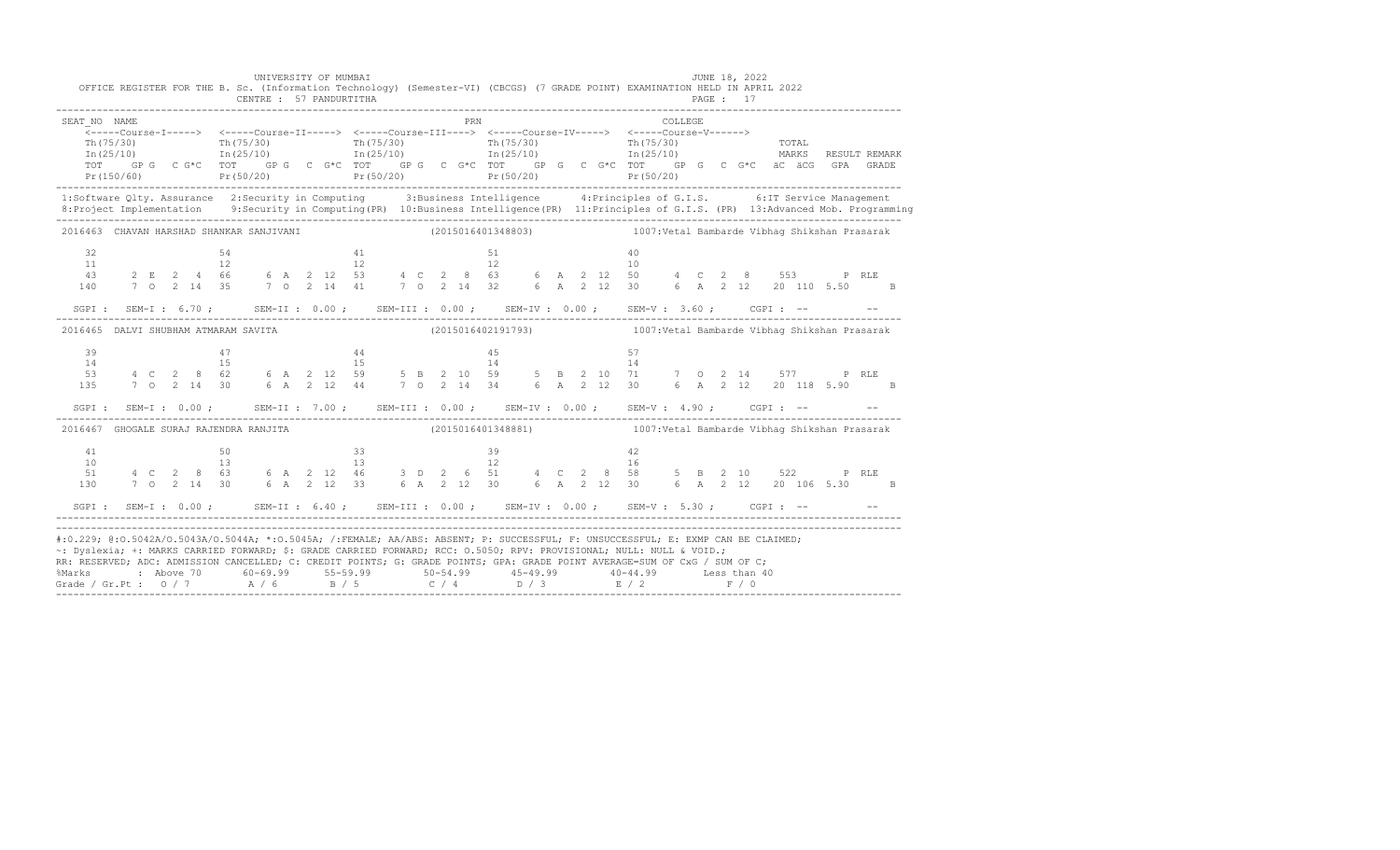UNIVERSITY OF MUMBAI — JUNE 18, 2022

OFFICE REGISTER FOR THE B. Sc. (Information Technology) (Semester-VI) (CBCGS) (7 GRADE POINT) EXAMINATION HELD IN APRIL 2022

CENTRE : 57 PANDURTITHA — PAGE : 17

```
SEAT_NO NAME                                                  PRN                                  COLLEGE
    <-----Course-I-----> <-----Course-II-----> <-----Course-III----> <-----Course-IV-----> <-----Course-V------>
    Th(75/30)            Th(75/30)             Th(75/30)             Th(75/30)             Th(75/30)              TOTAL
    In(25/10)            In(25/10)             In(25/10)             In(25/10)             In(25/10)              MARKS   RESULT REMARK
    TOT   GP G  C G*C  TOT   GP G  C G*C  TOT   GP G  C G*C  TOT   GP G  C G*C  TOT   GP G  C G*C  äC äCG  GPA  GRADE
    Pr(150/60)           Pr(50/20)             Pr(50/20)             Pr(50/20)             Pr(50/20)
```

1:Software Qlty. Assurance 2:Security in Computing 3:Business Intelligence 4:Principles of G.I.S. 6:IT Service Management
8:Project Implementation 9:Security in Computing(PR) 10:Business Intelligence(PR) 11:Principles of G.I.S. (PR) 13:Advanced Mob. Programming

```
2016463  CHAVAN HARSHAD SHANKAR SANJIVANI              (2015016401348803)          1007:Vetal Bambarde Vibhag Shikshan Prasarak

    32                  54                  41                  51                  40
    11                  12                  12                  12                  10
    43     2  E  2  4   66    6  A  2  12   53    4  C  2  8    63    6  A  2  12   50    4  C  2  8     553      P  RLE
    140    7  O  2  14  35    7  O  2  14   41    7  O  2  14   32    6  A  2  12   30    6  A  2  12   20  110  5.50      B

  SGPI :  SEM-I : 6.70 ;    SEM-II : 0.00 ;    SEM-III : 0.00 ;    SEM-IV : 0.00 ;    SEM-V : 3.60 ;    CGPI : --        --

2016465  DALVI SHUBHAM ATMARAM SAVITA                  (2015016402191793)          1007:Vetal Bambarde Vibhag Shikshan Prasarak

    39                  47                  44                  45                  57
    14                  15                  15                  14                  14
    53     4  C  2  8   62    6  A  2  12   59    5  B  2  10   59    5  B  2  10   71    7  O  2  14    577      P  RLE
    135    7  O  2  14  30    6  A  2  12   44    7  O  2  14   34    6  A  2  12   30    6  A  2  12   20  118  5.90      B

  SGPI :  SEM-I : 0.00 ;    SEM-II : 7.00 ;    SEM-III : 0.00 ;    SEM-IV : 0.00 ;    SEM-V : 4.90 ;    CGPI : --        --

2016467  GHOGALE SURAJ RAJENDRA RANJITA                (2015016401348881)          1007:Vetal Bambarde Vibhag Shikshan Prasarak

    41                  50                  33                  39                  42
    10                  13                  13                  12                  16
    51     4  C  2  8   63    6  A  2  12   46    3  D  2  6    51    4  C  2  8    58    5  B  2  10    522      P  RLE
    130    7  O  2  14  30    6  A  2  12   33    6  A  2  12   30    6  A  2  12   30    6  A  2  12   20  106  5.30      B

  SGPI :  SEM-I : 0.00 ;    SEM-II : 6.40 ;    SEM-III : 0.00 ;    SEM-IV : 0.00 ;    SEM-V : 5.30 ;    CGPI : --        --
```

#:O.229; @:O.5042A/O.5043A/O.5044A; *:O.5045A; /:FEMALE; AA/ABS: ABSENT; P: SUCCESSFUL; F: UNSUCCESSFUL; E: EXMP CAN BE CLAIMED;
~: Dyslexia; +: MARKS CARRIED FORWARD; $: GRADE CARRIED FORWARD; RCC: O.5050; RPV: PROVISIONAL; NULL: NULL & VOID.;
RR: RESERVED; ADC: ADMISSION CANCELLED; C: CREDIT POINTS; G: GRADE POINTS; GPA: GRADE POINT AVERAGE=SUM OF CxG / SUM OF C;

| %Marks | Above 70 | 60-69.99 | 55-59.99 | 50-54.99 | 45-49.99 | 40-44.99 | Less than 40 |
|---|---|---|---|---|---|---|---|
| Grade / Gr.Pt : | O / 7 | A / 6 | B / 5 | C / 4 | D / 3 | E / 2 | F / 0 |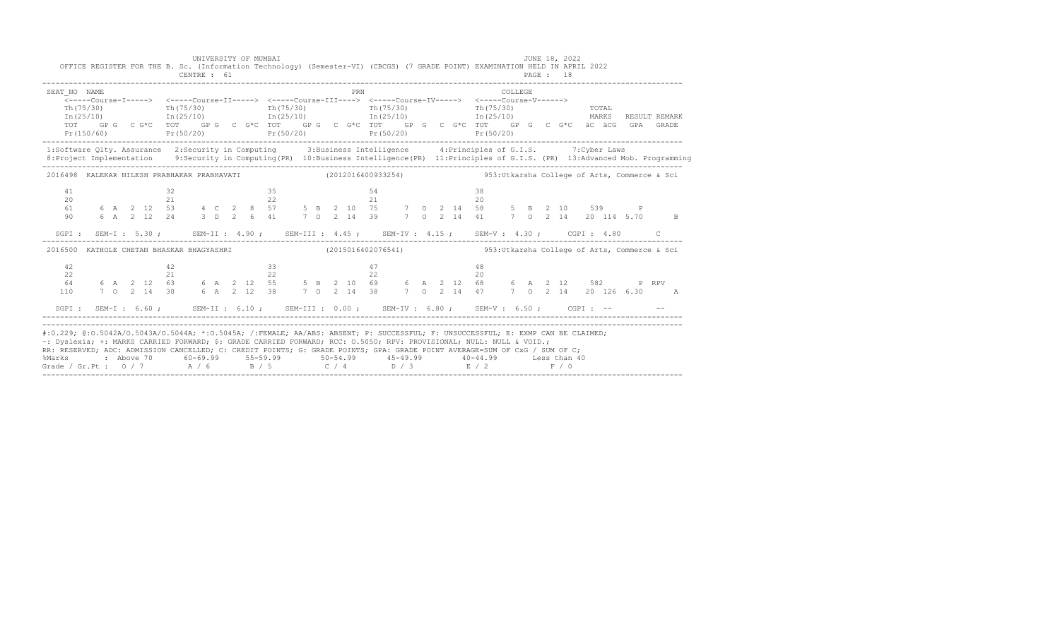UNIVERSITY OF MUMBAI — JUNE 18, 2022

OFFICE REGISTER FOR THE B. Sc. (Information Technology) (Semester-VI) (CBCGS) (7 GRADE POINT) EXAMINATION HELD IN APRIL 2022

CENTRE : 61

```
SEAT_NO  NAME                                              PRN                                 COLLEGE
    <-----Course-I-----> <-----Course-II-----> <-----Course-III----> <-----Course-IV-----> <-----Course-V------>
    Th(75/30)            Th(75/30)             Th(75/30)             Th(75/30)             Th(75/30)              TOTAL
    In(25/10)            In(25/10)             In(25/10)             In(25/10)             In(25/10)              MARKS   RESULT REMARK
    TOT   GP G  C G*C  TOT   GP G  C G*C  TOT   GP G  C G*C  TOT   GP G  C G*C  TOT   GP G  C G*C  äC  äCG  GPA  GRADE
    Pr(150/60)           Pr(50/20)             Pr(50/20)             Pr(50/20)             Pr(50/20)
```

1:Software Qlty. Assurance  2:Security in Computing  3:Business Intelligence  4:Principles of G.I.S.  7:Cyber Laws
8:Project Implementation  9:Security in Computing(PR)  10:Business Intelligence(PR)  11:Principles of G.I.S. (PR)  13:Advanced Mob. Programming

```
2016498  KALEKAR NILESH PRABHAKAR PRABHAVATI              (2012016400933254)           953:Utkarsha College of Arts, Commerce & Sci

   41                  32                  35                  54                  38
   20                  21                  22                  21                  20
   61     6  A  2 12   53     4  C  2  8   57     5  B  2 10   75     7  O  2 14   58     5  B  2 10    539      P
   90     6  A  2 12   24     3  D  2  6   41     7  O  2 14   39     7  O  2 14   41     7  O  2 14   20 114 5.70      B

 SGPI :  SEM-I : 5.30 ;   SEM-II : 4.90 ;   SEM-III : 4.45 ;   SEM-IV : 4.15 ;   SEM-V : 4.30 ;   CGPI : 4.80     C

2016500  KATHOLE CHETAN BHASKAR BHAGYASHRI                (2015016402076541)           953:Utkarsha College of Arts, Commerce & Sci

   42                  42                  33                  47                  48
   22                  21                  22                  22                  20
   64     6  A  2 12   63     6  A  2 12   55     5  B  2 10   69     6  A  2 12   68     6  A  2 12    582      P RPV
  110     7  O  2 14   30     6  A  2 12   38     7  O  2 14   38     7  O  2 14   47     7  O  2 14   20 126 6.30      A

 SGPI :  SEM-I : 6.60 ;   SEM-II : 6.10 ;   SEM-III : 0.00 ;   SEM-IV : 6.80 ;   SEM-V : 6.50 ;   CGPI : --        --
```

#:0.229; @:O.5042A/O.5043A/O.5044A; *:O.5045A; /:FEMALE; AA/ABS: ABSENT; P: SUCCESSFUL; F: UNSUCCESSFUL; E: EXMP CAN BE CLAIMED;
~: Dyslexia; +: MARKS CARRIED FORWARD; $: GRADE CARRIED FORWARD; RCC: O.5050; RPV: PROVISIONAL; NULL: NULL & VOID.;
RR: RESERVED; ADC: ADMISSION CANCELLED; C: CREDIT POINTS; G: GRADE POINTS; GPA: GRADE POINT AVERAGE=SUM OF CxG / SUM OF C;

| %Marks | Above 70 | 60-69.99 | 55-59.99 | 50-54.99 | 45-49.99 | 40-44.99 | Less than 40 |
|---|---|---|---|---|---|---|---|
| Grade / Gr.Pt | O / 7 | A / 6 | B / 5 | C / 4 | D / 3 | E / 2 | F / 0 |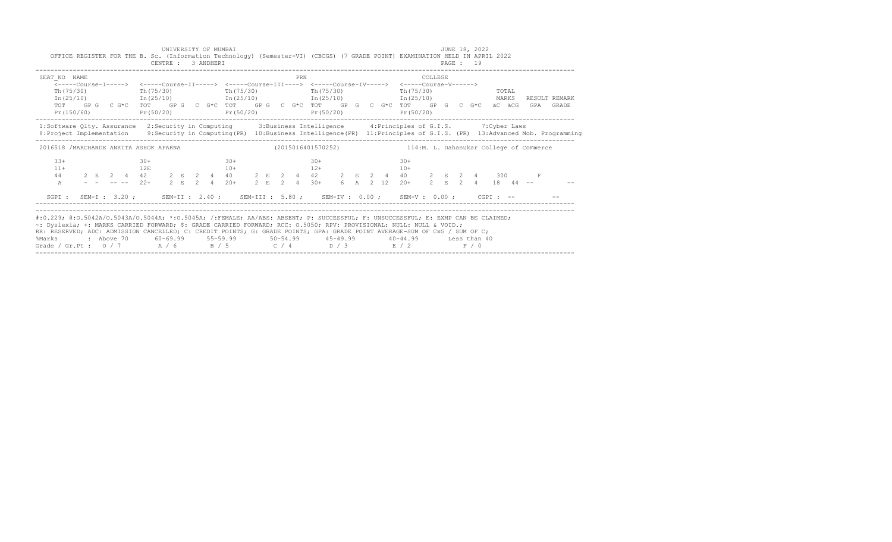UNIVERSITY OF MUMBAI

OFFICE REGISTER FOR THE B. Sc. (Information Technology) (Semester-VI) (CBCGS) (7 GRADE POINT) EXAMINATION HELD IN APRIL 2022

CENTRE : 3 ANDHERI

JUNE 18, 2022

```
SEAT_NO  NAME                                                     PRN                        COLLEGE
    <-----Course-I-----> <-----Course-II-----> <-----Course-III----> <-----Course-IV-----> <-----Course-V------>
    Th(75/30)            Th(75/30)             Th(75/30)             Th(75/30)             Th(75/30)              TOTAL
    In(25/10)            In(25/10)             In(25/10)             In(25/10)             In(25/10)              MARKS   RESULT REMARK
    TOT   GP G  C G*C    TOT   GP G  C G*C    TOT   GP G  C G*C    TOT   GP G  C G*C    TOT   GP G  C G*C    äC äCG   GPA   GRADE
    Pr(150/60)           Pr(50/20)            Pr(50/20)            Pr(50/20)            Pr(50/20)
```

1:Software Qlty. Assurance  2:Security in Computing  3:Business Intelligence  4:Principles of G.I.S.  7:Cyber Laws
8:Project Implementation  9:Security in Computing(PR)  10:Business Intelligence(PR)  11:Principles of G.I.S. (PR)  13:Advanced Mob. Programming

```
2016518 /MARCHANDE ANKITA ASHOK APARNA                    (2015016401570252)          114:M. L. Dahanukar College of Commerce

    33+                  30+                  30+                  30+                  30+
    11+                  12E                  10+                  12+                  10+
    44    2  E  2  4     42    2  E  2  4     40    2  E  2  4     42    2  E  2  4     40    2  E  2  4     300        F
    A     -  -  -- --    22+   2  E  2  4     20+   2  E  2  4     30+   6  A  2  12    20+   2  E  2  4     18  44  --         --

  SGPI :  SEM-I : 3.20 ;    SEM-II : 2.40 ;    SEM-III : 5.80 ;    SEM-IV : 0.00 ;    SEM-V : 0.00 ;    CGPI : --        --
```

#:O.229; @:O.5042A/O.5043A/O.5044A; *:O.5045A; /:FEMALE; AA/ABS: ABSENT; P: SUCCESSFUL; F: UNSUCCESSFUL; E: EXMP CAN BE CLAIMED;
~: Dyslexia; +: MARKS CARRIED FORWARD; $: GRADE CARRIED FORWARD; RCC: O.5050; RPV: PROVISIONAL; NULL: NULL & VOID.;
RR: RESERVED; ADC: ADMISSION CANCELLED; C: CREDIT POINTS; G: GRADE POINTS; GPA: GRADE POINT AVERAGE=SUM OF CxG / SUM OF C;

| %Marks | Above 70 | 60-69.99 | 55-59.99 | 50-54.99 | 45-49.99 | 40-44.99 | Less than 40 |
|---|---|---|---|---|---|---|---|
| Grade / Gr.Pt | O / 7 | A / 6 | B / 5 | C / 4 | D / 3 | E / 2 | F / 0 |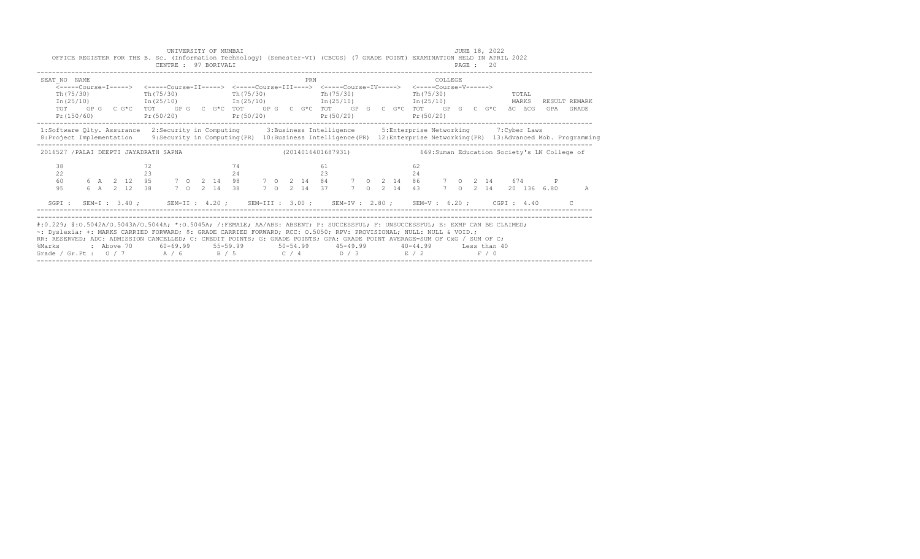UNIVERSITY OF MUMBAI

JUNE 18, 2022

OFFICE REGISTER FOR THE B. Sc. (Information Technology) (Semester-VI) (CBCGS) (7 GRADE POINT) EXAMINATION HELD IN APRIL 2022

CENTRE : 97 BORIVALI

PAGE : 20

```
SEAT_NO  NAME                                                        PRN                              COLLEGE
    <-----Course-I----->  <-----Course-II----->  <-----Course-III---->  <-----Course-IV----->  <-----Course-V------>
    Th(75/30)             Th(75/30)              Th(75/30)              Th(75/30)              Th(75/30)                 TOTAL
    In(25/10)             In(25/10)              In(25/10)              In(25/10)              In(25/10)                 MARKS   RESULT REMARK
    TOT   GP G  C G*C  TOT   GP G  C G*C  TOT   GP G  C G*C  TOT   GP G  C G*C  TOT   GP G  C G*C  äC  äCG  GPA  GRADE
    Pr(150/60)            Pr(50/20)              Pr(50/20)              Pr(50/20)              Pr(50/20)
```

1:Software Qlty. Assurance 2:Security in Computing 3:Business Intelligence 5:Enterprise Networking 7:Cyber Laws
8:Project Implementation 9:Security in Computing(PR) 10:Business Intelligence(PR) 12:Enterprise Networking(PR) 13:Advanced Mob. Programming

```
2016527 /PALAI DEEPTI JAYADRATH SAPNA                    (2014016401687931)              669:Suman Education Society's LN College of

    38                   72                   74                   61                   62
    22                   23                   24                   23                   24
    60     6  A  2 12    95     7  O  2 14    98     7  O  2 14    84     7  O  2 14    86     7  O  2 14     674       P
    95     6  A  2 12    38     7  O  2 14    38     7  O  2 14    37     7  O  2 14    43     7  O  2 14   20  136  6.80     A

  SGPI :  SEM-I : 3.40 ;    SEM-II : 4.20 ;    SEM-III : 3.00 ;    SEM-IV : 2.80 ;    SEM-V : 6.20 ;    CGPI : 4.40     C
```

#:0.229; @:O.5042A/O.5043A/O.5044A; *:O.5045A; /:FEMALE; AA/ABS: ABSENT; P: SUCCESSFUL; F: UNSUCCESSFUL; E: EXMP CAN BE CLAIMED;
~: Dyslexia; +: MARKS CARRIED FORWARD; $: GRADE CARRIED FORWARD; RCC: O.5050; RPV: PROVISIONAL; NULL: NULL & VOID.;
RR: RESERVED; ADC: ADMISSION CANCELLED; C: CREDIT POINTS; G: GRADE POINTS; GPA: GRADE POINT AVERAGE=SUM OF CxG / SUM OF C;

| %Marks | : Above 70 | 60-69.99 | 55-59.99 | 50-54.99 | 45-49.99 | 40-44.99 | Less than 40 |
|---|---|---|---|---|---|---|---|
| Grade / Gr.Pt : | O / 7 | A / 6 | B / 5 | C / 4 | D / 3 | E / 2 | F / 0 |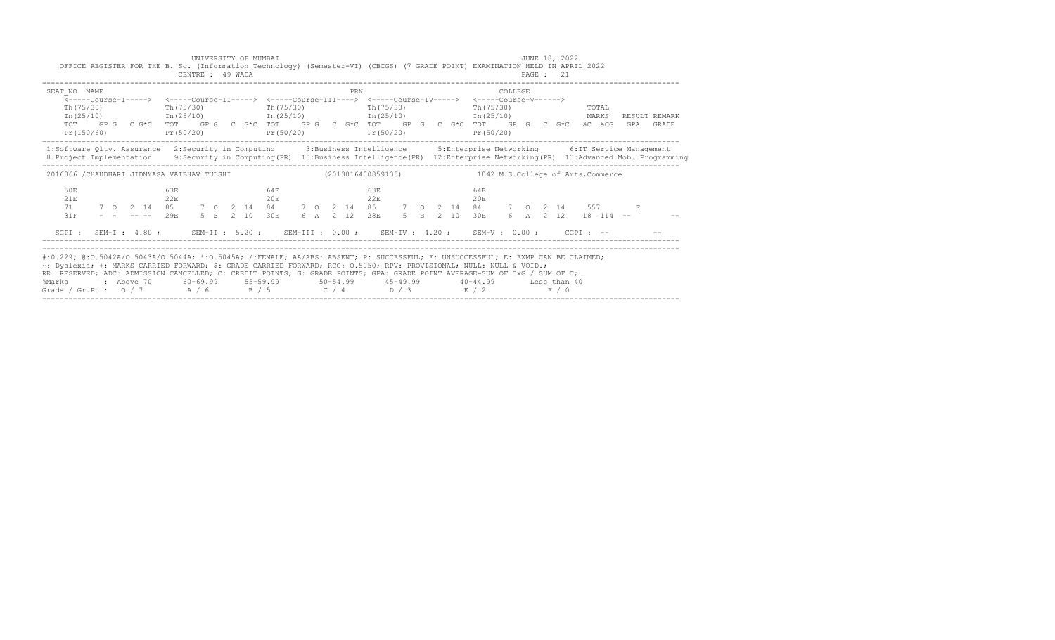UNIVERSITY OF MUMBAI

JUNE 18, 2022

OFFICE REGISTER FOR THE B. Sc. (Information Technology) (Semester-VI) (CBCGS) (7 GRADE POINT) EXAMINATION HELD IN APRIL 2022

CENTRE : 49 WADA

PAGE : 21

```
SEAT_NO  NAME                                                      PRN                              COLLEGE
     <-----Course-I----->  <-----Course-II----->  <-----Course-III---->  <-----Course-IV----->  <-----Course-V------>
     Th(75/30)             Th(75/30)              Th(75/30)              Th(75/30)              Th(75/30)               TOTAL
     In(25/10)             In(25/10)              In(25/10)              In(25/10)              In(25/10)               MARKS   RESULT REMARK
     TOT   GP G  C G*C  TOT   GP G  C G*C  TOT   GP G  C G*C  TOT   GP G  C G*C  TOT   GP G  C G*C  äC äCG  GPA  GRADE
     Pr(150/60)            Pr(50/20)              Pr(50/20)              Pr(50/20)              Pr(50/20)
```

1:Software Qlty. Assurance   2:Security in Computing   3:Business Intelligence   5:Enterprise Networking   6:IT Service Management
8:Project Implementation   9:Security in Computing(PR)   10:Business Intelligence(PR)   12:Enterprise Networking(PR)   13:Advanced Mob. Programming

```
2016866 /CHAUDHARI JIDNYASA VAIBHAV TULSHI                  (2013016400859135)              1042:M.S.College of Arts,Commerce

    50E                  63E                  64E                  63E                  64E
    21E                  22E                  20E                  22E                  20E
    71     7  O  2  14   85     7  O  2  14   84     7  O  2  14   85     7  O  2  14   84     7  O  2  14    557       F
    31F    -  -  -- --   29E    5  B  2  10   30E    6  A  2  12   28E    5  B  2  10   30E    6  A  2  12   18  114  --         --

  SGPI :  SEM-I : 4.80 ;     SEM-II : 5.20 ;    SEM-III : 0.00 ;    SEM-IV : 4.20 ;    SEM-V : 0.00 ;     CGPI : --         --
```

#:O.229; @:O.5042A/O.5043A/O.5044A; *:O.5045A; /:FEMALE; AA/ABS: ABSENT; P: SUCCESSFUL; F: UNSUCCESSFUL; E: EXMP CAN BE CLAIMED;
~: Dyslexia; +: MARKS CARRIED FORWARD; $: GRADE CARRIED FORWARD; RCC: O.5050; RPV: PROVISIONAL; NULL: NULL & VOID.;
RR: RESERVED; ADC: ADMISSION CANCELLED; C: CREDIT POINTS; G: GRADE POINTS; GPA: GRADE POINT AVERAGE=SUM OF CxG / SUM OF C;

| %Marks | : Above 70 | 60-69.99 | 55-59.99 | 50-54.99 | 45-49.99 | 40-44.99 | Less than 40 |
|---|---|---|---|---|---|---|---|
| Grade / Gr.Pt : | O / 7 | A / 6 | B / 5 | C / 4 | D / 3 | E / 2 | F / 0 |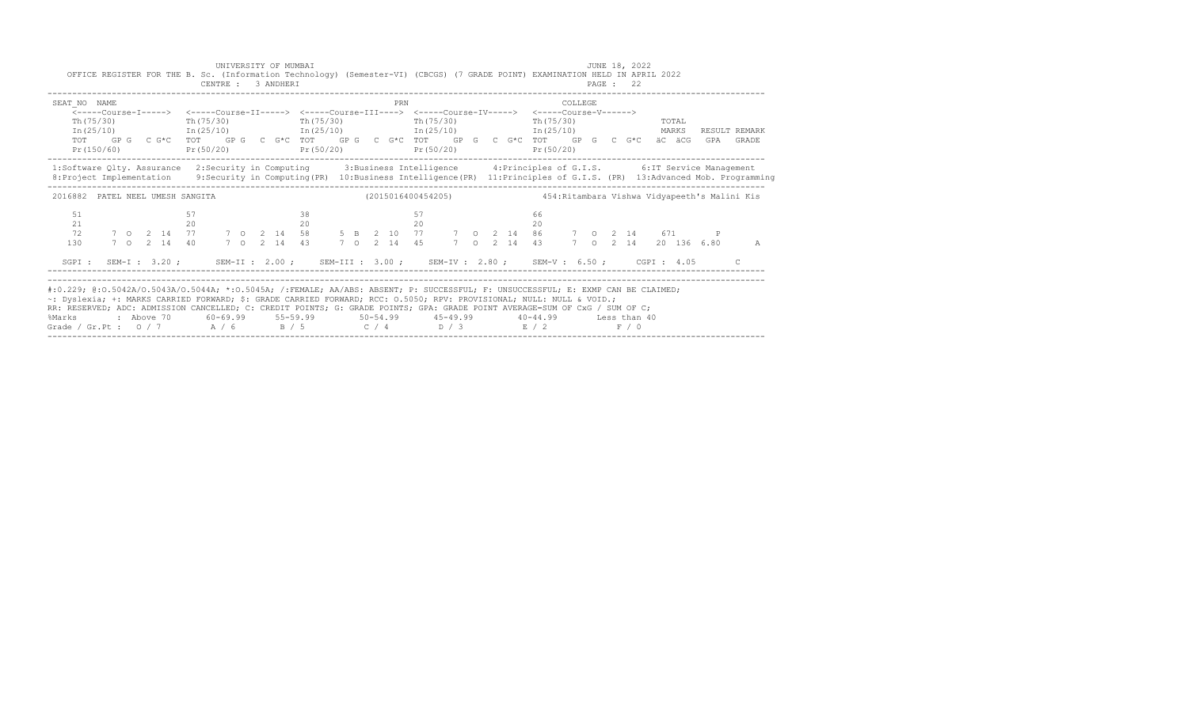UNIVERSITY OF MUMBAI

JUNE 18, 2022

OFFICE REGISTER FOR THE B. Sc. (Information Technology) (Semester-VI) (CBCGS) (7 GRADE POINT) EXAMINATION HELD IN APRIL 2022

CENTRE : 3 ANDHERI

PAGE : 22

```
SEAT_NO  NAME                                                    PRN                           COLLEGE
    <-----Course-I----->  <-----Course-II----->  <-----Course-III---->  <-----Course-IV----->  <-----Course-V------>
    Th(75/30)             Th(75/30)              Th(75/30)              Th(75/30)              Th(75/30)              TOTAL
    In(25/10)             In(25/10)              In(25/10)              In(25/10)              In(25/10)              MARKS   RESULT REMARK
    TOT   GP G  C G*C     TOT   GP G  C G*C      TOT   GP G  C G*C      TOT   GP G  C G*C      TOT   GP G  C G*C      äC äCG  GPA  GRADE
    Pr(150/60)            Pr(50/20)              Pr(50/20)              Pr(50/20)              Pr(50/20)
```

1:Software Qlty. Assurance 2:Security in Computing 3:Business Intelligence 4:Principles of G.I.S. 6:IT Service Management
8:Project Implementation 9:Security in Computing(PR) 10:Business Intelligence(PR) 11:Principles of G.I.S. (PR) 13:Advanced Mob. Programming

```
2016882  PATEL NEEL UMESH SANGITA                    (2015016400454205)        454:Ritambara Vishwa Vidyapeeth's Malini Kis

    51                    57                     38                     57                     66
    21                    20                     20                     20                     20
    72     7  O  2  14    77    7  O  2  14      58    5  B  2  10      77    7  O  2  14      86    7  O  2  14      671        P
    130    7  O  2  14    40    7  O  2  14      43    7  O  2  14      45    7  O  2  14      43    7  O  2  14      20  136  6.80      A

  SGPI :  SEM-I : 3.20 ;    SEM-II : 2.00 ;    SEM-III : 3.00 ;    SEM-IV : 2.80 ;    SEM-V : 6.50 ;    CGPI : 4.05      C
```

#:O.229; @:O.5042A/O.5043A/O.5044A; *:O.5045A; /:FEMALE; AA/ABS: ABSENT; P: SUCCESSFUL; F: UNSUCCESSFUL; E: EXMP CAN BE CLAIMED;
~: Dyslexia; +: MARKS CARRIED FORWARD; $: GRADE CARRIED FORWARD; RCC: O.5050; RPV: PROVISIONAL; NULL: NULL & VOID.;
RR: RESERVED; ADC: ADMISSION CANCELLED; C: CREDIT POINTS; G: GRADE POINTS; GPA: GRADE POINT AVERAGE=SUM OF CxG / SUM OF C;

| %Marks | : Above 70 | 60-69.99 | 55-59.99 | 50-54.99 | 45-49.99 | 40-44.99 | Less than 40 |
|---|---|---|---|---|---|---|---|
| Grade / Gr.Pt : | O / 7 | A / 6 | B / 5 | C / 4 | D / 3 | E / 2 | F / 0 |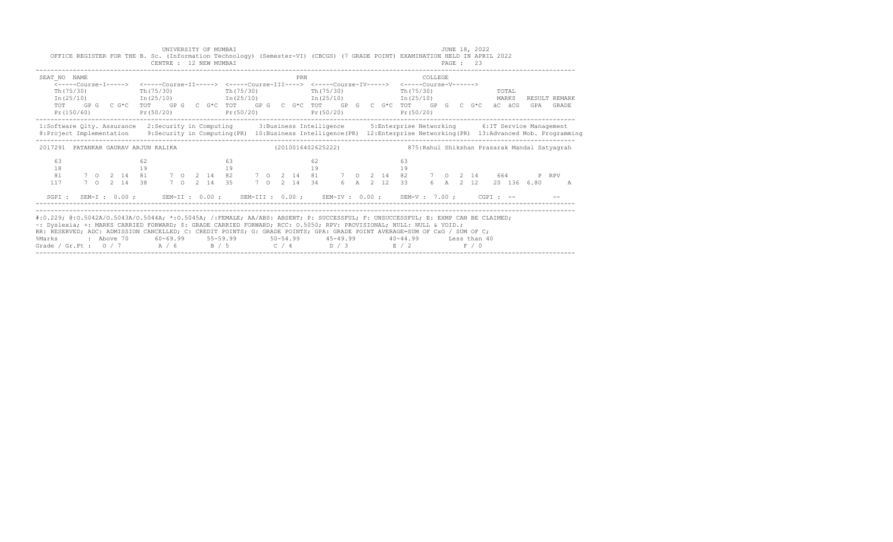UNIVERSITY OF MUMBAI — JUNE 18, 2022

OFFICE REGISTER FOR THE B. Sc. (Information Technology) (Semester-VI) (CBCGS) (7 GRADE POINT) EXAMINATION HELD IN APRIL 2022

CENTRE : 12 NEW MUMBAI

```
SEAT_NO  NAME                                                        PRN                                  COLLEGE
     <-----Course-I-----> <-----Course-II-----> <-----Course-III----> <-----Course-IV-----> <-----Course-V------>
     Th(75/30)            Th(75/30)             Th(75/30)             Th(75/30)             Th(75/30)              TOTAL
     In(25/10)            In(25/10)             In(25/10)             In(25/10)             In(25/10)              MARKS   RESULT REMARK
     TOT   GP G  C G*C    TOT   GP G  C G*C     TOT   GP G  C G*C     TOT   GP G  C G*C     TOT   GP G  C G*C      äC  äCG   GPA   GRADE
     Pr(150/60)           Pr(50/20)             Pr(50/20)             Pr(50/20)             Pr(50/20)
```

1:Software Qlty. Assurance  2:Security in Computing  3:Business Intelligence  5:Enterprise Networking  6:IT Service Management
8:Project Implementation  9:Security in Computing(PR)  10:Business Intelligence(PR)  12:Enterprise Networking(PR)  13:Advanced Mob. Programming

```
2017291  PATANKAR GAURAV ARJUN KALIKA                    (2010016402625222)          875:Rahul Shikshan Prasarak Mandal Satyagrah

   63                  62                   63                   62                   63
   18                  19                   19                   19                   19
   81    7  O  2  14   81    7  O  2  14    82    7  O  2  14    81    7  O  2  14    82    7  O  2  14     664          P  RPV
  117    7  O  2  14   38    7  O  2  14    35    7  O  2  14    34    6  A  2  12    33    6  A  2  12     20  136  6.80      A

SGPI :  SEM-I : 0.00 ;   SEM-II : 0.00 ;   SEM-III : 0.00 ;   SEM-IV : 0.00 ;   SEM-V : 7.00 ;   CGPI : --        --
```

#:0.229; @:O.5042A/O.5043A/O.5044A; *:O.5045A; /:FEMALE; AA/ABS: ABSENT; P: SUCCESSFUL; F: UNSUCCESSFUL; E: EXMP CAN BE CLAIMED;
~: Dyslexia; +: MARKS CARRIED FORWARD; $: GRADE CARRIED FORWARD; RCC: O.5050; RPV: PROVISIONAL; NULL: NULL & VOID.;
RR: RESERVED; ADC: ADMISSION CANCELLED; C: CREDIT POINTS; G: GRADE POINTS; GPA: GRADE POINT AVERAGE=SUM OF CxG / SUM OF C;

| %Marks | Above 70 | 60-69.99 | 55-59.99 | 50-54.99 | 45-49.99 | 40-44.99 | Less than 40 |
|---|---|---|---|---|---|---|---|
| Grade / Gr.Pt | O / 7 | A / 6 | B / 5 | C / 4 | D / 3 | E / 2 | F / 0 |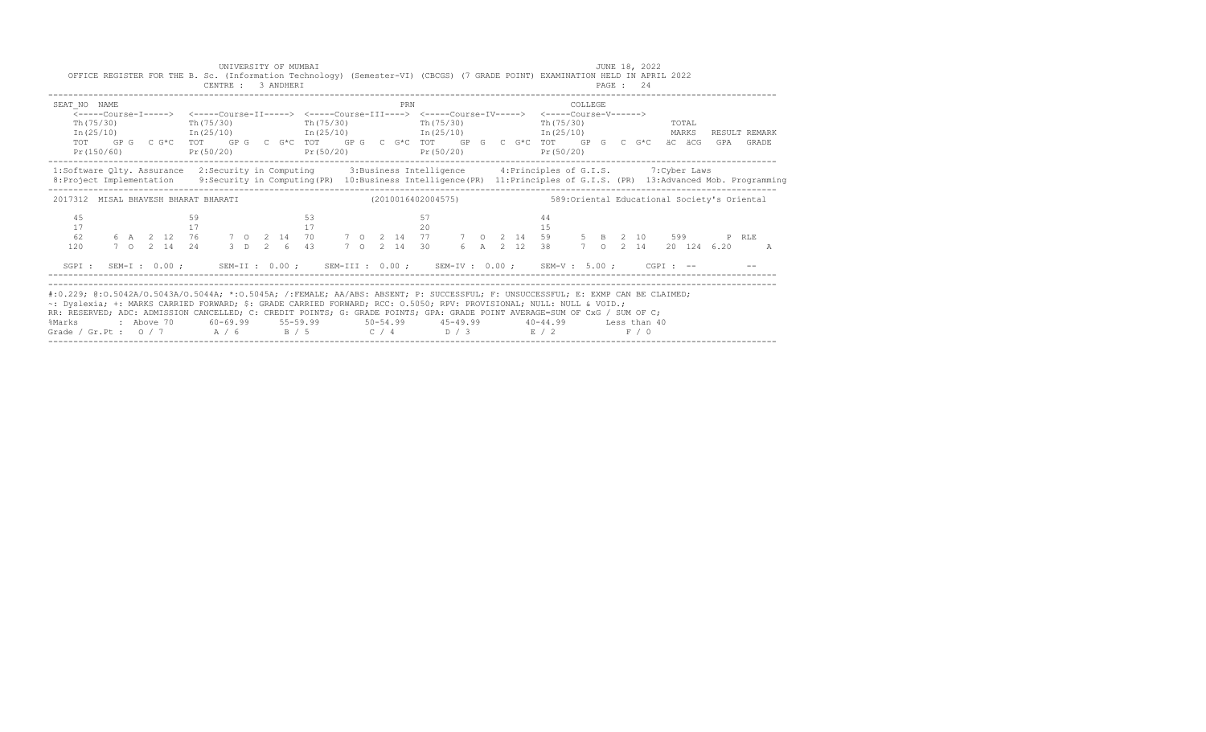UNIVERSITY OF MUMBAI

JUNE 18, 2022

OFFICE REGISTER FOR THE B. Sc. (Information Technology) (Semester-VI) (CBCGS) (7 GRADE POINT) EXAMINATION HELD IN APRIL 2022

CENTRE : 3 ANDHERI

PAGE : 24

```
SEAT_NO  NAME                                                      PRN                         COLLEGE
     <-----Course-I-----> <-----Course-II-----> <-----Course-III----> <-----Course-IV-----> <-----Course-V------>
     Th(75/30)            Th(75/30)             Th(75/30)             Th(75/30)             Th(75/30)              TOTAL
     In(25/10)            In(25/10)             In(25/10)             In(25/10)             In(25/10)              MARKS   RESULT REMARK
     TOT   GP G  C G*C    TOT   GP G  C G*C     TOT   GP G  C G*C     TOT   GP G  C G*C     TOT   GP G  C G*C    äC  äCG   GPA  GRADE
     Pr(150/60)           Pr(50/20)             Pr(50/20)             Pr(50/20)             Pr(50/20)
```

1:Software Qlty. Assurance 2:Security in Computing 3:Business Intelligence 4:Principles of G.I.S. 7:Cyber Laws
8:Project Implementation 9:Security in Computing(PR) 10:Business Intelligence(PR) 11:Principles of G.I.S. (PR) 13:Advanced Mob. Programming

```
 2017312  MISAL BHAVESH BHARAT BHARATI                    (2010016402004575)           589:Oriental Educational Society's Oriental

    45                  59                  53                  57                  44
    17                  17                  17                  20                  15
    62     6  A  2 12   76    7  O  2 14    70    7  O  2 14    77    7  O  2 14    59    5  B  2 10     599         P  RLE
   120     7  O  2 14   24    3  D  2  6    43    7  O  2 14    30    6  A  2 12    38    7  O  2 14    20  124  6.20       A

  SGPI :  SEM-I : 0.00 ;    SEM-II : 0.00 ;    SEM-III : 0.00 ;    SEM-IV : 0.00 ;    SEM-V : 5.00 ;    CGPI : --        --
```

#:0.229; @:O.5042A/O.5043A/O.5044A; *:O.5045A; /:FEMALE; AA/ABS: ABSENT; P: SUCCESSFUL; F: UNSUCCESSFUL; E: EXMP CAN BE CLAIMED;
~: Dyslexia; +: MARKS CARRIED FORWARD; $: GRADE CARRIED FORWARD; RCC: O.5050; RPV: PROVISIONAL; NULL: NULL & VOID.;
RR: RESERVED; ADC: ADMISSION CANCELLED; C: CREDIT POINTS; G: GRADE POINTS; GPA: GRADE POINT AVERAGE=SUM OF CxG / SUM OF C;

| %Marks | Above 70 | 60-69.99 | 55-59.99 | 50-54.99 | 45-49.99 | 40-44.99 | Less than 40 |
|---|---|---|---|---|---|---|---|
| Grade / Gr.Pt | O / 7 | A / 6 | B / 5 | C / 4 | D / 3 | E / 2 | F / 0 |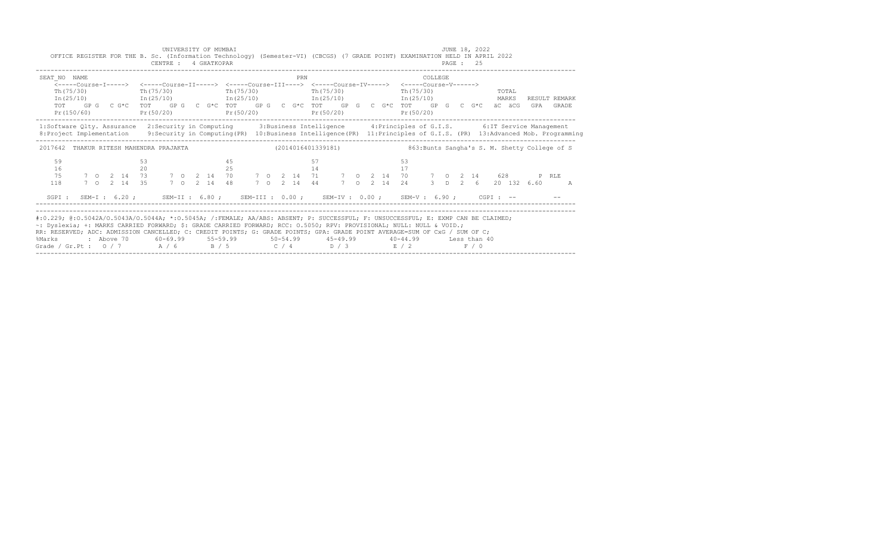UNIVERSITY OF MUMBAI — JUNE 18, 2022

OFFICE REGISTER FOR THE B. Sc. (Information Technology) (Semester-VI) (CBCGS) (7 GRADE POINT) EXAMINATION HELD IN APRIL 2022

CENTRE : 4 GHATKOPAR — PAGE : 25

| SEAT_NO NAME | | | | | PRN | COLLEGE | | |
|---|---|---|---|---|---|---|---|---|
| | <-----Course-I-----> | <-----Course-II-----> | <-----Course-III----> | <-----Course-IV-----> | <-----Course-V------> | | | |
| | Th(75/30) | Th(75/30) | Th(75/30) | Th(75/30) | Th(75/30) | TOTAL | | |
| | In(25/10) | In(25/10) | In(25/10) | In(25/10) | In(25/10) | MARKS | RESULT | REMARK |
| | TOT GP G C G*C | TOT GP G C G*C | TOT GP G C G*C | TOT GP G C G*C | TOT GP G C G*C | äC äCG | GPA | GRADE |
| | Pr(150/60) | Pr(50/20) | Pr(50/20) | Pr(50/20) | Pr(50/20) | | | |

1:Software Qlty. Assurance 2:Security in Computing 3:Business Intelligence 4:Principles of G.I.S. 6:IT Service Management
8:Project Implementation 9:Security in Computing(PR) 10:Business Intelligence(PR) 11:Principles of G.I.S. (PR) 13:Advanced Mob. Programming

2017642 THAKUR RITESH MAHENDRA PRAJAKTA (2014016401339181) 863:Bunts Sangha's S. M. Shetty College of S

| | Course-I | Course-II | Course-III | Course-IV | Course-V | TOTAL | RESULT | REMARK |
|---|---|---|---|---|---|---|---|---|
| Th | 59 | 53 | 45 | 57 | 53 | | | |
| In | 16 | 20 | 25 | 14 | 17 | | | |
| TOT | 75 7 O 2 14 | 73 7 O 2 14 | 70 7 O 2 14 | 71 7 O 2 14 | 70 7 O 2 14 | 628 | P | RLE |
| Pr | 118 7 O 2 14 | 35 7 O 2 14 | 48 7 O 2 14 | 44 7 O 2 14 | 24 3 D 2 6 | 20 132 | 6.60 | A |

SGPI : SEM-I : 6.20 ; SEM-II : 6.80 ; SEM-III : 0.00 ; SEM-IV : 0.00 ; SEM-V : 6.90 ; CGPI : -- --

#:O.229; @:O.5042A/O.5043A/O.5044A; *:O.5045A; /:FEMALE; AA/ABS: ABSENT; P: SUCCESSFUL; F: UNSUCCESSFUL; E: EXMP CAN BE CLAIMED;
~: Dyslexia; +: MARKS CARRIED FORWARD; $: GRADE CARRIED FORWARD; RCC: O.5050; RPV: PROVISIONAL; NULL: NULL & VOID.;
RR: RESERVED; ADC: ADMISSION CANCELLED; C: CREDIT POINTS; G: GRADE POINTS; GPA: GRADE POINT AVERAGE=SUM OF CxG / SUM OF C;

| %Marks | Above 70 | 60-69.99 | 55-59.99 | 50-54.99 | 45-49.99 | 40-44.99 | Less than 40 |
|---|---|---|---|---|---|---|---|
| Grade / Gr.Pt | O / 7 | A / 6 | B / 5 | C / 4 | D / 3 | E / 2 | F / 0 |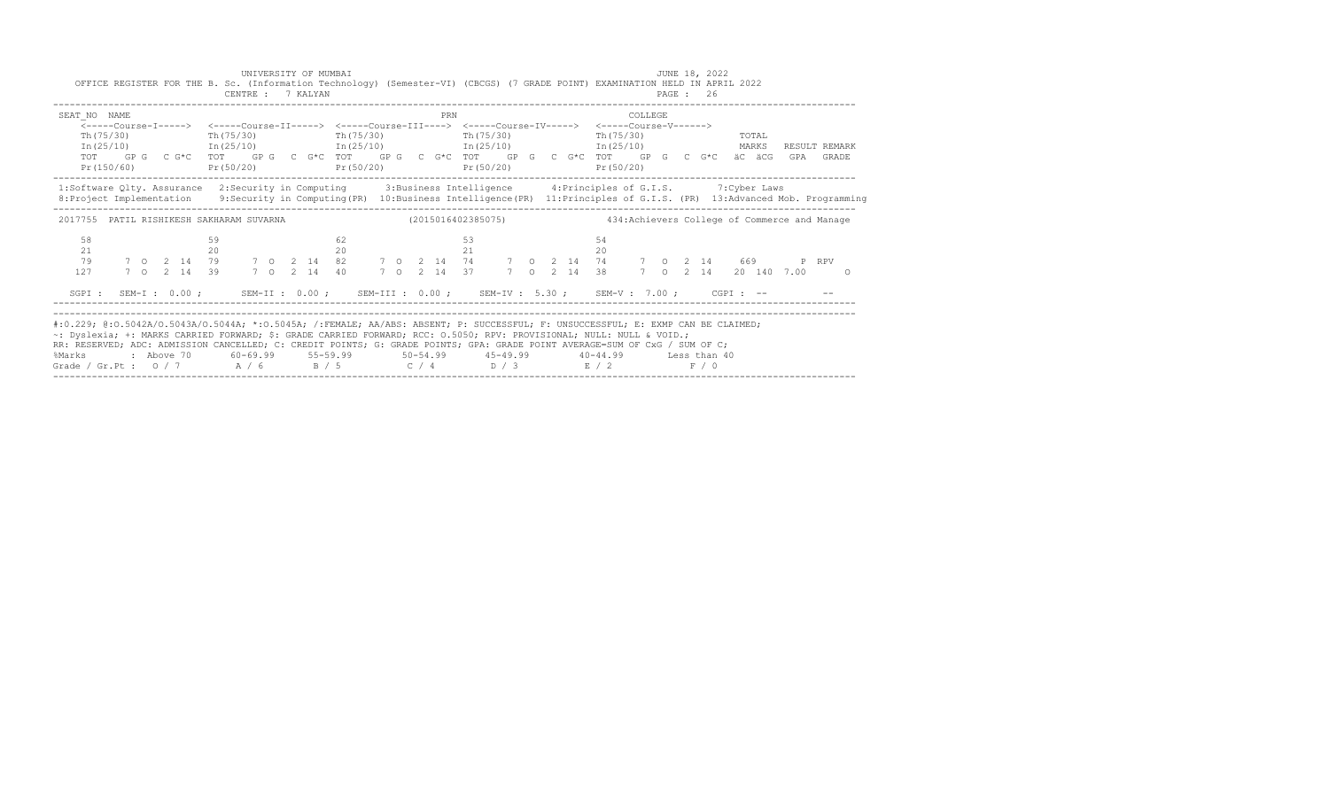UNIVERSITY OF MUMBAI

JUNE 18, 2022

OFFICE REGISTER FOR THE B. Sc. (Information Technology) (Semester-VI) (CBCGS) (7 GRADE POINT) EXAMINATION HELD IN APRIL 2022

CENTRE : 7 KALYAN

PAGE : 26

```
SEAT_NO  NAME                                                  PRN                               COLLEGE
    <-----Course-I----->  <-----Course-II----->  <-----Course-III---->  <-----Course-IV----->  <-----Course-V------>
     Th(75/30)             Th(75/30)              Th(75/30)              Th(75/30)              Th(75/30)                 TOTAL
     In(25/10)             In(25/10)              In(25/10)              In(25/10)              In(25/10)                 MARKS   RESULT REMARK
     TOT    GP G   C G*C   TOT    GP G   C G*C    TOT    GP G   C G*C    TOT    GP G   C G*C    TOT    GP G   C G*C    äC  äCG   GPA   GRADE
     Pr(150/60)            Pr(50/20)              Pr(50/20)              Pr(50/20)              Pr(50/20)
```

1:Software Qlty. Assurance  2:Security in Computing  3:Business Intelligence  4:Principles of G.I.S.  7:Cyber Laws
8:Project Implementation  9:Security in Computing(PR)  10:Business Intelligence(PR)  11:Principles of G.I.S. (PR)  13:Advanced Mob. Programming

```
 2017755  PATIL RISHIKESH SAKHARAM SUVARNA               (2015016402385075)             434:Achievers College of Commerce and Manage

    58                    59                    62                    53                    54
    21                    20                    20                    21                    20
    79      7  O  2  14   79      7  O  2  14   82      7  O  2  14   74      7  O  2  14   74      7  O  2  14    669        P  RPV
   127      7  O  2  14   39      7  O  2  14   40      7  O  2  14   37      7  O  2  14   38      7  O  2  14    20  140  7.00       O

  SGPI :  SEM-I : 0.00 ;    SEM-II : 0.00 ;    SEM-III : 0.00 ;    SEM-IV : 5.30 ;    SEM-V : 7.00 ;     CGPI : --          --
```

#:O.229; @:O.5042A/O.5043A/O.5044A; *:O.5045A; /:FEMALE; AA/ABS: ABSENT; P: SUCCESSFUL; F: UNSUCCESSFUL; E: EXMP CAN BE CLAIMED;
~: Dyslexia; +: MARKS CARRIED FORWARD; $: GRADE CARRIED FORWARD; RCC: O.5050; RPV: PROVISIONAL; NULL: NULL & VOID.;
RR: RESERVED; ADC: ADMISSION CANCELLED; C: CREDIT POINTS; G: GRADE POINTS; GPA: GRADE POINT AVERAGE=SUM OF CxG / SUM OF C;

| %Marks | : Above 70 | 60-69.99 | 55-59.99 | 50-54.99 | 45-49.99 | 40-44.99 | Less than 40 |
|---|---|---|---|---|---|---|---|
| Grade / Gr.Pt : | O / 7 | A / 6 | B / 5 | C / 4 | D / 3 | E / 2 | F / 0 |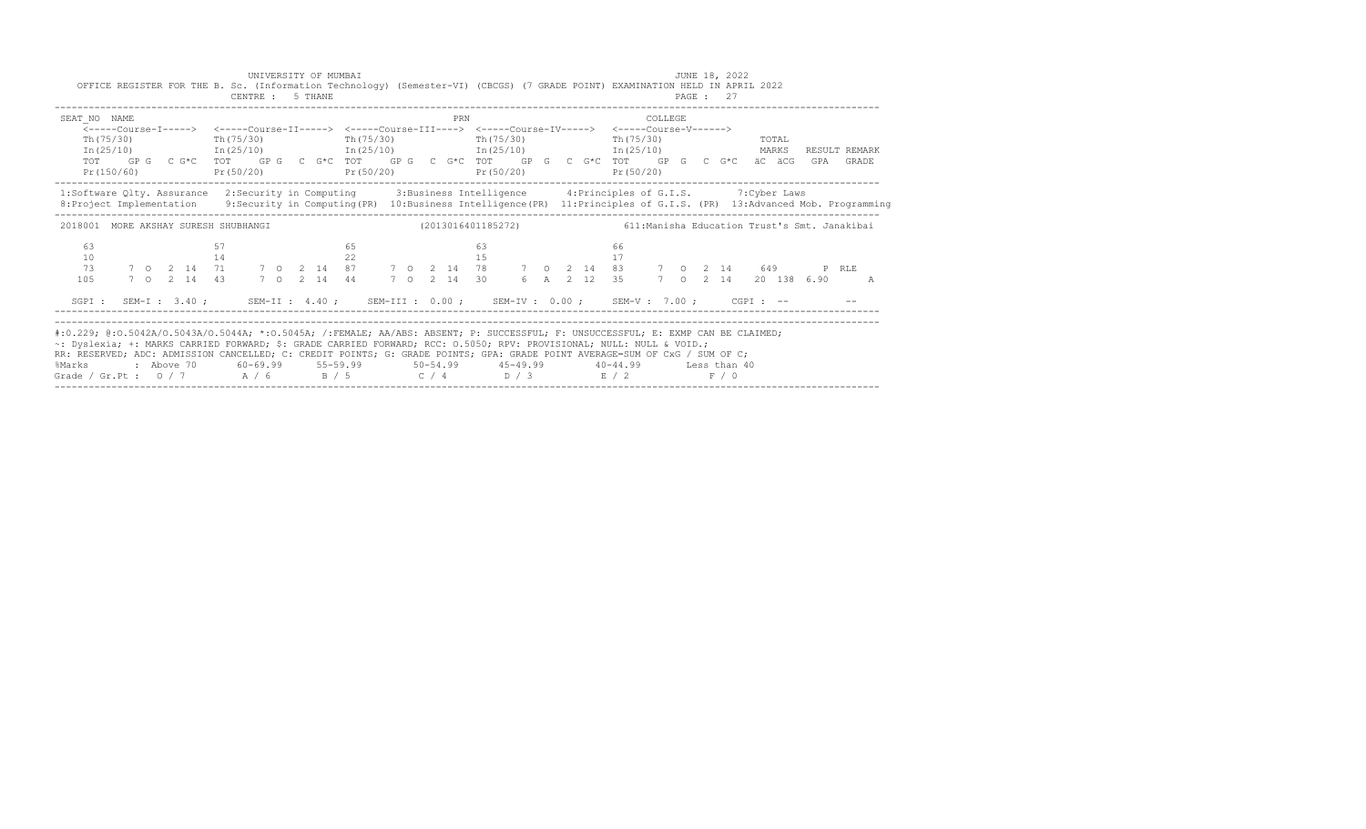UNIVERSITY OF MUMBAI

JUNE 18, 2022

OFFICE REGISTER FOR THE B. Sc. (Information Technology) (Semester-VI) (CBCGS) (7 GRADE POINT) EXAMINATION HELD IN APRIL 2022

CENTRE : 5 THANE

PAGE : 27

```
SEAT_NO  NAME                                                  PRN                        COLLEGE
     <-----Course-I----->  <-----Course-II----->  <-----Course-III---->  <-----Course-IV----->  <-----Course-V------>
     Th(75/30)             Th(75/30)              Th(75/30)              Th(75/30)              Th(75/30)              TOTAL
     In(25/10)             In(25/10)              In(25/10)              In(25/10)              In(25/10)              MARKS   RESULT REMARK
     TOT   GP G  C G*C   TOT   GP G  C G*C   TOT   GP G  C G*C   TOT   GP G  C G*C   TOT   GP G  C G*C   äC äCG  GPA  GRADE
     Pr(150/60)          Pr(50/20)             Pr(50/20)              Pr(50/20)              Pr(50/20)
```

1:Software Qlty. Assurance 2:Security in Computing 3:Business Intelligence 4:Principles of G.I.S. 7:Cyber Laws
8:Project Implementation 9:Security in Computing(PR) 10:Business Intelligence(PR) 11:Principles of G.I.S. (PR) 13:Advanced Mob. Programming

```
 2018001  MORE AKSHAY SURESH SHUBHANGI              (2013016401185272)          611:Manisha Education Trust's Smt. Janakibai

     63                  57                  65                  63                  66
     10                  14                  22                  15                  17
     73     7  O  2  14  71     7  O  2  14  87     7  O  2  14  78     7  O  2  14  83     7  O  2  14     649       P RLE
    105     7  O  2  14  43     7  O  2  14  44     7  O  2  14  30     6  A  2  12  35     7  O  2  14   20 138 6.90      A

  SGPI :  SEM-I : 3.40 ;    SEM-II : 4.40 ;   SEM-III : 0.00 ;   SEM-IV : 0.00 ;   SEM-V : 7.00 ;    CGPI : --        --
```

#:0.229; @:O.5042A/O.5043A/O.5044A; *:O.5045A; /:FEMALE; AA/ABS: ABSENT; P: SUCCESSFUL; F: UNSUCCESSFUL; E: EXMP CAN BE CLAIMED;
~: Dyslexia; +: MARKS CARRIED FORWARD; $: GRADE CARRIED FORWARD; RCC: O.5050; RPV: PROVISIONAL; NULL: NULL & VOID.;
RR: RESERVED; ADC: ADMISSION CANCELLED; C: CREDIT POINTS; G: GRADE POINTS; GPA: GRADE POINT AVERAGE=SUM OF CxG / SUM OF C;

| %Marks | Above 70 | 60-69.99 | 55-59.99 | 50-54.99 | 45-49.99 | 40-44.99 | Less than 40 |
|---|---|---|---|---|---|---|---|
| Grade / Gr.Pt | O / 7 | A / 6 | B / 5 | C / 4 | D / 3 | E / 2 | F / 0 |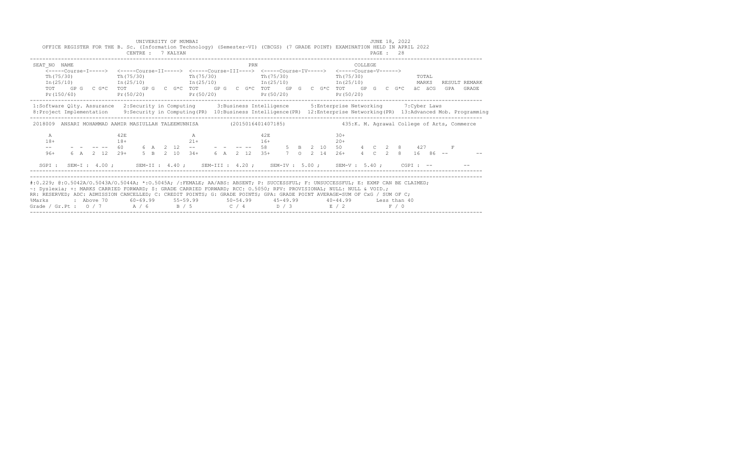UNIVERSITY OF MUMBAI — JUNE 18, 2022

OFFICE REGISTER FOR THE B. Sc. (Information Technology) (Semester-VI) (CBCGS) (7 GRADE POINT) EXAMINATION HELD IN APRIL 2022

CENTRE : 7 KALYAN — PAGE : 28

```
SEAT_NO  NAME                                                    PRN                           COLLEGE
    <-----Course-I-----> <-----Course-II-----> <-----Course-III----> <-----Course-IV-----> <-----Course-V------>
    Th(75/30)            Th(75/30)             Th(75/30)             Th(75/30)             Th(75/30)              TOTAL
    In(25/10)            In(25/10)             In(25/10)             In(25/10)             In(25/10)              MARKS   RESULT REMARK
    TOT   GP G  C G*C  TOT   GP G  C G*C  TOT   GP G  C G*C  TOT   GP G  C G*C  TOT   GP G  C G*C  äC äCG  GPA  GRADE
    Pr(150/60)           Pr(50/20)             Pr(50/20)             Pr(50/20)             Pr(50/20)
```

1:Software Qlty. Assurance 2:Security in Computing 3:Business Intelligence 5:Enterprise Networking 7:Cyber Laws
8:Project Implementation 9:Security in Computing(PR) 10:Business Intelligence(PR) 12:Enterprise Networking(PR) 13:Advanced Mob. Programming

```
2018009  ANSARI MOHAMMAD AAMIR MASIULLAH TALEEMUNNISA         (2015016401407185)          435:K. M. Agrawal College of Arts, Commerce

     A                   42E                  A                    42E                  30+
    18+                  18+                 21+                   16+                  20+
    --    - -  -- --    60    6 A  2 12   --    - -  -- --    58    5 B  2 10   50    4 C  2  8    427       F
    96+   6 A  2 12     29+   5 B  2 10   34+   6 A  2 12     35+   7 O  2 14   26+   4 C  2  8    16  86 --        --

  SGPI :  SEM-I : 4.00 ;    SEM-II : 4.40 ;   SEM-III : 4.20 ;   SEM-IV : 5.00 ;   SEM-V : 5.40 ;    CGPI : --       --
```

#:O.229; @:O.5042A/O.5043A/O.5044A; *:O.5045A; /:FEMALE; AA/ABS: ABSENT; P: SUCCESSFUL; F: UNSUCCESSFUL; E: EXMP CAN BE CLAIMED;
~: Dyslexia; +: MARKS CARRIED FORWARD; $: GRADE CARRIED FORWARD; RCC: O.5050; RPV: PROVISIONAL; NULL: NULL & VOID.;
RR: RESERVED; ADC: ADMISSION CANCELLED; C: CREDIT POINTS; G: GRADE POINTS; GPA: GRADE POINT AVERAGE=SUM OF CxG / SUM OF C;

| %Marks | Above 70 | 60-69.99 | 55-59.99 | 50-54.99 | 45-49.99 | 40-44.99 | Less than 40 |
|---|---|---|---|---|---|---|---|
| Grade / Gr.Pt | O / 7 | A / 6 | B / 5 | C / 4 | D / 3 | E / 2 | F / 0 |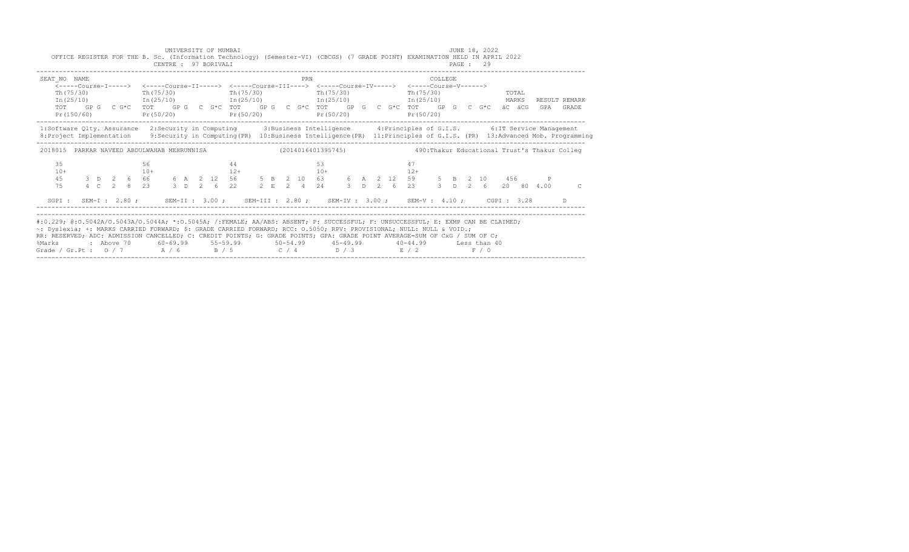UNIVERSITY OF MUMBAI

JUNE 18, 2022

OFFICE REGISTER FOR THE B. Sc. (Information Technology) (Semester-VI) (CBCGS) (7 GRADE POINT) EXAMINATION HELD IN APRIL 2022

CENTRE : 97 BORIVALI

```
SEAT_NO  NAME                                                   PRN                            COLLEGE
    <-----Course-I----->  <-----Course-II----->  <-----Course-III---->  <-----Course-IV----->  <-----Course-V------>
    Th(75/30)             Th(75/30)              Th(75/30)              Th(75/30)              Th(75/30)                TOTAL
    In(25/10)             In(25/10)              In(25/10)              In(25/10)              In(25/10)                MARKS   RESULT REMARK
    TOT    GP G  C G*C   TOT    GP G  C G*C    TOT    GP G  C G*C    TOT    GP G  C G*C    TOT    GP G  C G*C     äC  äCG   GPA   GRADE
    Pr(150/60)            Pr(50/20)              Pr(50/20)              Pr(50/20)              Pr(50/20)
```

1:Software Qlty. Assurance  2:Security in Computing  3:Business Intelligence  4:Principles of G.I.S.  6:IT Service Management
8:Project Implementation  9:Security in Computing(PR)  10:Business Intelligence(PR)  11:Principles of G.I.S. (PR)  13:Advanced Mob. Programming

```
2018015  PARKAR NAVEED ABDULWAHAB MEHRUNNISA                (2014016401395745)              490:Thakur Educational Trust's Thakur Colleg

    35                    56                     44                     53                     47
    10+                   10+                    12+                    10+                    12+
    45     3  D  2  6    66     6  A  2  12    56     5  B  2  10    63     6  A  2  12    59     5  B  2  10     456        P
    75     4  C  2  8    23     3  D  2  6     22     2  E  2  4     24     3  D  2  6     23     3  D  2  6      20  80  4.00       C

  SGPI :  SEM-I : 2.80 ;     SEM-II : 3.00 ;    SEM-III : 2.80 ;    SEM-IV : 3.00 ;    SEM-V : 4.10 ;     CGPI : 3.28        D
```

#:0.229; @:O.5042A/O.5043A/O.5044A; *:O.5045A; /:FEMALE; AA/ABS: ABSENT; P: SUCCESSFUL; F: UNSUCCESSFUL; E: EXMP CAN BE CLAIMED;
~: Dyslexia; +: MARKS CARRIED FORWARD; $: GRADE CARRIED FORWARD; RCC: O.5050; RPV: PROVISIONAL; NULL: NULL & VOID.;
RR: RESERVED; ADC: ADMISSION CANCELLED; C: CREDIT POINTS; G: GRADE POINTS; GPA: GRADE POINT AVERAGE=SUM OF CxG / SUM OF C;

| %Marks | Above 70 | 60-69.99 | 55-59.99 | 50-54.99 | 45-49.99 | 40-44.99 | Less than 40 |
|---|---|---|---|---|---|---|---|
| Grade / Gr.Pt | O / 7 | A / 6 | B / 5 | C / 4 | D / 3 | E / 2 | F / 0 |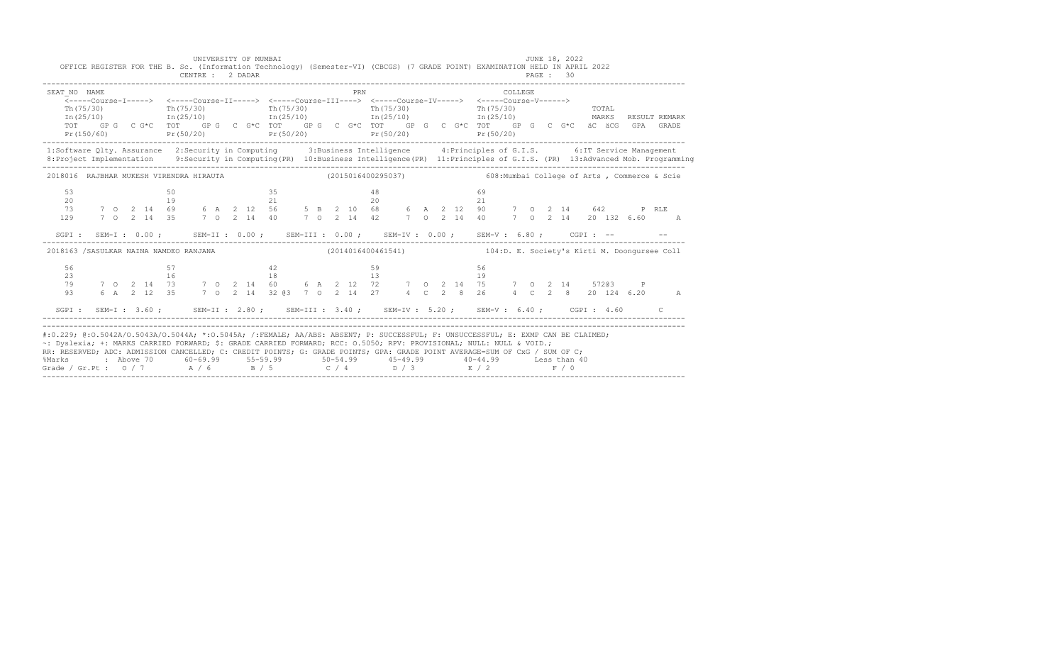UNIVERSITY OF MUMBAI

OFFICE REGISTER FOR THE B. Sc. (Information Technology) (Semester-VI) (CBCGS) (7 GRADE POINT) EXAMINATION HELD IN APRIL 2022

CENTRE : 2 DADAR

JUNE 18, 2022

```
SEAT_NO  NAME                                                PRN                                   COLLEGE
    <-----Course-I-----> <-----Course-II-----> <-----Course-III----> <-----Course-IV-----> <-----Course-V------>
    Th(75/30)            Th(75/30)             Th(75/30)             Th(75/30)             Th(75/30)              TOTAL
    In(25/10)            In(25/10)             In(25/10)             In(25/10)             In(25/10)              MARKS   RESULT REMARK
    TOT   GP G  C G*C  TOT   GP G  C G*C TOT   GP G  C G*C TOT   GP G  C G*C TOT   GP G  C G*C  äC äCG  GPA  GRADE
    Pr(150/60)           Pr(50/20)             Pr(50/20)             Pr(50/20)             Pr(50/20)
```

1:Software Qlty. Assurance 2:Security in Computing 3:Business Intelligence 4:Principles of G.I.S. 6:IT Service Management
8:Project Implementation 9:Security in Computing(PR) 10:Business Intelligence(PR) 11:Principles of G.I.S. (PR) 13:Advanced Mob. Programming

```
2018016  RAJBHAR MUKESH VIRENDRA HIRAUTA                    (2015016400295037)            608:Mumbai College of Arts , Commerce & Scie

    53                   50                    35                    48                    69
    20                   19                    21                    20                    21
    73     7  O  2  14   69     6  A  2  12    56     5  B  2  10    68     6  A  2  12    90     7  O  2  14    642        P  RLE
   129     7  O  2  14   35     7  O  2  14    40     7  O  2  14    42     7  O  2  14    40     7  O  2  14    20  132  6.60      A

  SGPI :  SEM-I : 0.00 ;    SEM-II : 0.00 ;    SEM-III : 0.00 ;    SEM-IV : 0.00 ;    SEM-V : 6.80 ;    CGPI : --         --

2018163 /SASULKAR NAINA NAMDEO RANJANA                      (2014016400461541)            104:D. E. Society's Kirti M. Doongursee Coll

    56                   57                    42                    59                    56
    23                   16                    18                    13                    19
    79     7  O  2  14   73     7  O  2  14    60     6  A  2  12    72     7  O  2  14    75     7  O  2  14    572@3      P
    93     6  A  2  12   35     7  O  2  14    32 @3  7  O  2  14    27     4  C  2  8     26     4  C  2  8     20  124  6.20      A

  SGPI :  SEM-I : 3.60 ;    SEM-II : 2.80 ;    SEM-III : 3.40 ;    SEM-IV : 5.20 ;    SEM-V : 6.40 ;    CGPI : 4.60       C
```

#:0.229; @:O.5042A/O.5043A/O.5044A; *:O.5045A; /:FEMALE; AA/ABS: ABSENT; P: SUCCESSFUL; F: UNSUCCESSFUL; E: EXMP CAN BE CLAIMED;
~: Dyslexia; +: MARKS CARRIED FORWARD; $: GRADE CARRIED FORWARD; RCC: O.5050; RPV: PROVISIONAL; NULL: NULL & VOID.;
RR: RESERVED; ADC: ADMISSION CANCELLED; C: CREDIT POINTS; G: GRADE POINTS; GPA: GRADE POINT AVERAGE=SUM OF CxG / SUM OF C;

| %Marks | : Above 70 | 60-69.99 | 55-59.99 | 50-54.99 | 45-49.99 | 40-44.99 | Less than 40 |
|---|---|---|---|---|---|---|---|
| Grade / Gr.Pt : | O / 7 | A / 6 | B / 5 | C / 4 | D / 3 | E / 2 | F / 0 |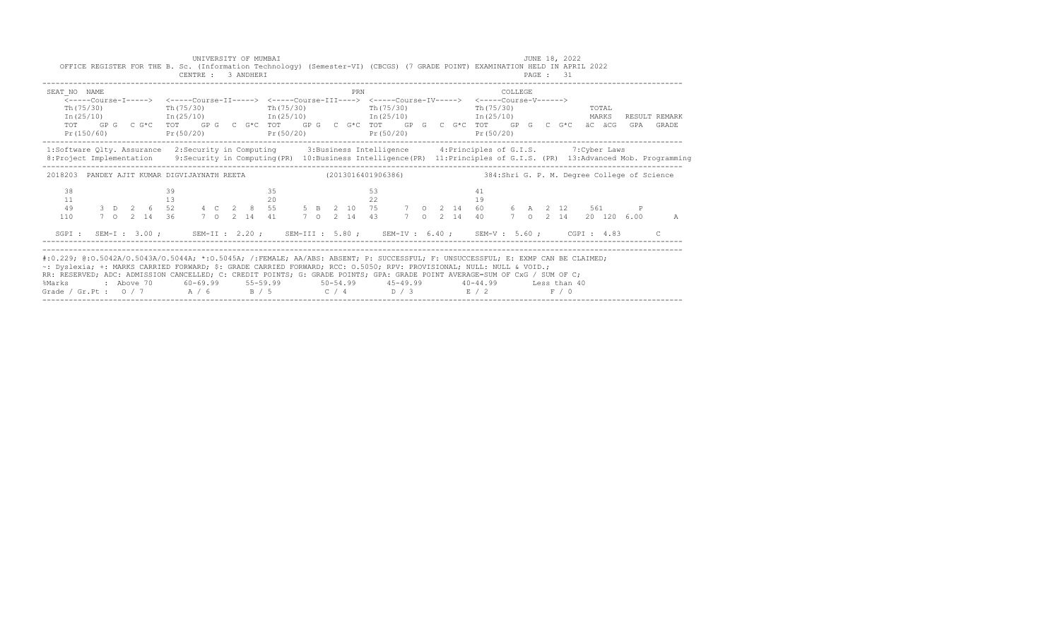UNIVERSITY OF MUMBAI

JUNE 18, 2022

OFFICE REGISTER FOR THE B. Sc. (Information Technology) (Semester-VI) (CBCGS) (7 GRADE POINT) EXAMINATION HELD IN APRIL 2022

CENTRE : 3 ANDHERI

| SEAT_NO | NAME | | | | | PRN | | | COLLEGE | | | |
|---|---|---|---|---|---|---|---|---|---|---|---|---|
| | <-----Course-I-----> | <-----Course-II-----> | <-----Course-III----> | <-----Course-IV-----> | <-----Course-V------> | | | | | | | |
| | Th(75/30) | Th(75/30) | Th(75/30) | Th(75/30) | Th(75/30) | TOTAL | | | | | | |
| | In(25/10) | In(25/10) | In(25/10) | In(25/10) | In(25/10) | MARKS | RESULT | REMARK | | | | |
| | TOT GP G C G*C | TOT GP G C G*C | TOT GP G C G*C | TOT GP G C G*C | TOT GP G C G*C | äC äCG | GPA | GRADE | | | | |
| | Pr(150/60) | Pr(50/20) | Pr(50/20) | Pr(50/20) | Pr(50/20) | | | | | | | |

1:Software Qlty. Assurance 2:Security in Computing 3:Business Intelligence 4:Principles of G.I.S. 7:Cyber Laws
8:Project Implementation 9:Security in Computing(PR) 10:Business Intelligence(PR) 11:Principles of G.I.S. (PR) 13:Advanced Mob. Programming

2018203 PANDEY AJIT KUMAR DIGVIJAYNATH REETA (2013016401906386) 384:Shri G. P. M. Degree College of Science

| | Course-I | Course-II | Course-III | Course-IV | Course-V | TOTAL | RESULT | GRADE |
|---|---|---|---|---|---|---|---|---|
| Th | 38 | 39 | 35 | 53 | 41 | | | |
| In | 11 | 13 | 20 | 22 | 19 | | | |
| TOT GP G C G*C | 49 3 D 2 6 | 52 4 C 2 8 | 55 5 B 2 10 | 75 7 O 2 14 | 60 6 A 2 12 | 561 | P | |
| Pr | 110 7 O 2 14 | 36 7 O 2 14 | 41 7 O 2 14 | 43 7 O 2 14 | 40 7 O 2 14 | 20 120 6.00 | | A |

SGPI : SEM-I : 3.00 ; SEM-II : 2.20 ; SEM-III : 5.80 ; SEM-IV : 6.40 ; SEM-V : 5.60 ; CGPI : 4.83 C

#:O.229; @:O.5042A/O.5043A/O.5044A; *:O.5045A; /:FEMALE; AA/ABS: ABSENT; P: SUCCESSFUL; F: UNSUCCESSFUL; E: EXMP CAN BE CLAIMED;
~: Dyslexia; +: MARKS CARRIED FORWARD; $: GRADE CARRIED FORWARD; RCC: O.5050; RPV: PROVISIONAL; NULL: NULL & VOID.;
RR: RESERVED; ADC: ADMISSION CANCELLED; C: CREDIT POINTS; G: GRADE POINTS; GPA: GRADE POINT AVERAGE=SUM OF CxG / SUM OF C;

| %Marks | : Above 70 | 60-69.99 | 55-59.99 | 50-54.99 | 45-49.99 | 40-44.99 | Less than 40 |
|---|---|---|---|---|---|---|---|
| Grade / Gr.Pt : | O / 7 | A / 6 | B / 5 | C / 4 | D / 3 | E / 2 | F / 0 |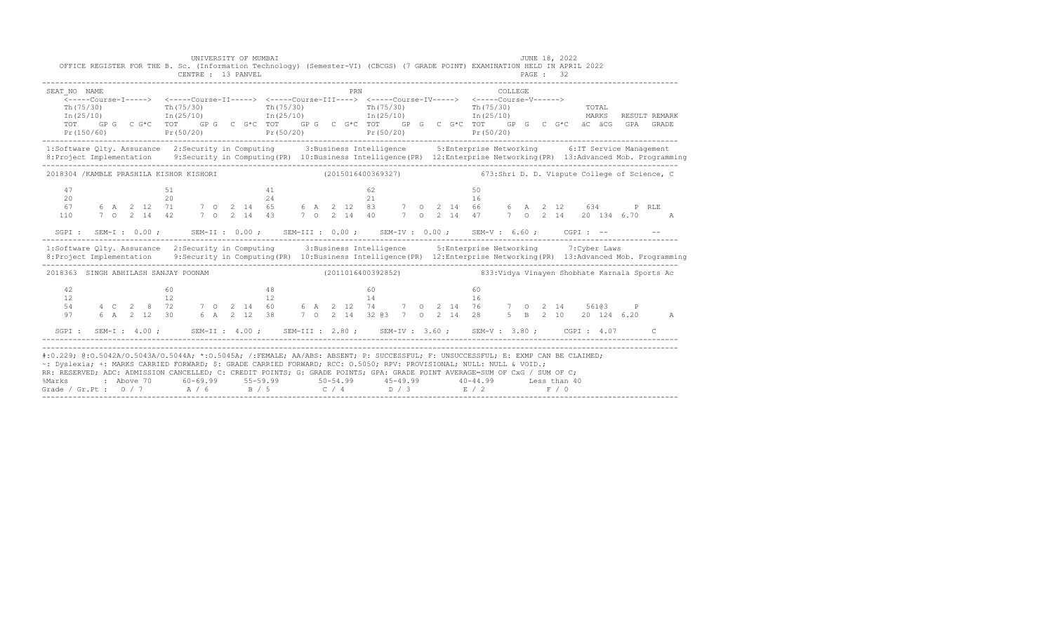UNIVERSITY OF MUMBAI — JUNE 18, 2022

OFFICE REGISTER FOR THE B. Sc. (Information Technology) (Semester-VI) (CBCGS) (7 GRADE POINT) EXAMINATION HELD IN APRIL 2022

CENTRE : 13 PANVEL — PAGE : 32

```
SEAT_NO  NAME                                             PRN                                   COLLEGE
    <-----Course-I-----> <-----Course-II-----> <-----Course-III----> <-----Course-IV-----> <-----Course-V------>
    Th(75/30)            Th(75/30)             Th(75/30)             Th(75/30)             Th(75/30)                TOTAL
    In(25/10)            In(25/10)             In(25/10)             In(25/10)             In(25/10)                MARKS   RESULT REMARK
    TOT   GP G  C G*C  TOT   GP G  C G*C  TOT   GP G  C G*C  TOT   GP G  C G*C  TOT   GP G  C G*C  äC äCG  GPA  GRADE
    Pr(150/60)           Pr(50/20)             Pr(50/20)             Pr(50/20)             Pr(50/20)
--------------------------------------------------------------------------------------------------------------------------------------
1:Software Qlty. Assurance  2:Security in Computing     3:Business Intelligence      5:Enterprise Networking     6:IT Service Management
8:Project Implementation    9:Security in Computing(PR)  10:Business Intelligence(PR)  12:Enterprise Networking(PR)  13:Advanced Mob. Programming
--------------------------------------------------------------------------------------------------------------------------------------
2018304 /KAMBLE PRASHILA KISHOR KISHORI                   (2015016400369327)              673:Shri D. D. Vispute College of Science, C

    47                   51                    41                    62                    50
    20                   20                    24                    21                    16
    67     6 A  2 12  71     7 O  2 14  65     6 A  2 12  83     7 O  2 14  66     6 A  2 12     634      P RLE
    110    7 O  2 14  42     7 O  2 14  43     7 O  2 14  40     7 O  2 14  47     7 O  2 14   20 134 6.70      A

  SGPI :  SEM-I : 0.00 ;      SEM-II : 0.00 ;    SEM-III : 0.00 ;    SEM-IV : 0.00 ;    SEM-V : 6.60 ;     CGPI : --         --
--------------------------------------------------------------------------------------------------------------------------------------
1:Software Qlty. Assurance  2:Security in Computing     3:Business Intelligence      5:Enterprise Networking     7:Cyber Laws
8:Project Implementation    9:Security in Computing(PR)  10:Business Intelligence(PR)  12:Enterprise Networking(PR)  13:Advanced Mob. Programming
--------------------------------------------------------------------------------------------------------------------------------------
2018363  SINGH ABHILASH SANJAY POONAM                     (2011016400392852)              833:Vidya Vinayen Shobhate Karnala Sports Ac

    42                   60                    48                    60                    60
    12                   12                    12                    14                    16
    54     4 C  2  8  72     7 O  2 14  60     6 A  2 12  74     7 O  2 14  76     7 O  2 14     561@3    P
    97     6 A  2 12  30     6 A  2 12  38     7 O  2 14  32 @3  7 O  2 14  28     5 B  2 10   20 124 6.20      A

  SGPI :  SEM-I : 4.00 ;      SEM-II : 4.00 ;    SEM-III : 2.80 ;    SEM-IV : 3.60 ;    SEM-V : 3.80 ;     CGPI : 4.07       C
--------------------------------------------------------------------------------------------------------------------------------------
```

#:0.229; @:O.5042A/O.5043A/O.5044A; *:O.5045A; /:FEMALE; AA/ABS: ABSENT; P: SUCCESSFUL; F: UNSUCCESSFUL; E: EXMP CAN BE CLAIMED;
~: Dyslexia; +: MARKS CARRIED FORWARD; $: GRADE CARRIED FORWARD; RCC: O.5050; RPV: PROVISIONAL; NULL: NULL & VOID.;
RR: RESERVED; ADC: ADMISSION CANCELLED; C: CREDIT POINTS; G: GRADE POINTS; GPA: GRADE POINT AVERAGE=SUM OF CxG / SUM OF C;

| %Marks | Above 70 | 60-69.99 | 55-59.99 | 50-54.99 | 45-49.99 | 40-44.99 | Less than 40 |
|---|---|---|---|---|---|---|---|
| Grade / Gr.Pt | O / 7 | A / 6 | B / 5 | C / 4 | D / 3 | E / 2 | F / 0 |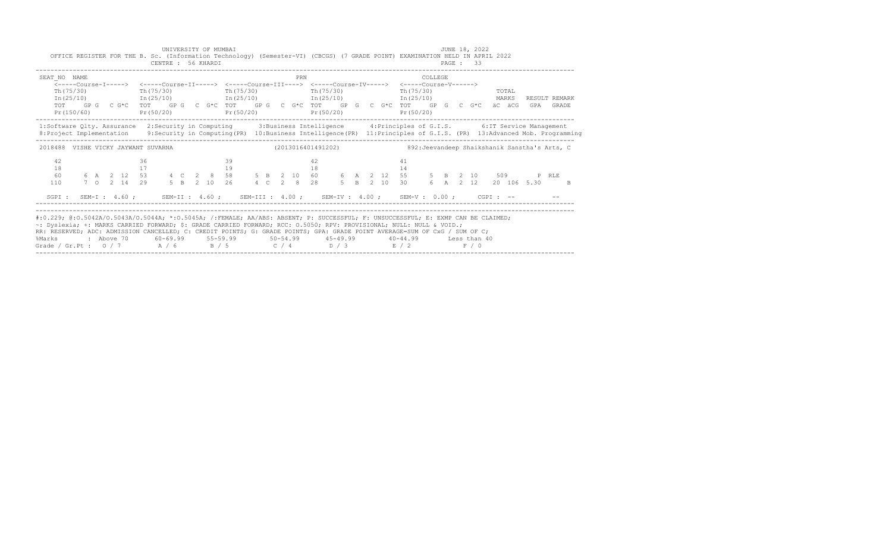UNIVERSITY OF MUMBAI

JUNE 18, 2022

OFFICE REGISTER FOR THE B. Sc. (Information Technology) (Semester-VI) (CBCGS) (7 GRADE POINT) EXAMINATION HELD IN APRIL 2022

CENTRE : 56 KHARDI

PAGE : 33

```
SEAT_NO  NAME                                                    PRN                              COLLEGE
      <-----Course-I----->  <-----Course-II----->  <-----Course-III---->  <-----Course-IV----->  <-----Course-V------>
      Th(75/30)             Th(75/30)              Th(75/30)              Th(75/30)              Th(75/30)              TOTAL
      In(25/10)             In(25/10)              In(25/10)              In(25/10)              In(25/10)              MARKS   RESULT REMARK
      TOT   GP G  C G*C  TOT   GP G  C G*C  TOT   GP G  C G*C  TOT   GP G  C G*C  TOT   GP G  C G*C   äC äCG   GPA  GRADE
      Pr(150/60)            Pr(50/20)              Pr(50/20)              Pr(50/20)              Pr(50/20)
```

1:Software Qlty. Assurance 2:Security in Computing 3:Business Intelligence 4:Principles of G.I.S. 6:IT Service Management
8:Project Implementation 9:Security in Computing(PR) 10:Business Intelligence(PR) 11:Principles of G.I.S. (PR) 13:Advanced Mob. Programming

```
 2018488  VISHE VICKY JAYWANT SUVARNA                    (2013016401491202)              892:Jeevandeep Shaikshanik Sanstha's Arts, C

    42                  36                  39                  42                  41
    18                  17                  19                  18                  14
    60     6  A  2  12  53     4  C  2  8   58     5  B  2  10  60     6  A  2  12  55     5  B  2  10    509       P  RLE
   110     7  O  2  14  29     5  B  2  10  26     4  C  2  8   28     5  B  2  10  30     6  A  2  12   20  106  5.30      B

  SGPI :  SEM-I : 4.60 ;     SEM-II : 4.60 ;    SEM-III : 4.00 ;    SEM-IV : 4.00 ;    SEM-V : 0.00 ;     CGPI : --          --
```

#:0.229; @:O.5042A/O.5043A/O.5044A; *:O.5045A; /:FEMALE; AA/ABS: ABSENT; P: SUCCESSFUL; F: UNSUCCESSFUL; E: EXMP CAN BE CLAIMED;
~: Dyslexia; +: MARKS CARRIED FORWARD; $: GRADE CARRIED FORWARD; RCC: O.5050; RPV: PROVISIONAL; NULL: NULL & VOID.;
RR: RESERVED; ADC: ADMISSION CANCELLED; C: CREDIT POINTS; G: GRADE POINTS; GPA: GRADE POINT AVERAGE=SUM OF CxG / SUM OF C;

| %Marks | Above 70 | 60-69.99 | 55-59.99 | 50-54.99 | 45-49.99 | 40-44.99 | Less than 40 |
|---|---|---|---|---|---|---|---|
| Grade / Gr.Pt : | O / 7 | A / 6 | B / 5 | C / 4 | D / 3 | E / 2 | F / 0 |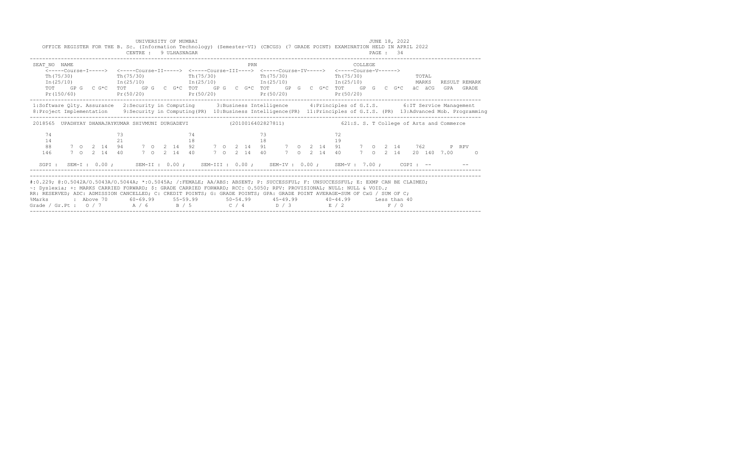UNIVERSITY OF MUMBAI

JUNE 18, 2022

OFFICE REGISTER FOR THE B. Sc. (Information Technology) (Semester-VI) (CBCGS) (7 GRADE POINT) EXAMINATION HELD IN APRIL 2022

CENTRE : 9 ULHASNAGAR

PAGE : 34

```
SEAT_NO  NAME                                                       PRN                                COLLEGE
     <-----Course-I----->  <-----Course-II----->  <-----Course-III---->  <-----Course-IV----->  <-----Course-V------>
     Th(75/30)             Th(75/30)              Th(75/30)              Th(75/30)              Th(75/30)                TOTAL
     In(25/10)             In(25/10)              In(25/10)              In(25/10)              In(25/10)                MARKS   RESULT REMARK
     TOT   GP G  C G*C  TOT   GP G  C G*C  TOT   GP G  C G*C  TOT   GP G  C G*C  TOT   GP G  C G*C  äC  äCG  GPA  GRADE
     Pr(150/60)            Pr(50/20)              Pr(50/20)              Pr(50/20)              Pr(50/20)
```

1:Software Qlty. Assurance 2:Security in Computing 3:Business Intelligence 4:Principles of G.I.S. 6:IT Service Management
8:Project Implementation 9:Security in Computing(PR) 10:Business Intelligence(PR) 11:Principles of G.I.S. (PR) 13:Advanced Mob. Programming

```
2018565  UPADHYAY DHANAJAYKUMAR SHIVMUNI DURGADEVI           (2010016402827811)              621:S. S. T College of Arts and Commerce

    74                  73                  74                  73                  72
    14                  21                  18                  18                  19
    88     7  O  2  14  94     7  O  2  14  92     7  O  2  14  91     7  O  2  14  91     7  O  2  14    762        P  RPV
   146     7  O  2  14  40     7  O  2  14  40     7  O  2  14  40     7  O  2  14  40     7  O  2  14   20  140  7.00      O

  SGPI :  SEM-I : 0.00 ;     SEM-II : 0.00 ;    SEM-III : 0.00 ;    SEM-IV : 0.00 ;    SEM-V : 7.00 ;     CGPI : --          --
```

#:0.229; @:O.5042A/O.5043A/O.5044A; *:O.5045A; /:FEMALE; AA/ABS: ABSENT; P: SUCCESSFUL; F: UNSUCCESSFUL; E: EXMP CAN BE CLAIMED;
~: Dyslexia; +: MARKS CARRIED FORWARD; $: GRADE CARRIED FORWARD; RCC: O.5050; RPV: PROVISIONAL; NULL: NULL & VOID.;
RR: RESERVED; ADC: ADMISSION CANCELLED; C: CREDIT POINTS; G: GRADE POINTS; GPA: GRADE POINT AVERAGE=SUM OF CxG / SUM OF C;

| %Marks | : Above 70 | 60-69.99 | 55-59.99 | 50-54.99 | 45-49.99 | 40-44.99 | Less than 40 |
|---|---|---|---|---|---|---|---|
| Grade / Gr.Pt : | O / 7 | A / 6 | B / 5 | C / 4 | D / 3 | E / 2 | F / 0 |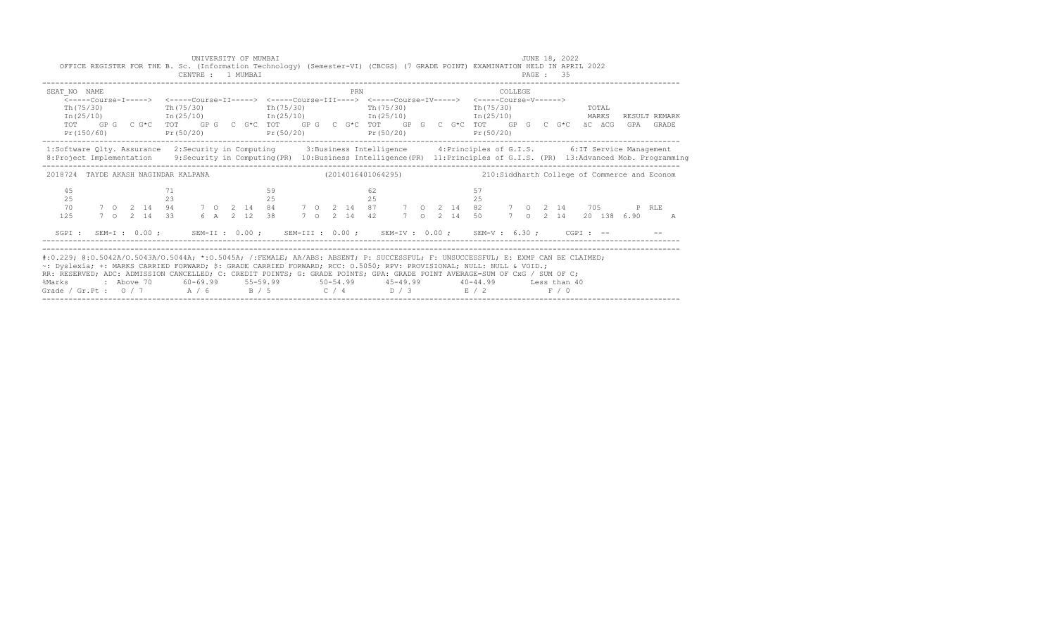UNIVERSITY OF MUMBAI

JUNE 18, 2022

OFFICE REGISTER FOR THE B. Sc. (Information Technology) (Semester-VI) (CBCGS) (7 GRADE POINT) EXAMINATION HELD IN APRIL 2022

CENTRE : 1 MUMBAI

```
SEAT_NO  NAME                                                  PRN                          COLLEGE
    <-----Course-I-----> <-----Course-II-----> <-----Course-III----> <-----Course-IV-----> <-----Course-V------>
    Th(75/30)            Th(75/30)             Th(75/30)             Th(75/30)             Th(75/30)                TOTAL
    In(25/10)            In(25/10)             In(25/10)             In(25/10)             In(25/10)                MARKS   RESULT REMARK
    TOT   GP G  C G*C    TOT   GP G  C G*C     TOT   GP G  C G*C     TOT   GP G  C G*C     TOT   GP G  C G*C    äC äCG  GPA  GRADE
    Pr(150/60)           Pr(50/20)             Pr(50/20)             Pr(50/20)             Pr(50/20)
```

1:Software Qlty. Assurance 2:Security in Computing 3:Business Intelligence 4:Principles of G.I.S. 6:IT Service Management
8:Project Implementation 9:Security in Computing(PR) 10:Business Intelligence(PR) 11:Principles of G.I.S. (PR) 13:Advanced Mob. Programming

```
2018724  TAYDE AKASH NAGINDAR KALPANA                 (2014016401064295)           210:Siddharth College of Commerce and Econom

    45                    71                    59                    62                    57
    25                    23                    25                    25                    25
    70     7  O  2  14    94     7  O  2  14    84     7  O  2  14    87     7  O  2  14    82     7  O  2  14     705       P  RLE
    125    7  O  2  14    33     6  A  2  12    38     7  O  2  14    42     7  O  2  14    50     7  O  2  14    20  138  6.90    A

  SGPI :  SEM-I : 0.00 ;    SEM-II : 0.00 ;    SEM-III : 0.00 ;    SEM-IV : 0.00 ;    SEM-V : 6.30 ;    CGPI : --        --
```

#:0.229; @:O.5042A/O.5043A/O.5044A; *:O.5045A; /:FEMALE; AA/ABS: ABSENT; P: SUCCESSFUL; F: UNSUCCESSFUL; E: EXMP CAN BE CLAIMED;
~: Dyslexia; +: MARKS CARRIED FORWARD; $: GRADE CARRIED FORWARD; RCC: O.5050; RPV: PROVISIONAL; NULL: NULL & VOID.;
RR: RESERVED; ADC: ADMISSION CANCELLED; C: CREDIT POINTS; G: GRADE POINTS; GPA: GRADE POINT AVERAGE=SUM OF CxG / SUM OF C;

| %Marks | Above 70 | 60-69.99 | 55-59.99 | 50-54.99 | 45-49.99 | 40-44.99 | Less than 40 |
|---|---|---|---|---|---|---|---|
| Grade / Gr.Pt | O / 7 | A / 6 | B / 5 | C / 4 | D / 3 | E / 2 | F / 0 |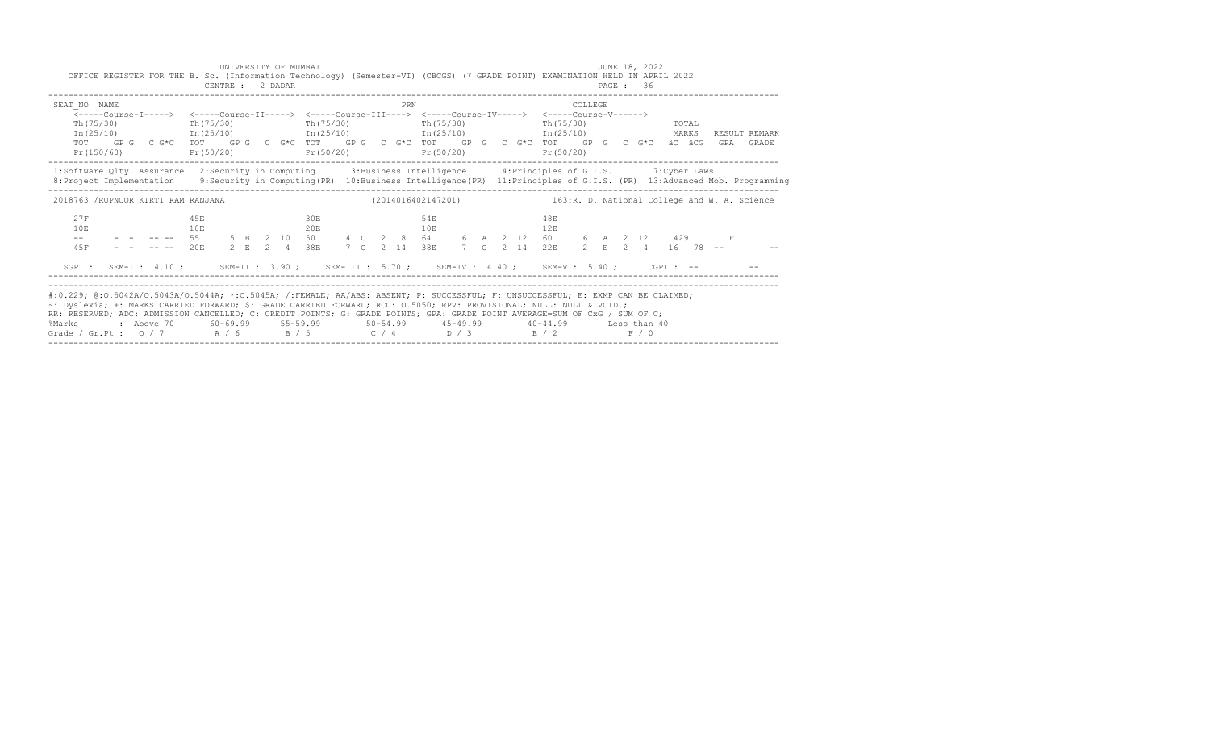UNIVERSITY OF MUMBAI

JUNE 18, 2022

OFFICE REGISTER FOR THE B. Sc. (Information Technology) (Semester-VI) (CBCGS) (7 GRADE POINT) EXAMINATION HELD IN APRIL 2022

CENTRE : 2 DADAR

PAGE : 36

```
SEAT_NO  NAME                                                   PRN                                   COLLEGE
    <-----Course-I-----> <-----Course-II-----> <-----Course-III----> <-----Course-IV-----> <-----Course-V------>
    Th(75/30)            Th(75/30)             Th(75/30)             Th(75/30)             Th(75/30)              TOTAL
    In(25/10)            In(25/10)             In(25/10)             In(25/10)             In(25/10)              MARKS   RESULT REMARK
    TOT   GP G  C G*C  TOT   GP G  C G*C  TOT   GP G  C G*C  TOT   GP G  C G*C  TOT   GP G  C G*C  äC äCG  GPA  GRADE
    Pr(150/60)           Pr(50/20)             Pr(50/20)             Pr(50/20)             Pr(50/20)
```

1:Software Qlty. Assurance 2:Security in Computing 3:Business Intelligence 4:Principles of G.I.S. 7:Cyber Laws
8:Project Implementation 9:Security in Computing(PR) 10:Business Intelligence(PR) 11:Principles of G.I.S. (PR) 13:Advanced Mob. Programming

```
2018763 /RUPNOOR KIRTI RAM RANJANA                      (2014016402147201)          163:R. D. National College and W. A. Science

    27F                 45E                  30E                  54E                  48E
    10E                 10E                  20E                  10E                  12E
    --   - -  -- --     55    5 B  2 10      50    4 C  2  8      64    6 A  2 12      60    6 A  2 12     429       F
    45F  - -  -- --     20E   2 E  2  4      38E   7 O  2 14      38E   7 O  2 14      22E   2 E  2  4     16  78 --        --

  SGPI :  SEM-I : 4.10 ;     SEM-II : 3.90 ;    SEM-III : 5.70 ;    SEM-IV : 4.40 ;    SEM-V : 5.40 ;     CGPI : --        --
```

#:O.229; @:O.5042A/O.5043A/O.5044A; *:O.5045A; /:FEMALE; AA/ABS: ABSENT; P: SUCCESSFUL; F: UNSUCCESSFUL; E: EXMP CAN BE CLAIMED;
~: Dyslexia; +: MARKS CARRIED FORWARD; $: GRADE CARRIED FORWARD; RCC: O.5050; RPV: PROVISIONAL; NULL: NULL & VOID.;
RR: RESERVED; ADC: ADMISSION CANCELLED; C: CREDIT POINTS; G: GRADE POINTS; GPA: GRADE POINT AVERAGE=SUM OF CxG / SUM OF C;

| %Marks | : Above 70 | 60-69.99 | 55-59.99 | 50-54.99 | 45-49.99 | 40-44.99 | Less than 40 |
|---|---|---|---|---|---|---|---|
| Grade / Gr.Pt : | O / 7 | A / 6 | B / 5 | C / 4 | D / 3 | E / 2 | F / 0 |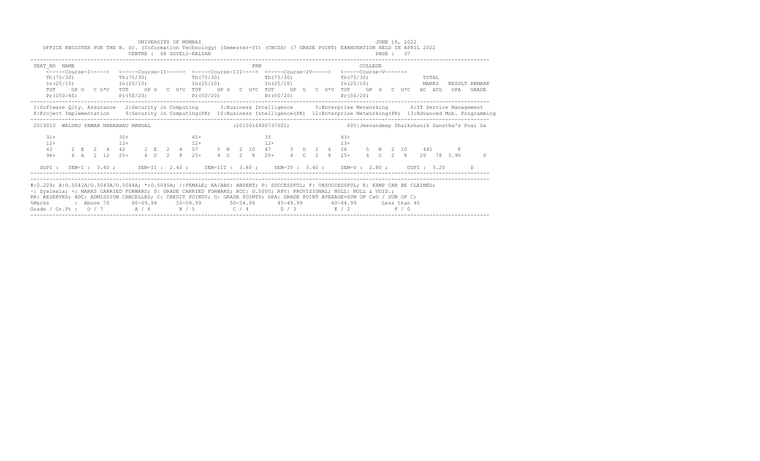UNIVERSITY OF MUMBAI
JUNE 18, 2022

OFFICE REGISTER FOR THE B. Sc. (Information Technology) (Semester-VI) (CBCGS) (7 GRADE POINT) EXAMINATION HELD IN APRIL 2022

CENTRE : 48 GOVELI-KALYAN

PAGE : 37

```
SEAT_NO  NAME                                                    PRN                              COLLEGE
     <-----Course-I----->  <-----Course-II----->  <-----Course-III---->  <-----Course-IV----->  <-----Course-V------>
     Th(75/30)             Th(75/30)              Th(75/30)              Th(75/30)              Th(75/30)               TOTAL
     In(25/10)             In(25/10)              In(25/10)              In(25/10)              In(25/10)               MARKS   RESULT REMARK
     TOT    GP G  C G*C  TOT    GP G  C G*C  TOT    GP G  C G*C  TOT    GP G  C G*C  TOT    GP G  C G*C  äC äCG  GPA  GRADE
     Pr(150/60)            Pr(50/20)              Pr(50/20)              Pr(50/20)              Pr(50/20)
```

1:Software Qlty. Assurance  2:Security in Computing  3:Business Intelligence  5:Enterprise Networking  6:IT Service Management
8:Project Implementation  9:Security in Computing(PR)  10:Business Intelligence(PR)  12:Enterprise Networking(PR)  13:Advanced Mob. Programming

```
2019010  WALUNJ PAWAN NANABHAU MANGAL               (2015016400737601)              605:Jeevandeep Shaikshanik Sanstha's Poai Sa

     31+                  30+                  45+                  35                   43+
     12+                  12+                  12+                  12+                  13+
     43     2  E  2  4    42     2  E  2  4    57     5  B  2  10   47     3  D  2  6    56     5  B  2  10    441      P
     96+    6  A  2  12   25+    4  C  2  8    25+    4  C  2  8    25+    4  C  2  8    25+    4  C  2  8    20  78  3.90     D

  SGPI :  SEM-I : 3.40 ;    SEM-II : 2.40 ;    SEM-III : 3.60 ;    SEM-IV : 3.40 ;    SEM-V : 2.80 ;    CGPI : 3.25      D
```

#:O.229; @:O.5042A/O.5043A/O.5044A; *:O.5045A; /:FEMALE; AA/ABS: ABSENT; P: SUCCESSFUL; F: UNSUCCESSFUL; E: EXMP CAN BE CLAIMED;
~: Dyslexia; +: MARKS CARRIED FORWARD; $: GRADE CARRIED FORWARD; RCC: O.5050; RPV: PROVISIONAL; NULL: NULL & VOID.;
RR: RESERVED; ADC: ADMISSION CANCELLED; C: CREDIT POINTS; G: GRADE POINTS; GPA: GRADE POINT AVERAGE=SUM OF CxG / SUM OF C;

| %Marks | Above 70 | 60-69.99 | 55-59.99 | 50-54.99 | 45-49.99 | 40-44.99 | Less than 40 |
|---|---|---|---|---|---|---|---|
| Grade / Gr.Pt : | O / 7 | A / 6 | B / 5 | C / 4 | D / 3 | E / 2 | F / 0 |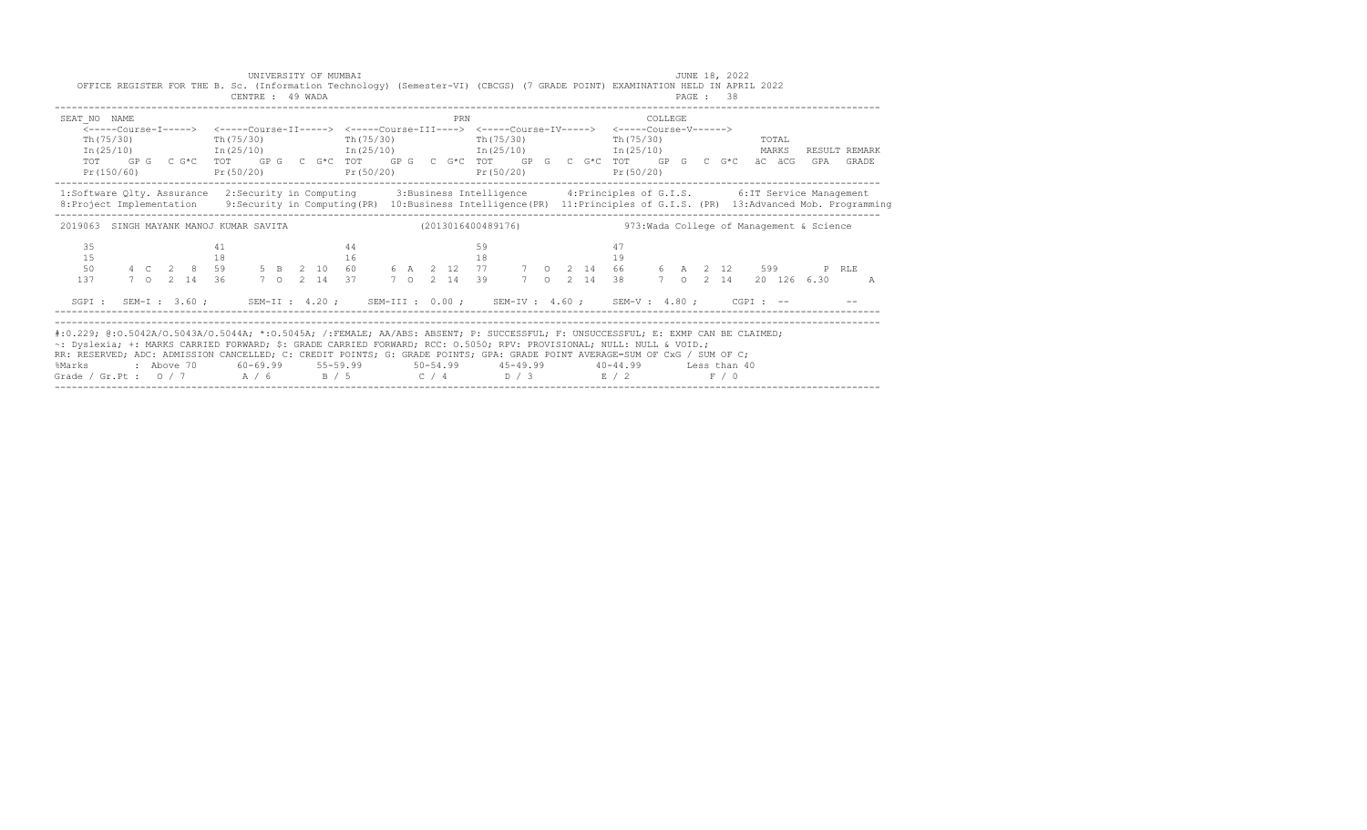UNIVERSITY OF MUMBAI

JUNE 18, 2022

OFFICE REGISTER FOR THE B. Sc. (Information Technology) (Semester-VI) (CBCGS) (7 GRADE POINT) EXAMINATION HELD IN APRIL 2022

CENTRE : 49 WADA

```
SEAT_NO  NAME                                                    PRN                        COLLEGE
    <-----Course-I----->  <-----Course-II----->  <-----Course-III---->  <-----Course-IV----->  <-----Course-V------>
    Th(75/30)             Th(75/30)              Th(75/30)              Th(75/30)              Th(75/30)                TOTAL
    In(25/10)             In(25/10)              In(25/10)              In(25/10)              In(25/10)                MARKS   RESULT REMARK
    TOT    GP G  C G*C   TOT    GP G  C G*C     TOT    GP G  C G*C     TOT    GP G  C G*C     TOT    GP G  C G*C      äC  äCG   GPA   GRADE
    Pr(150/60)            Pr(50/20)              Pr(50/20)              Pr(50/20)              Pr(50/20)
```

1:Software Qlty. Assurance 2:Security in Computing 3:Business Intelligence 4:Principles of G.I.S. 6:IT Service Management
8:Project Implementation 9:Security in Computing(PR) 10:Business Intelligence(PR) 11:Principles of G.I.S. (PR) 13:Advanced Mob. Programming

```
2019063  SINGH MAYANK MANOJ KUMAR SAVITA                 (2013016400489176)          973:Wada College of Management & Science

    35                   41                   44                   59                   47
    15                   18                   16                   18                   19
    50     4  C  2  8    59     5  B  2  10   60     6  A  2  12   77     7  O  2  14   66     6  A  2  12     599        P  RLE
   137     7  O  2  14   36     7  O  2  14   37     7  O  2  14   39     7  O  2  14   38     7  O  2  14     20  126  6.30      A

  SGPI :  SEM-I : 3.60 ;    SEM-II : 4.20 ;    SEM-III : 0.00 ;    SEM-IV : 4.60 ;    SEM-V : 4.80 ;    CGPI : --        --
```

#:O.229; @:O.5042A/O.5043A/O.5044A; *:O.5045A; /:FEMALE; AA/ABS: ABSENT; P: SUCCESSFUL; F: UNSUCCESSFUL; E: EXMP CAN BE CLAIMED;
~: Dyslexia; +: MARKS CARRIED FORWARD; $: GRADE CARRIED FORWARD; RCC: O.5050; RPV: PROVISIONAL; NULL: NULL & VOID.;
RR: RESERVED; ADC: ADMISSION CANCELLED; C: CREDIT POINTS; G: GRADE POINTS; GPA: GRADE POINT AVERAGE=SUM OF CxG / SUM OF C;

| %Marks | : Above 70 | 60-69.99 | 55-59.99 | 50-54.99 | 45-49.99 | 40-44.99 | Less than 40 |
|---|---|---|---|---|---|---|---|
| Grade / Gr.Pt : | O / 7 | A / 6 | B / 5 | C / 4 | D / 3 | E / 2 | F / 0 |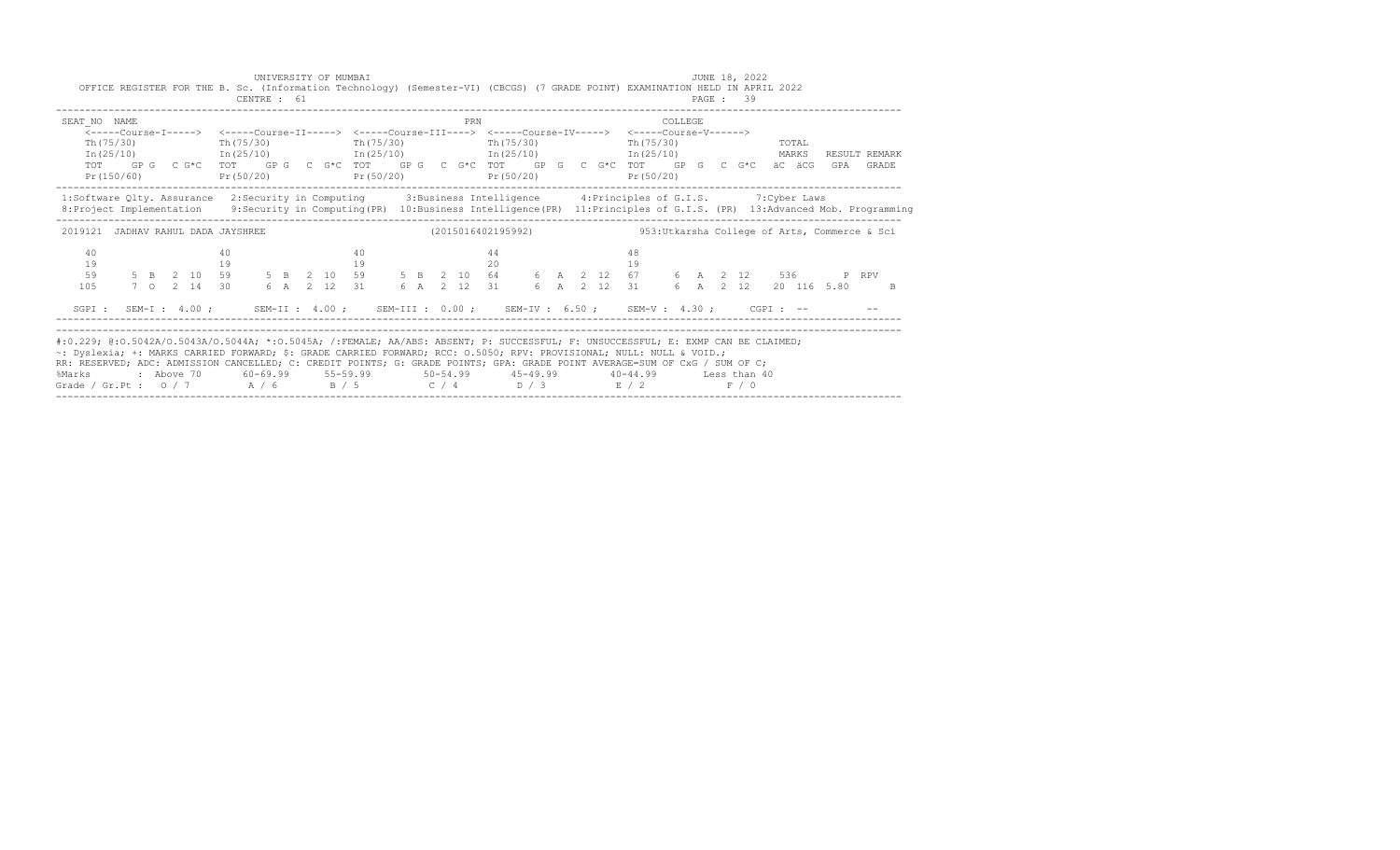UNIVERSITY OF MUMBAI

JUNE 18, 2022

OFFICE REGISTER FOR THE B. Sc. (Information Technology) (Semester-VI) (CBCGS) (7 GRADE POINT) EXAMINATION HELD IN APRIL 2022

CENTRE : 61

```
SEAT_NO  NAME                                                          PRN                                    COLLEGE
     <-----Course-I----->  <-----Course-II----->  <-----Course-III---->  <-----Course-IV----->  <-----Course-V------>
     Th(75/30)             Th(75/30)              Th(75/30)              Th(75/30)              Th(75/30)                 TOTAL
     In(25/10)             In(25/10)              In(25/10)              In(25/10)              In(25/10)                 MARKS   RESULT REMARK
     TOT   GP G  C G*C  TOT   GP G  C G*C  TOT   GP G  C G*C  TOT   GP G  C G*C  TOT   GP G  C G*C   äC äCG  GPA  GRADE
     Pr(150/60)            Pr(50/20)              Pr(50/20)              Pr(50/20)              Pr(50/20)
```

1:Software Qlty. Assurance 2:Security in Computing 3:Business Intelligence 4:Principles of G.I.S. 7:Cyber Laws
8:Project Implementation 9:Security in Computing(PR) 10:Business Intelligence(PR) 11:Principles of G.I.S. (PR) 13:Advanced Mob. Programming

```
 2019121  JADHAV RAHUL DADA JAYSHREE                    (2015016402195992)                953:Utkarsha College of Arts, Commerce & Sci

    40                    40                    40                    44                    48
    19                    19                    19                    20                    19
    59     5  B  2  10   59     5  B  2  10   59     5  B  2  10   64     6  A  2  12   67     6  A  2  12     536         P  RPV
   105     7  O  2  14   30     6  A  2  12   31     6  A  2  12   31     6  A  2  12   31     6  A  2  12    20  116  5.80       B

  SGPI :  SEM-I : 4.00 ;    SEM-II : 4.00 ;    SEM-III : 0.00 ;    SEM-IV : 6.50 ;    SEM-V : 4.30 ;    CGPI : --          --
```

#:0.229; @:O.5042A/O.5043A/O.5044A; *:O.5045A; /:FEMALE; AA/ABS: ABSENT; P: SUCCESSFUL; F: UNSUCCESSFUL; E: EXMP CAN BE CLAIMED;
~: Dyslexia; +: MARKS CARRIED FORWARD; $: GRADE CARRIED FORWARD; RCC: O.5050; RPV: PROVISIONAL; NULL: NULL & VOID.;
RR: RESERVED; ADC: ADMISSION CANCELLED; C: CREDIT POINTS; G: GRADE POINTS; GPA: GRADE POINT AVERAGE=SUM OF CxG / SUM OF C;

| %Marks | : Above 70 | 60-69.99 | 55-59.99 | 50-54.99 | 45-49.99 | 40-44.99 | Less than 40 |
|---|---|---|---|---|---|---|---|
| Grade / Gr.Pt : | O / 7 | A / 6 | B / 5 | C / 4 | D / 3 | E / 2 | F / 0 |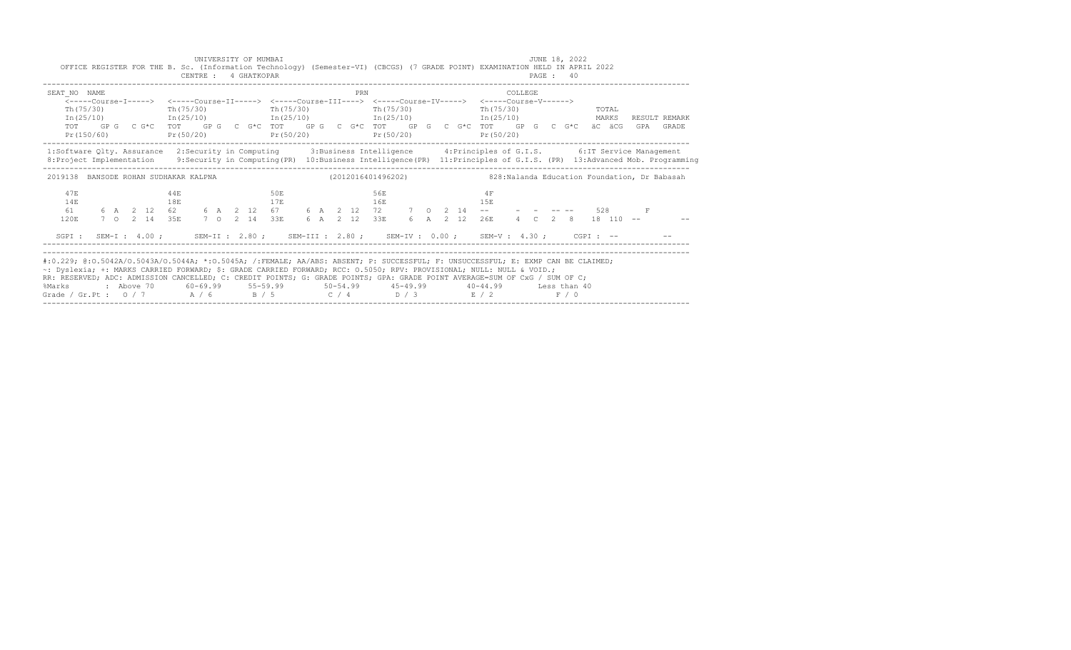UNIVERSITY OF MUMBAI  
JUNE 18, 2022

OFFICE REGISTER FOR THE B. Sc. (Information Technology) (Semester-VI) (CBCGS) (7 GRADE POINT) EXAMINATION HELD IN APRIL 2022

CENTRE : 4 GHATKOPAR

```
SEAT_NO  NAME                                                  PRN                         COLLEGE
     <-----Course-I-----> <-----Course-II-----> <-----Course-III----> <-----Course-IV-----> <-----Course-V------>
     Th(75/30)            Th(75/30)             Th(75/30)             Th(75/30)             Th(75/30)             TOTAL
     In(25/10)            In(25/10)             In(25/10)             In(25/10)             In(25/10)             MARKS   RESULT REMARK
     TOT   GP G  C G*C  TOT   GP G  C G*C  TOT   GP G  C G*C  TOT   GP G  C G*C  TOT   GP G  C G*C  äC äCG  GPA  GRADE
     Pr(150/60)           Pr(50/20)             Pr(50/20)             Pr(50/20)             Pr(50/20)
```

1:Software Qlty. Assurance 2:Security in Computing 3:Business Intelligence 4:Principles of G.I.S. 6:IT Service Management  
8:Project Implementation 9:Security in Computing(PR) 10:Business Intelligence(PR) 11:Principles of G.I.S. (PR) 13:Advanced Mob. Programming

```
2019138  BANSODE ROHAN SUDHAKAR KALPNA                   (2012016401496202)          828:Nalanda Education Foundation, Dr Babasah

    47E                 44E                 50E                 56E                 4F
    14E                 18E                 17E                 16E                 15E
    61     6  A  2  12  62     6  A  2  12  67     6  A  2  12  72     7  O  2  14  --     -  -  -- --    528        F
    120E   7  O  2  14  35E    7  O  2  14  33E    6  A  2  12  33E    6  A  2  12  26E    4  C  2   8    18  110  --         --

  SGPI :  SEM-I : 4.00 ;    SEM-II : 2.80 ;    SEM-III : 2.80 ;    SEM-IV : 0.00 ;    SEM-V : 4.30 ;    CGPI : --        --
```

#:O.229; @:O.5042A/O.5043A/O.5044A; *:O.5045A; /:FEMALE; AA/ABS: ABSENT; P: SUCCESSFUL; F: UNSUCCESSFUL; E: EXMP CAN BE CLAIMED;  
~: Dyslexia; +: MARKS CARRIED FORWARD; $: GRADE CARRIED FORWARD; RCC: O.5050; RPV: PROVISIONAL; NULL: NULL & VOID.;  
RR: RESERVED; ADC: ADMISSION CANCELLED; C: CREDIT POINTS; G: GRADE POINTS; GPA: GRADE POINT AVERAGE=SUM OF CxG / SUM OF C;

| %Marks | Above 70 | 60-69.99 | 55-59.99 | 50-54.99 | 45-49.99 | 40-44.99 | Less than 40 |
|---|---|---|---|---|---|---|---|
| Grade / Gr.Pt | O / 7 | A / 6 | B / 5 | C / 4 | D / 3 | E / 2 | F / 0 |